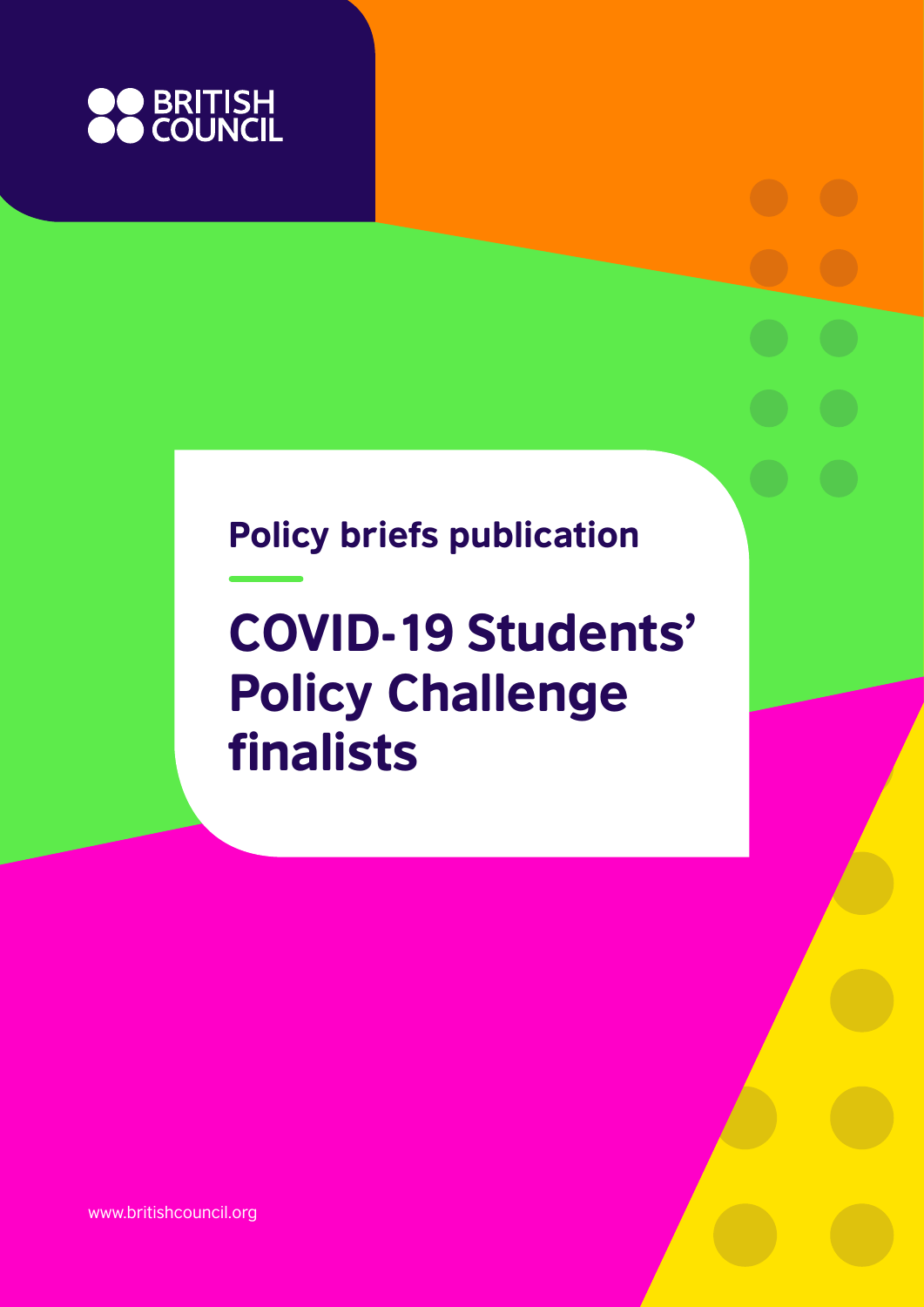BRITISH COUNCIL

Policy briefs publication

# COVID-19 Students' Policy Challenge finalists

www.britishcouncil.org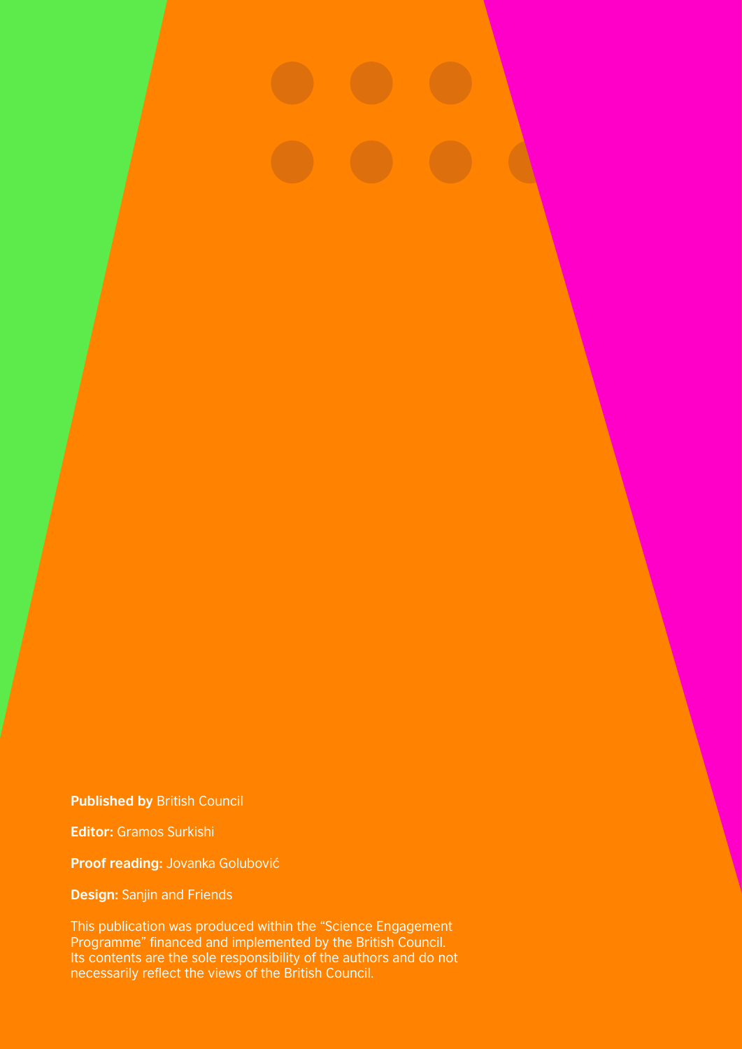**Published by** British Council

**Editor:** Gramos Surkishi

**Proof reading:** Jovanka Golubović

**Design:** Sanjin and Friends

This publication was produced within the "Science Engagement Programme" financed and implemented by the British Council. Its contents are the sole responsibility of the authors and do not necessarily reflect the views of the British Council.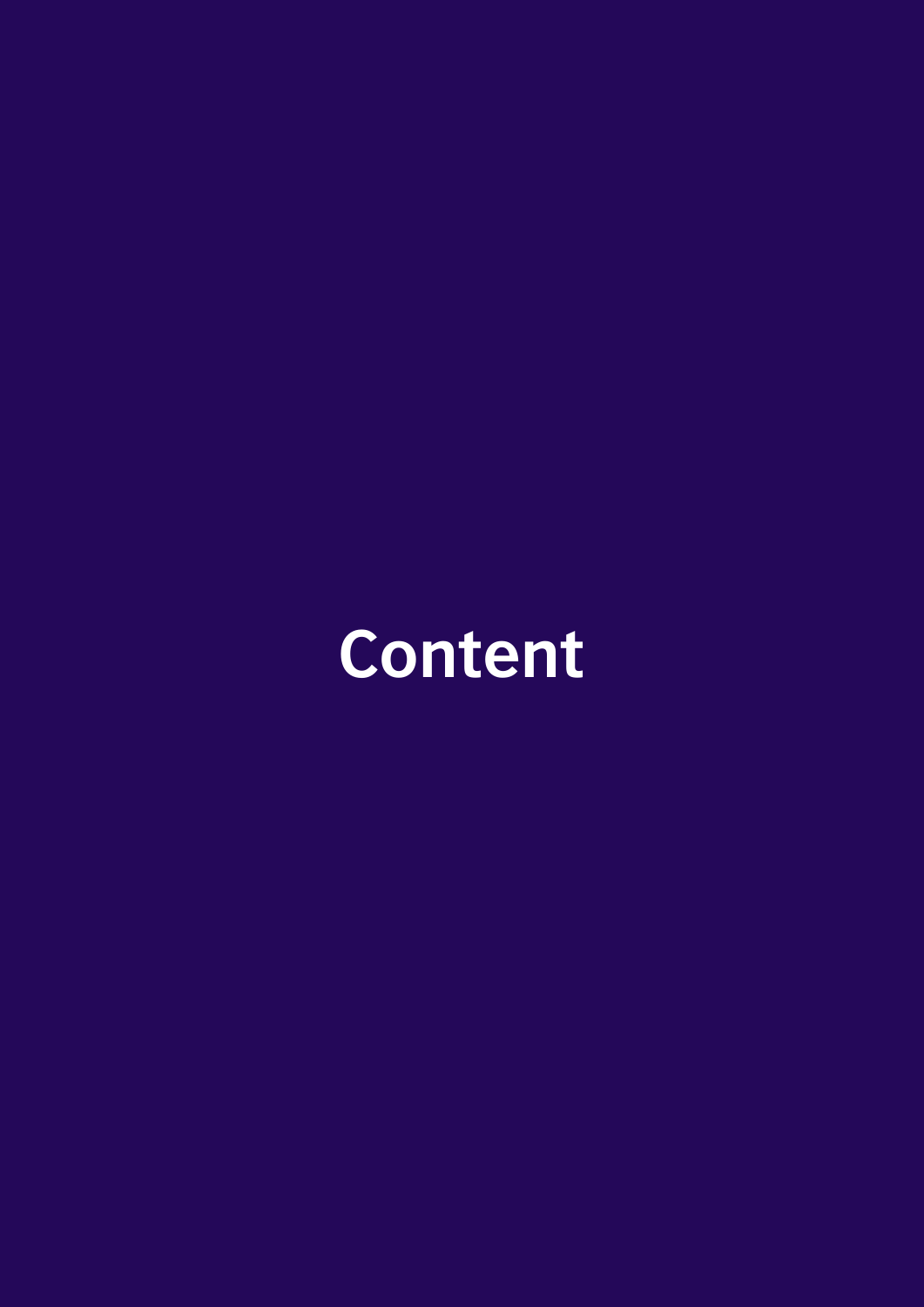# Content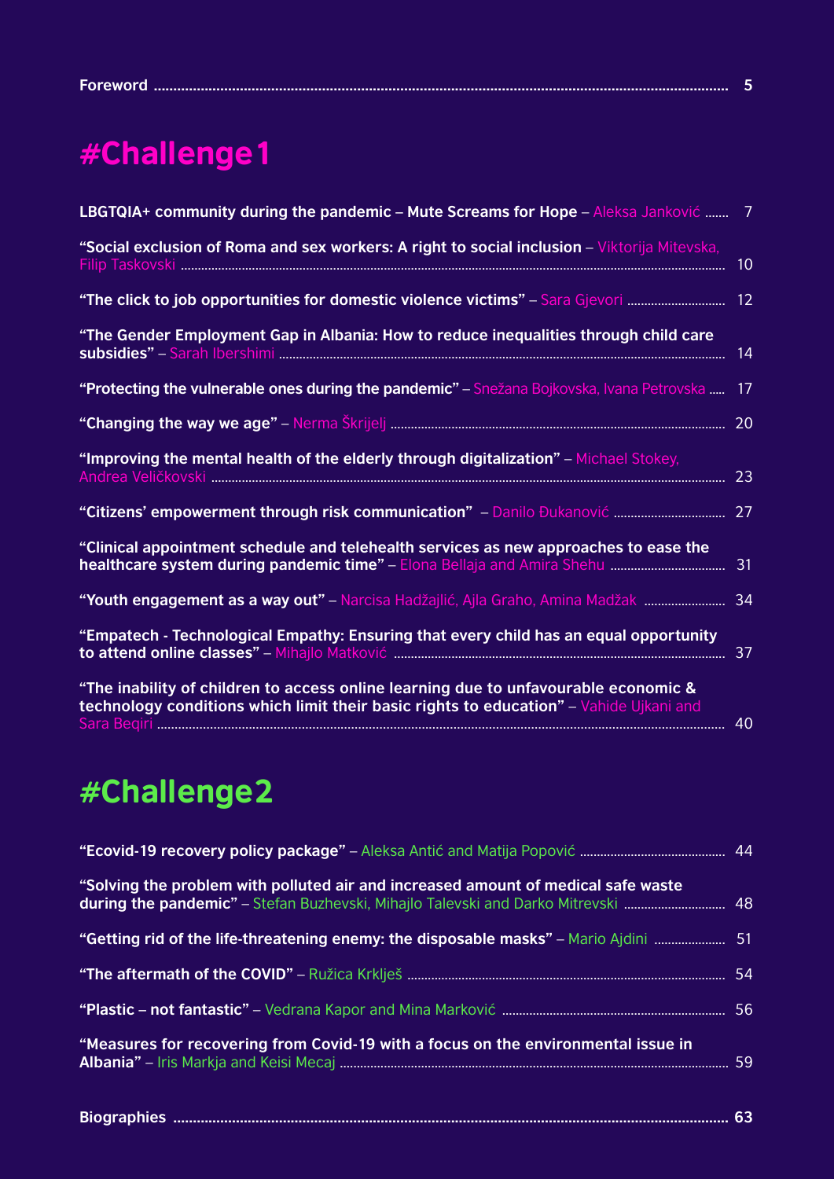**Foreword** ..................................................................................................................................... 5

# #Challenge1

**LBGTQIA+ community during the pandemic – Mute Screams for Hope** – Aleksa Janković ....... 7

**"Social exclusion of Roma and sex workers: A right to social inclusion** – Viktorija Mitevska, Filip Taskovski ..................................................................................................................................... 10

**"The click to job opportunities for domestic violence victims"** – Sara Gjevori ............................ 12

**"The Gender Employment Gap in Albania: How to reduce inequalities through child care subsidies"** – Sarah Ibershimi ..................................................................................................................... 14

**"Protecting the vulnerable ones during the pandemic"** – Snežana Bojkovska, Ivana Petrovska ..... 17

**"Changing the way we age"** – Nerma Škrijelj ................................................................................. 20

**"Improving the mental health of the elderly through digitalization"** – Michael Stokey, Andrea Veličkovski ........................................................................................................................................ 23

**"Citizens' empowerment through risk communication"** – Danilo Đukanović ................................ 27

**"Clinical appointment schedule and telehealth services as new approaches to ease the healthcare system during pandemic time"** – Elona Bellaja and Amira Shehu ................................. 31

**"Youth engagement as a way out"** – Narcisa Hadžajlić, Ajla Graho, Amina Madžak ........................ 34

**"Empatech - Technological Empathy: Ensuring that every child has an equal opportunity to attend online classes"** – Mihajlo Matković ..................................................................................... 37

**"The inability of children to access online learning due to unfavourable economic & technology conditions which limit their basic rights to education"** – Vahide Ujkani and Sara Beqiri ..................................................................................................................................... 40

# #Challenge2

**"Ecovid-19 recovery policy package"** – Aleksa Antić and Matija Popović .......................................... 44

**"Solving the problem with polluted air and increased amount of medical safe waste during the pandemic"** – Stefan Buzhevski, Mihajlo Talevski and Darko Mitrevski ............................. 48

**"Getting rid of the life-threatening enemy: the disposable masks"** – Mario Ajdini ..................... 51

**"The aftermath of the COVID"** – Ružica Krklješ ............................................................................ 54

**"Plastic – not fantastic"** – Vedrana Kapor and Mina Marković ................................................................ 56

**"Measures for recovering from Covid-19 with a focus on the environmental issue in Albania"** – Iris Markja and Keisi Mecaj ........................................................................................................ 59

**Biographies** ............................................................................................................................... **63**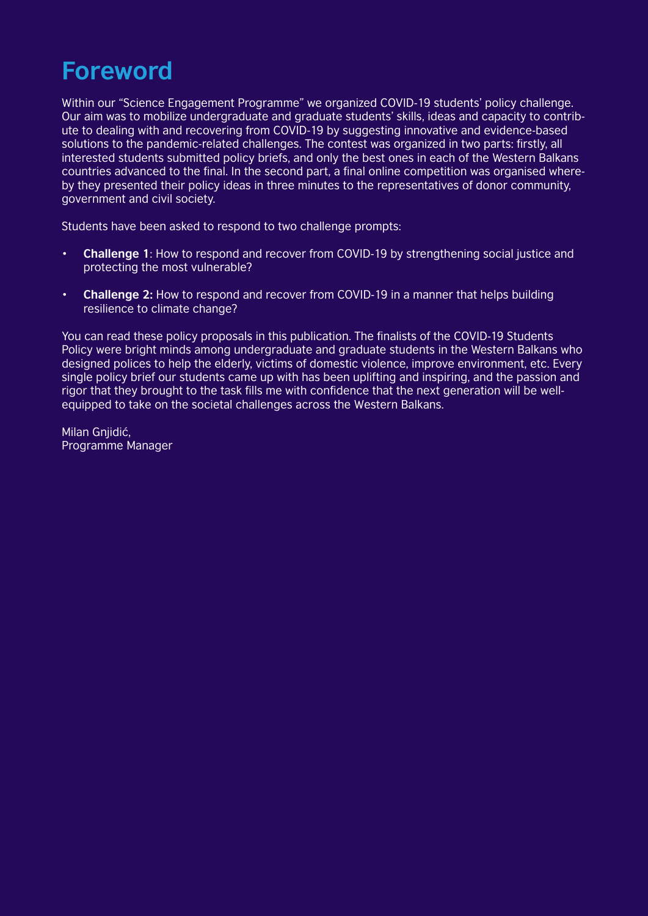# Foreword

Within our "Science Engagement Programme" we organized COVID-19 students' policy challenge. Our aim was to mobilize undergraduate and graduate students' skills, ideas and capacity to contribute to dealing with and recovering from COVID-19 by suggesting innovative and evidence-based solutions to the pandemic-related challenges. The contest was organized in two parts: firstly, all interested students submitted policy briefs, and only the best ones in each of the Western Balkans countries advanced to the final. In the second part, a final online competition was organised whereby they presented their policy ideas in three minutes to the representatives of donor community, government and civil society.

Students have been asked to respond to two challenge prompts:

- **Challenge 1**: How to respond and recover from COVID-19 by strengthening social justice and protecting the most vulnerable?
- **Challenge 2:** How to respond and recover from COVID-19 in a manner that helps building resilience to climate change?

You can read these policy proposals in this publication. The finalists of the COVID-19 Students Policy were bright minds among undergraduate and graduate students in the Western Balkans who designed polices to help the elderly, victims of domestic violence, improve environment, etc. Every single policy brief our students came up with has been uplifting and inspiring, and the passion and rigor that they brought to the task fills me with confidence that the next generation will be well-equipped to take on the societal challenges across the Western Balkans.

Milan Gnjidić,
Programme Manager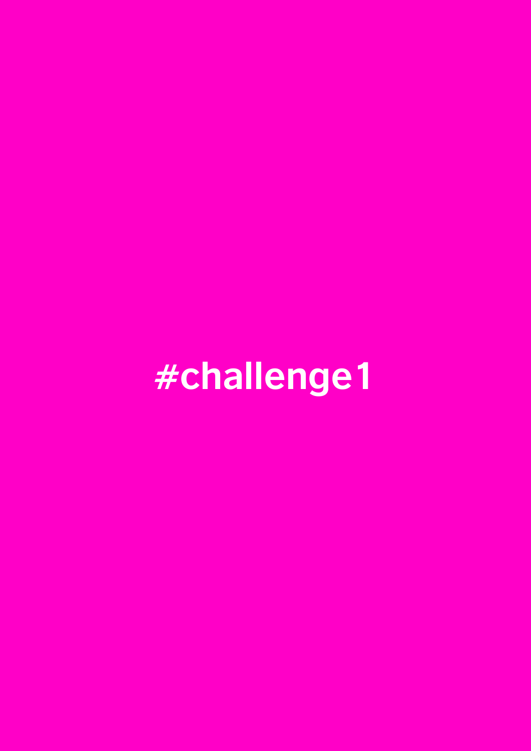#challenge1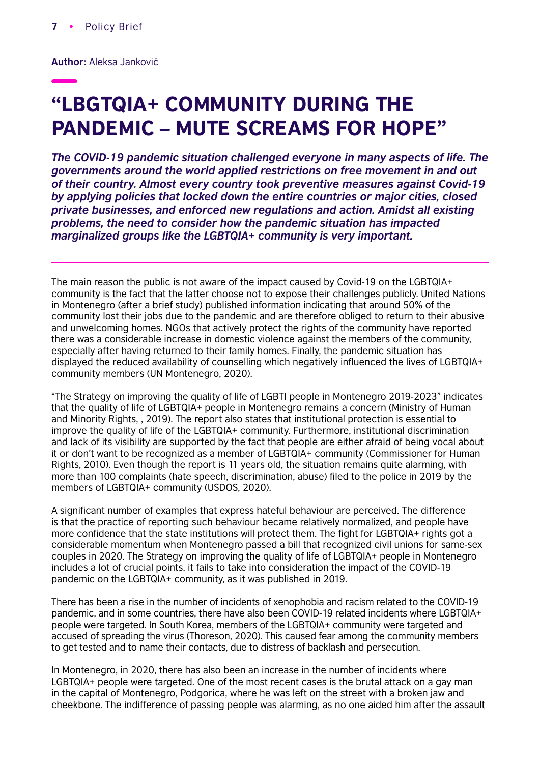**Author:** Aleksa Janković

# "LBGTQIA+ COMMUNITY DURING THE PANDEMIC – MUTE SCREAMS FOR HOPE"

***The COVID-19 pandemic situation challenged everyone in many aspects of life. The governments around the world applied restrictions on free movement in and out of their country. Almost every country took preventive measures against Covid-19 by applying policies that locked down the entire countries or major cities, closed private businesses, and enforced new regulations and action. Amidst all existing problems, the need to consider how the pandemic situation has impacted marginalized groups like the LGBTQIA+ community is very important.***

---

The main reason the public is not aware of the impact caused by Covid-19 on the LGBTQIA+ community is the fact that the latter choose not to expose their challenges publicly. United Nations in Montenegro (after a brief study) published information indicating that around 50% of the community lost their jobs due to the pandemic and are therefore obliged to return to their abusive and unwelcoming homes. NGOs that actively protect the rights of the community have reported there was a considerable increase in domestic violence against the members of the community, especially after having returned to their family homes. Finally, the pandemic situation has displayed the reduced availability of counselling which negatively influenced the lives of LGBTQIA+ community members (UN Montenegro, 2020).

"The Strategy on improving the quality of life of LGBTI people in Montenegro 2019-2023" indicates that the quality of life of LGBTQIA+ people in Montenegro remains a concern (Ministry of Human and Minority Rights, , 2019). The report also states that institutional protection is essential to improve the quality of life of the LGBTQIA+ people. Furthermore, institutional discrimination and lack of its visibility are supported by the fact that people are either afraid of being vocal about it or don't want to be recognized as a member of LGBTQIA+ community (Commissioner for Human Rights, 2010). Even though the report is 11 years old, the situation remains quite alarming, with more than 100 complaints (hate speech, discrimination, abuse) filed to the police in 2019 by the members of LGBTQIA+ community (USDOS, 2020).

A significant number of examples that express hateful behaviour are perceived. The difference is that the practice of reporting such behaviour became relatively normalized, and people have more confidence that the state institutions will protect them. The fight for LGBTQIA+ rights got a considerable momentum when Montenegro passed a bill that recognized civil unions for same-sex couples in 2020. The Strategy on improving the quality of life of LGBTQIA+ people in Montenegro includes a lot of crucial points, it fails to take into consideration the impact of the COVID-19 pandemic on the LGBTQIA+ community, as it was published in 2019.

There has been a rise in the number of incidents of xenophobia and racism related to the COVID-19 pandemic, and in some countries, there have also been COVID-19 related incidents where LGBTQIA+ people were targeted. In South Korea, members of the LGBTQIA+ community were targeted and accused of spreading the virus (Thoreson, 2020). This caused fear among the community members to get tested and to name their contacts, due to distress of backlash and persecution.

In Montenegro, in 2020, there has also been an increase in the number of incidents where LGBTQIA+ people were targeted. One of the most recent cases is the brutal attack on a gay man in the capital of Montenegro, Podgorica, where he was left on the street with a broken jaw and cheekbone. The indifference of passing people was alarming, as no one aided him after the assault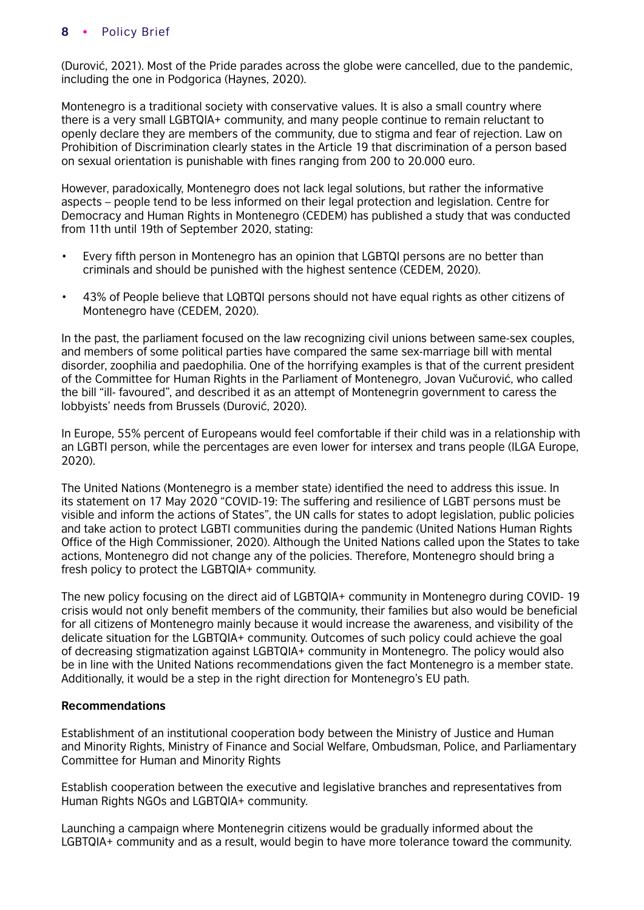(Durović, 2021). Most of the Pride parades across the globe were cancelled, due to the pandemic, including the one in Podgorica (Haynes, 2020).

Montenegro is a traditional society with conservative values. It is also a small country where there is a very small LGBTQIA+ community, and many people continue to remain reluctant to openly declare they are members of the community, due to stigma and fear of rejection. Law on Prohibition of Discrimination clearly states in the Article 19 that discrimination of a person based on sexual orientation is punishable with fines ranging from 200 to 20.000 euro.

However, paradoxically, Montenegro does not lack legal solutions, but rather the informative aspects – people tend to be less informed on their legal protection and legislation. Centre for Democracy and Human Rights in Montenegro (CEDEM) has published a study that was conducted from 11th until 19th of September 2020, stating:

- Every fifth person in Montenegro has an opinion that LGBTQI persons are no better than criminals and should be punished with the highest sentence (CEDEM, 2020).
- 43% of People believe that LQBTQI persons should not have equal rights as other citizens of Montenegro have (CEDEM, 2020).

In the past, the parliament focused on the law recognizing civil unions between same-sex couples, and members of some political parties have compared the same sex-marriage bill with mental disorder, zoophilia and paedophilia. One of the horrifying examples is that of the current president of the Committee for Human Rights in the Parliament of Montenegro, Jovan Vučurović, who called the bill "ill- favoured", and described it as an attempt of Montenegrin government to caress the lobbyists' needs from Brussels (Durović, 2020).

In Europe, 55% percent of Europeans would feel comfortable if their child was in a relationship with an LGBTI person, while the percentages are even lower for intersex and trans people (ILGA Europe, 2020).

The United Nations (Montenegro is a member state) identified the need to address this issue. In its statement on 17 May 2020 "COVID-19: The suffering and resilience of LGBT persons must be visible and inform the actions of States", the UN calls for states to adopt legislation, public policies and take action to protect LGBTI communities during the pandemic (United Nations Human Rights Office of the High Commissioner, 2020). Although the United Nations called upon the States to take actions, Montenegro did not change any of the policies. Therefore, Montenegro should bring a fresh policy to protect the LGBTQIA+ community.

The new policy focusing on the direct aid of LGBTQIA+ community in Montenegro during COVID- 19 crisis would not only benefit members of the community, their families but also would be beneficial for all citizens of Montenegro mainly because it would increase the awareness, and visibility of the delicate situation for the LGBTQIA+ community. Outcomes of such policy could achieve the goal of decreasing stigmatization against LGBTQIA+ community in Montenegro. The policy would also be in line with the United Nations recommendations given the fact Montenegro is a member state. Additionally, it would be a step in the right direction for Montenegro's EU path.

**Recommendations**

Establishment of an institutional cooperation body between the Ministry of Justice and Human and Minority Rights, Ministry of Finance and Social Welfare, Ombudsman, Police, and Parliamentary Committee for Human and Minority Rights

Establish cooperation between the executive and legislative branches and representatives from Human Rights NGOs and LGBTQIA+ community.

Launching a campaign where Montenegrin citizens would be gradually informed about the LGBTQIA+ community and as a result, would begin to have more tolerance toward the community.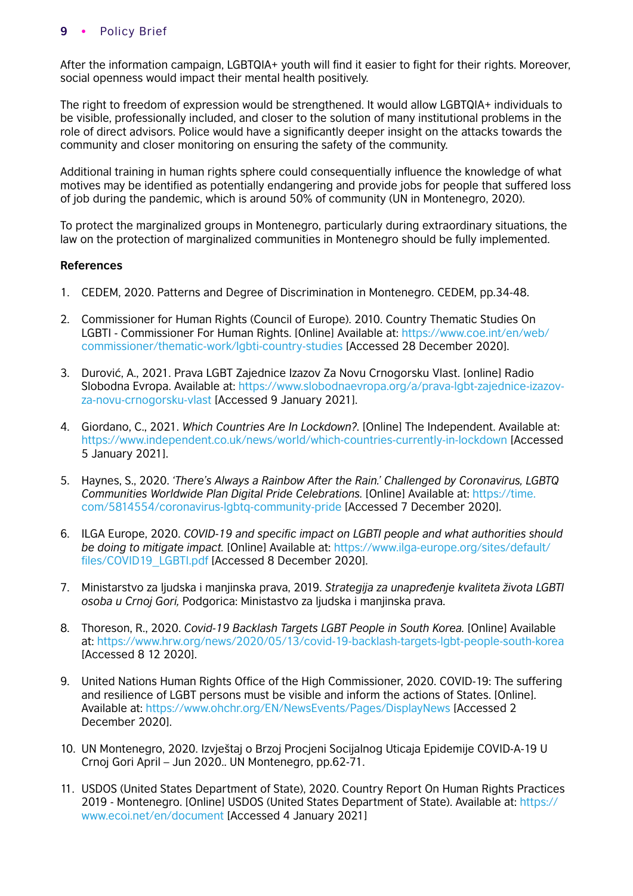After the information campaign, LGBTQIA+ youth will find it easier to fight for their rights. Moreover, social openness would impact their mental health positively.

The right to freedom of expression would be strengthened. It would allow LGBTQIA+ individuals to be visible, professionally included, and closer to the solution of many institutional problems in the role of direct advisors. Police would have a significantly deeper insight on the attacks towards the community and closer monitoring on ensuring the safety of the community.

Additional training in human rights sphere could consequentially influence the knowledge of what motives may be identified as potentially endangering and provide jobs for people that suffered loss of job during the pandemic, which is around 50% of community (UN in Montenegro, 2020).

To protect the marginalized groups in Montenegro, particularly during extraordinary situations, the law on the protection of marginalized communities in Montenegro should be fully implemented.

**References**

1. CEDEM, 2020. Patterns and Degree of Discrimination in Montenegro. CEDEM, pp.34-48.

2. Commissioner for Human Rights (Council of Europe). 2010. Country Thematic Studies On LGBTI - Commissioner For Human Rights. [Online] Available at: https://www.coe.int/en/web/commissioner/thematic-work/lgbti-country-studies [Accessed 28 December 2020].

3. Durović, A., 2021. Prava LGBT Zajednice Izazov Za Novu Crnogorsku Vlast. [online] Radio Slobodna Evropa. Available at: https://www.slobodnaevropa.org/a/prava-lgbt-zajednice-izazov-za-novu-crnogorsku-vlast [Accessed 9 January 2021].

4. Giordano, C., 2021. *Which Countries Are In Lockdown?*. [Online] The Independent. Available at: https://www.independent.co.uk/news/world/which-countries-currently-in-lockdown [Accessed 5 January 2021].

5. Haynes, S., 2020. *'There's Always a Rainbow After the Rain.' Challenged by Coronavirus, LGBTQ Communities Worldwide Plan Digital Pride Celebrations.* [Online] Available at: https://time.com/5814554/coronavirus-lgbtq-community-pride [Accessed 7 December 2020].

6. ILGA Europe, 2020. *COVID-19 and specific impact on LGBTI people and what authorities should be doing to mitigate impact.* [Online] Available at: https://www.ilga-europe.org/sites/default/files/COVID19_LGBTI.pdf [Accessed 8 December 2020].

7. Ministarstvo za ljudska i manjinska prava, 2019. *Strategija za unapređenje kvaliteta života LGBTI osoba u Crnoj Gori,* Podgorica: Ministastvo za ljudska i manjinska prava.

8. Thoreson, R., 2020. *Covid-19 Backlash Targets LGBT People in South Korea.* [Online] Available at: https://www.hrw.org/news/2020/05/13/covid-19-backlash-targets-lgbt-people-south-korea [Accessed 8 12 2020].

9. United Nations Human Rights Office of the High Commissioner, 2020. COVID-19: The suffering and resilience of LGBT persons must be visible and inform the actions of States. [Online]. Available at: https://www.ohchr.org/EN/NewsEvents/Pages/DisplayNews [Accessed 2 December 2020].

10. UN Montenegro, 2020. Izvještaj o Brzoj Procjeni Socijalnog Uticaja Epidemije COVID-A-19 U Crnoj Gori April – Jun 2020.. UN Montenegro, pp.62-71.

11. USDOS (United States Department of State), 2020. Country Report On Human Rights Practices 2019 - Montenegro. [Online] USDOS (United States Department of State). Available at: https://www.ecoi.net/en/document [Accessed 4 January 2021]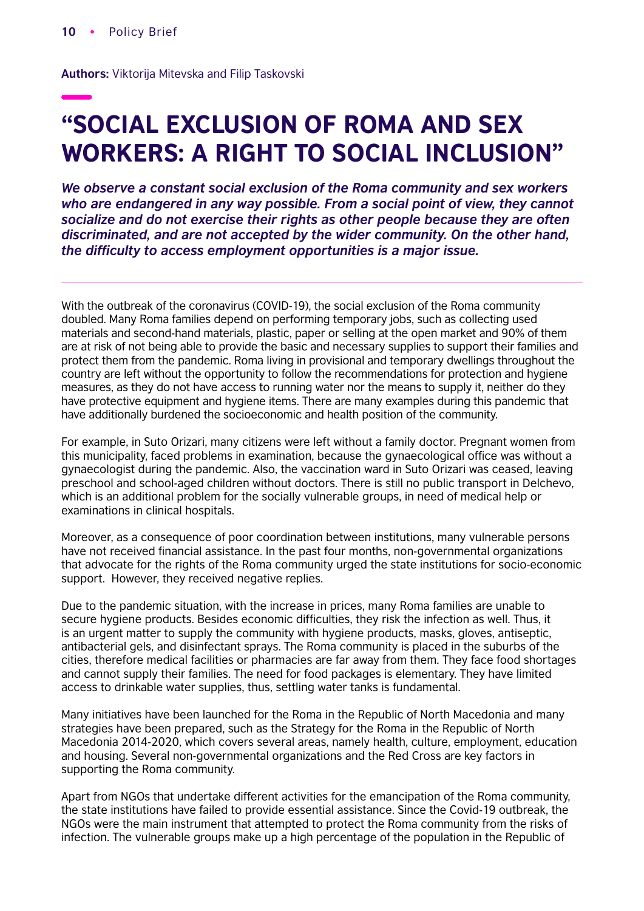**Authors:** Viktorija Mitevska and Filip Taskovski

# "SOCIAL EXCLUSION OF ROMA AND SEX WORKERS: A RIGHT TO SOCIAL INCLUSION"

***We observe a constant social exclusion of the Roma community and sex workers who are endangered in any way possible. From a social point of view, they cannot socialize and do not exercise their rights as other people because they are often discriminated, and are not accepted by the wider community. On the other hand, the difficulty to access employment opportunities is a major issue.***

With the outbreak of the coronavirus (COVID-19), the social exclusion of the Roma community doubled. Many Roma families depend on performing temporary jobs, such as collecting used materials and second-hand materials, plastic, paper or selling at the open market and 90% of them are at risk of not being able to provide the basic and necessary supplies to support their families and protect them from the pandemic. Roma living in provisional and temporary dwellings throughout the country are left without the opportunity to follow the recommendations for protection and hygiene measures, as they do not have access to running water nor the means to supply it, neither do they have protective equipment and hygiene items. There are many examples during this pandemic that have additionally burdened the socioeconomic and health position of the community.

For example, in Suto Orizari, many citizens were left without a family doctor. Pregnant women from this municipality, faced problems in examination, because the gynaecological office was without a gynaecologist during the pandemic. Also, the vaccination ward in Suto Orizari was ceased, leaving preschool and school-aged children without doctors. There is still no public transport in Delchevo, which is an additional problem for the socially vulnerable groups, in need of medical help or examinations in clinical hospitals.

Moreover, as a consequence of poor coordination between institutions, many vulnerable persons have not received financial assistance. In the past four months, non-governmental organizations that advocate for the rights of the Roma community urged the state institutions for socio-economic support. However, they received negative replies.

Due to the pandemic situation, with the increase in prices, many Roma families are unable to secure hygiene products. Besides economic difficulties, they risk the infection as well. Thus, it is an urgent matter to supply the community with hygiene products, masks, gloves, antiseptic, antibacterial gels, and disinfectant sprays. The Roma community is placed in the suburbs of the cities, therefore medical facilities or pharmacies are far away from them. They face food shortages and cannot supply their families. The need for food packages is elementary. They have limited access to drinkable water supplies, thus, settling water tanks is fundamental.

Many initiatives have been launched for the Roma in the Republic of North Macedonia and many strategies have been prepared, such as the Strategy for the Roma in the Republic of North Macedonia 2014-2020, which covers several areas, namely health, culture, employment, education and housing. Several non-governmental organizations and the Red Cross are key factors in supporting the Roma community.

Apart from NGOs that undertake different activities for the emancipation of the Roma community, the state institutions have failed to provide essential assistance. Since the Covid-19 outbreak, the NGOs were the main instrument that attempted to protect the Roma community from the risks of infection. The vulnerable groups make up a high percentage of the population in the Republic of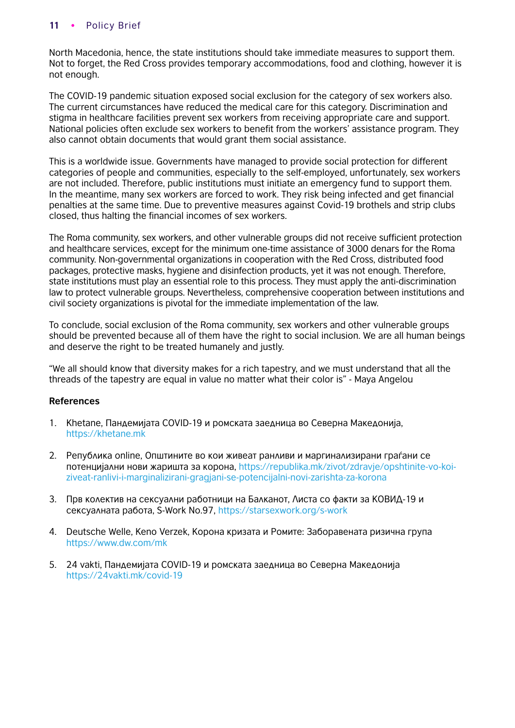North Macedonia, hence, the state institutions should take immediate measures to support them. Not to forget, the Red Cross provides temporary accommodations, food and clothing, however it is not enough.

The COVID-19 pandemic situation exposed social exclusion for the category of sex workers also. The current circumstances have reduced the medical care for this category. Discrimination and stigma in healthcare facilities prevent sex workers from receiving appropriate care and support. National policies often exclude sex workers to benefit from the workers' assistance program. They also cannot obtain documents that would grant them social assistance.

This is a worldwide issue. Governments have managed to provide social protection for different categories of people and communities, especially to the self-employed, unfortunately, sex workers are not included. Therefore, public institutions must initiate an emergency fund to support them. In the meantime, many sex workers are forced to work. They risk being infected and get financial penalties at the same time. Due to preventive measures against Covid-19 brothels and strip clubs closed, thus halting the financial incomes of sex workers.

The Roma community, sex workers, and other vulnerable groups did not receive sufficient protection and healthcare services, except for the minimum one-time assistance of 3000 denars for the Roma community. Non-governmental organizations in cooperation with the Red Cross, distributed food packages, protective masks, hygiene and disinfection products, yet it was not enough. Therefore, state institutions must play an essential role to this process. They must apply the anti-discrimination law to protect vulnerable groups. Nevertheless, comprehensive cooperation between institutions and civil society organizations is pivotal for the immediate implementation of the law.

To conclude, social exclusion of the Roma community, sex workers and other vulnerable groups should be prevented because all of them have the right to social inclusion. We are all human beings and deserve the right to be treated humanely and justly.

"We all should know that diversity makes for a rich tapestry, and we must understand that all the threads of the tapestry are equal in value no matter what their color is" - Maya Angelou

**References**

1. Khetane, Пандемијата COVID-19 и ромската заедница во Северна Македонија, https://khetane.mk

2. Република online, Општините во кои живеат ранливи и маргинализирани граѓани се потенцијални нови жаришта за корона, https://republika.mk/zivot/zdravje/opshtinite-vo-koi-ziveat-ranlivi-i-marginalizirani-gragjani-se-potencijalni-novi-zarishta-za-korona

3. Прв колектив на сексуални работници на Балканот, Листа со факти за КОВИД-19 и сексуалната работа, S-Work No.97, https://starsexwork.org/s-work

4. Deutsche Welle, Keno Verzek, Корона кризата и Ромите: Заборавената ризична група https://www.dw.com/mk

5. 24 vakti, Пандемијата COVID-19 и ромската заедница во Северна Македонија https://24vakti.mk/covid-19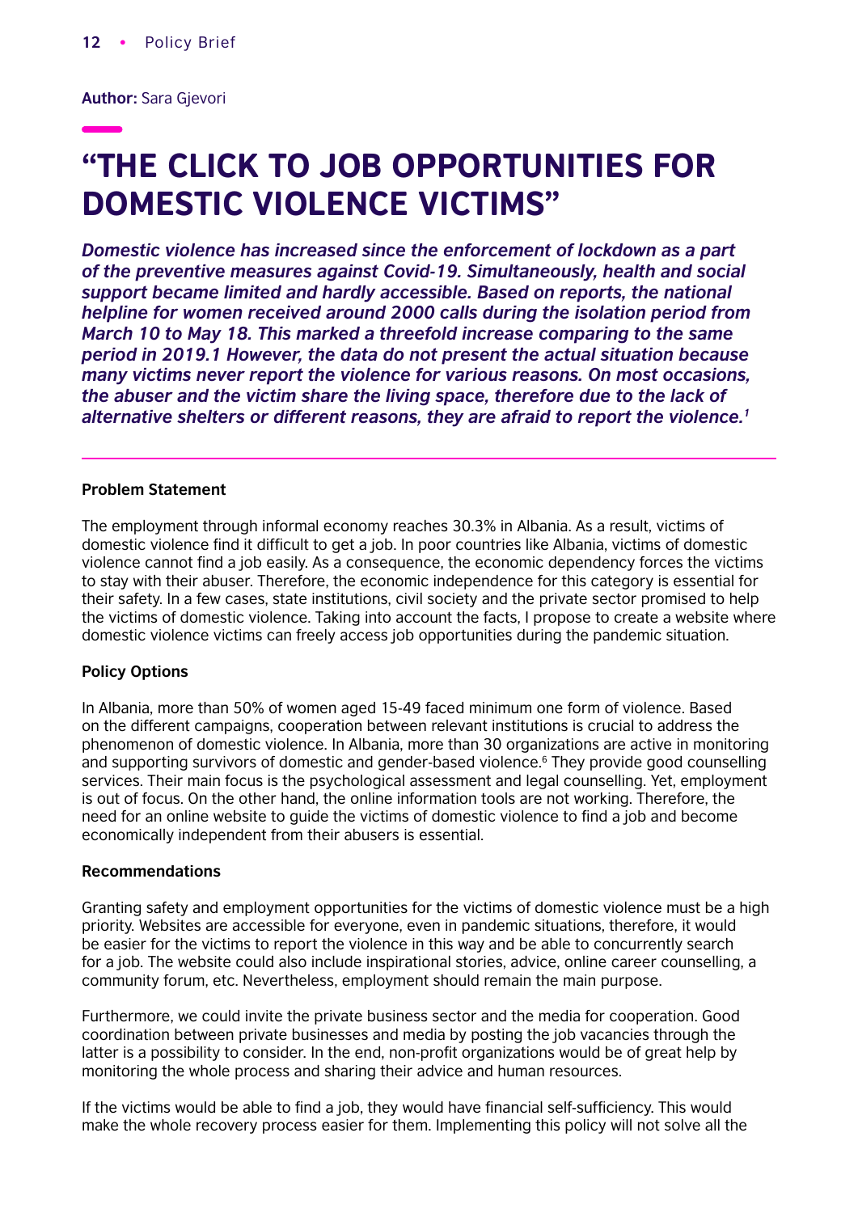**Author:** Sara Gjevori

# "THE CLICK TO JOB OPPORTUNITIES FOR DOMESTIC VIOLENCE VICTIMS"

***Domestic violence has increased since the enforcement of lockdown as a part of the preventive measures against Covid-19. Simultaneously, health and social support became limited and hardly accessible. Based on reports, the national helpline for women received around 2000 calls during the isolation period from March 10 to May 18. This marked a threefold increase comparing to the same period in 2019.1 However, the data do not present the actual situation because many victims never report the violence for various reasons. On most occasions, the abuser and the victim share the living space, therefore due to the lack of alternative shelters or different reasons, they are afraid to report the violence.[1]***

**Problem Statement**

The employment through informal economy reaches 30.3% in Albania. As a result, victims of domestic violence find it difficult to get a job. In poor countries like Albania, victims of domestic violence cannot find a job easily. As a consequence, the economic dependency forces the victims to stay with their abuser. Therefore, the economic independence for this category is essential for their safety. In a few cases, state institutions, civil society and the private sector promised to help the victims of domestic violence. Taking into account the facts, I propose to create a website where domestic violence victims can freely access job opportunities during the pandemic situation.

**Policy Options**

In Albania, more than 50% of women aged 15-49 faced minimum one form of violence. Based on the different campaigns, cooperation between relevant institutions is crucial to address the phenomenon of domestic violence. In Albania, more than 30 organizations are active in monitoring and supporting survivors of domestic and gender-based violence.[6] They provide good counselling services. Their main focus is the psychological assessment and legal counselling. Yet, employment is out of focus. On the other hand, the online information tools are not working. Therefore, the need for an online website to guide the victims of domestic violence to find a job and become economically independent from their abusers is essential.

**Recommendations**

Granting safety and employment opportunities for the victims of domestic violence must be a high priority. Websites are accessible for everyone, even in pandemic situations, therefore, it would be easier for the victims to report the violence in this way and be able to concurrently search for a job. The website could also include inspirational stories, advice, online career counselling, a community forum, etc. Nevertheless, employment should remain the main purpose.

Furthermore, we could invite the private business sector and the media for cooperation. Good coordination between private businesses and media by posting the job vacancies through the latter is a possibility to consider. In the end, non-profit organizations would be of great help by monitoring the whole process and sharing their advice and human resources.

If the victims would be able to find a job, they would have financial self-sufficiency. This would make the whole recovery process easier for them. Implementing this policy will not solve all the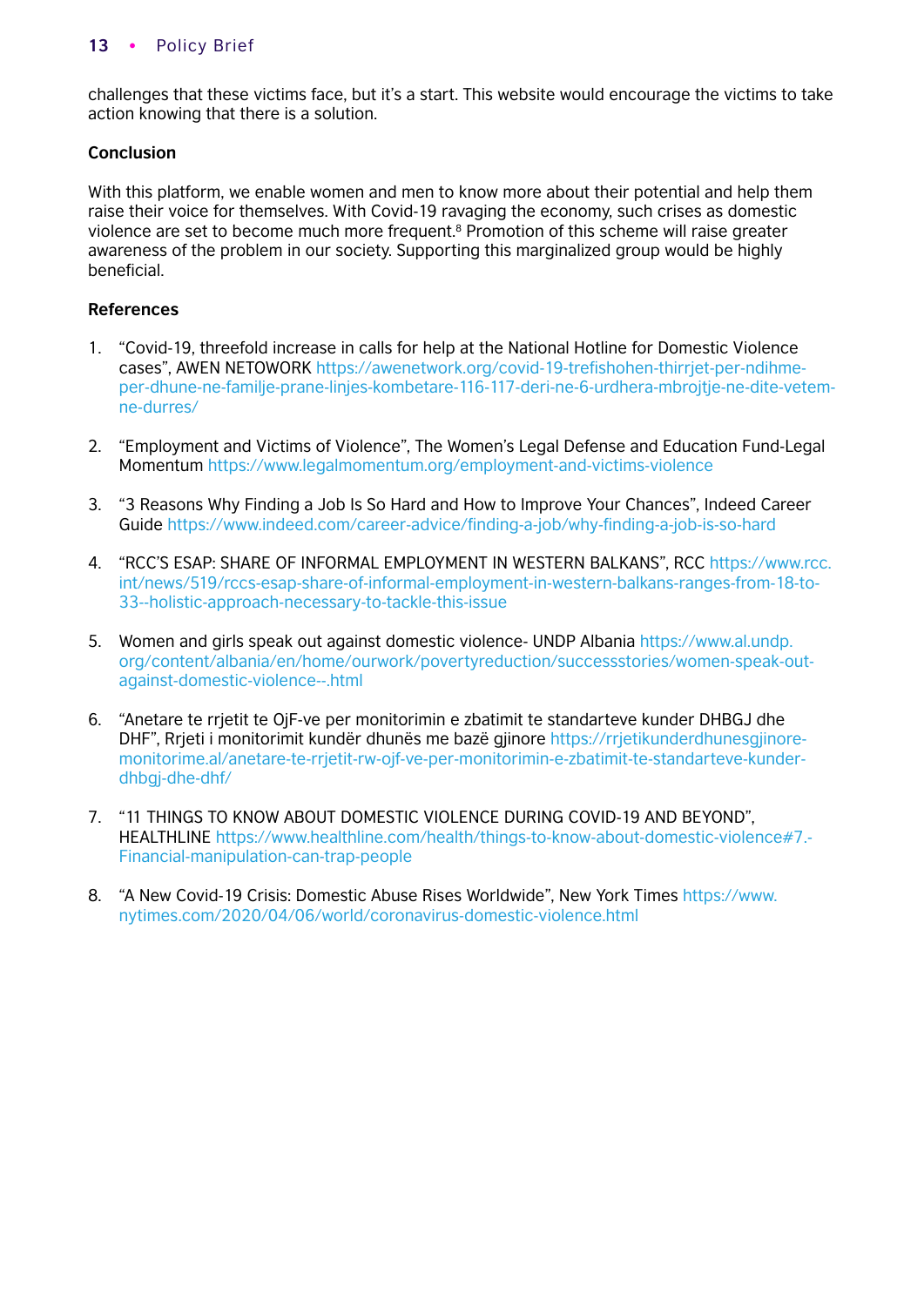challenges that these victims face, but it's a start. This website would encourage the victims to take action knowing that there is a solution.

**Conclusion**

With this platform, we enable women and men to know more about their potential and help them raise their voice for themselves. With Covid-19 ravaging the economy, such crises as domestic violence are set to become much more frequent.[8] Promotion of this scheme will raise greater awareness of the problem in our society. Supporting this marginalized group would be highly beneficial.

**References**

1. "Covid-19, threefold increase in calls for help at the National Hotline for Domestic Violence cases", AWEN NETOWORK https://awenetwork.org/covid-19-trefishohen-thirrjet-per-ndihme-per-dhune-ne-familje-prane-linjes-kombetare-116-117-deri-ne-6-urdhera-mbrojtje-ne-dite-vetem-ne-durres/

2. "Employment and Victims of Violence", The Women's Legal Defense and Education Fund-Legal Momentum https://www.legalmomentum.org/employment-and-victims-violence

3. "3 Reasons Why Finding a Job Is So Hard and How to Improve Your Chances", Indeed Career Guide https://www.indeed.com/career-advice/finding-a-job/why-finding-a-job-is-so-hard

4. "RCC'S ESAP: SHARE OF INFORMAL EMPLOYMENT IN WESTERN BALKANS", RCC https://www.rcc.int/news/519/rccs-esap-share-of-informal-employment-in-western-balkans-ranges-from-18-to-33--holistic-approach-necessary-to-tackle-this-issue

5. Women and girls speak out against domestic violence- UNDP Albania https://www.al.undp.org/content/albania/en/home/ourwork/povertyreduction/successstories/women-speak-out-against-domestic-violence--.html

6. "Anetare te rrjetit te OjF-ve per monitorimin e zbatimit te standarteve kunder DHBGJ dhe DHF", Rrjeti i monitorimit kundër dhunës me bazë gjinore https://rrjetikunderdhunesgjinore-monitorime.al/anetare-te-rrjetit-rw-ojf-ve-per-monitorimin-e-zbatimit-te-standarteve-kunder-dhbgj-dhe-dhf/

7. "11 THINGS TO KNOW ABOUT DOMESTIC VIOLENCE DURING COVID-19 AND BEYOND", HEALTHLINE https://www.healthline.com/health/things-to-know-about-domestic-violence#7.-Financial-manipulation-can-trap-people

8. "A New Covid-19 Crisis: Domestic Abuse Rises Worldwide", New York Times https://www.nytimes.com/2020/04/06/world/coronavirus-domestic-violence.html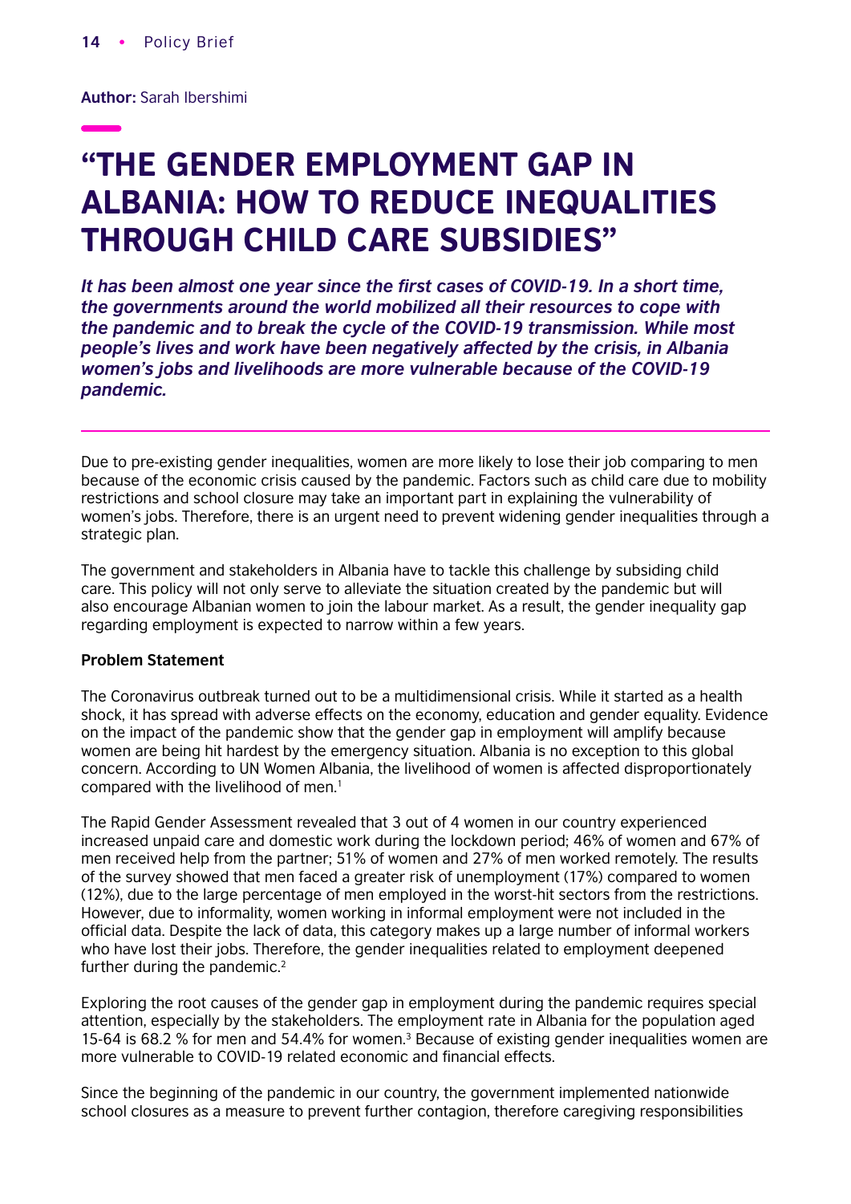**Author:** Sarah Ibershimi

# "THE GENDER EMPLOYMENT GAP IN ALBANIA: HOW TO REDUCE INEQUALITIES THROUGH CHILD CARE SUBSIDIES"

***It has been almost one year since the first cases of COVID-19. In a short time, the governments around the world mobilized all their resources to cope with the pandemic and to break the cycle of the COVID-19 transmission. While most people's lives and work have been negatively affected by the crisis, in Albania women's jobs and livelihoods are more vulnerable because of the COVID-19 pandemic.***

Due to pre-existing gender inequalities, women are more likely to lose their job comparing to men because of the economic crisis caused by the pandemic. Factors such as child care due to mobility restrictions and school closure may take an important part in explaining the vulnerability of women's jobs. Therefore, there is an urgent need to prevent widening gender inequalities through a strategic plan.

The government and stakeholders in Albania have to tackle this challenge by subsiding child care. This policy will not only serve to alleviate the situation created by the pandemic but will also encourage Albanian women to join the labour market. As a result, the gender inequality gap regarding employment is expected to narrow within a few years.

**Problem Statement**

The Coronavirus outbreak turned out to be a multidimensional crisis. While it started as a health shock, it has spread with adverse effects on the economy, education and gender equality. Evidence on the impact of the pandemic show that the gender gap in employment will amplify because women are being hit hardest by the emergency situation. Albania is no exception to this global concern. According to UN Women Albania, the livelihood of women is affected disproportionately compared with the livelihood of men.[1]

The Rapid Gender Assessment revealed that 3 out of 4 women in our country experienced increased unpaid care and domestic work during the lockdown period; 46% of women and 67% of men received help from the partner; 51% of women and 27% of men worked remotely. The results of the survey showed that men faced a greater risk of unemployment (17%) compared to women (12%), due to the large percentage of men employed in the worst-hit sectors from the restrictions. However, due to informality, women working in informal employment were not included in the official data. Despite the lack of data, this category makes up a large number of informal workers who have lost their jobs. Therefore, the gender inequalities related to employment deepened further during the pandemic.[2]

Exploring the root causes of the gender gap in employment during the pandemic requires special attention, especially by the stakeholders. The employment rate in Albania for the population aged 15-64 is 68.2 % for men and 54.4% for women.[3] Because of existing gender inequalities women are more vulnerable to COVID-19 related economic and financial effects.

Since the beginning of the pandemic in our country, the government implemented nationwide school closures as a measure to prevent further contagion, therefore caregiving responsibilities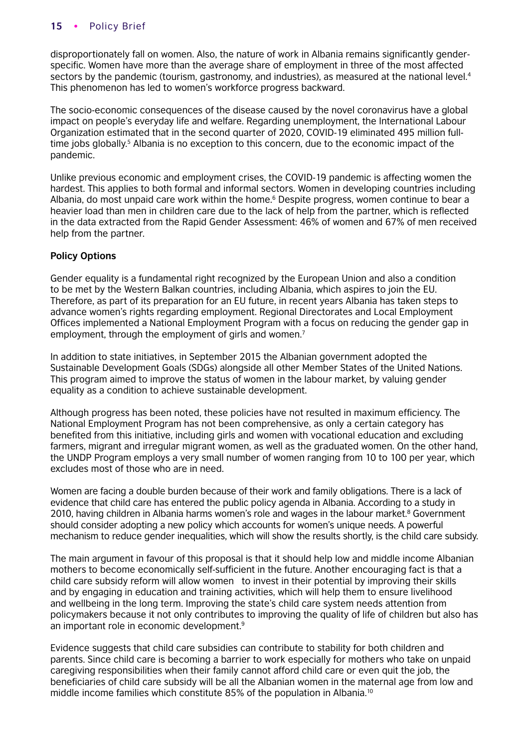disproportionately fall on women. Also, the nature of work in Albania remains significantly gender-specific. Women have more than the average share of employment in three of the most affected sectors by the pandemic (tourism, gastronomy, and industries), as measured at the national level.[4] This phenomenon has led to women's workforce progress backward.

The socio-economic consequences of the disease caused by the novel coronavirus have a global impact on people's everyday life and welfare. Regarding unemployment, the International Labour Organization estimated that in the second quarter of 2020, COVID-19 eliminated 495 million full-time jobs globally.[5] Albania is no exception to this concern, due to the economic impact of the pandemic.

Unlike previous economic and employment crises, the COVID-19 pandemic is affecting women the hardest. This applies to both formal and informal sectors. Women in developing countries including Albania, do most unpaid care work within the home.[6] Despite progress, women continue to bear a heavier load than men in children care due to the lack of help from the partner, which is reflected in the data extracted from the Rapid Gender Assessment: 46% of women and 67% of men received help from the partner.

**Policy Options**

Gender equality is a fundamental right recognized by the European Union and also a condition to be met by the Western Balkan countries, including Albania, which aspires to join the EU. Therefore, as part of its preparation for an EU future, in recent years Albania has taken steps to advance women's rights regarding employment. Regional Directorates and Local Employment Offices implemented a National Employment Program with a focus on reducing the gender gap in employment, through the employment of girls and women.[7]

In addition to state initiatives, in September 2015 the Albanian government adopted the Sustainable Development Goals (SDGs) alongside all other Member States of the United Nations. This program aimed to improve the status of women in the labour market, by valuing gender equality as a condition to achieve sustainable development.

Although progress has been noted, these policies have not resulted in maximum efficiency. The National Employment Program has not been comprehensive, as only a certain category has benefited from this initiative, including girls and women with vocational education and excluding farmers, migrant and irregular migrant women, as well as the graduated women. On the other hand, the UNDP Program employs a very small number of women ranging from 10 to 100 per year, which excludes most of those who are in need.

Women are facing a double burden because of their work and family obligations. There is a lack of evidence that child care has entered the public policy agenda in Albania. According to a study in 2010, having children in Albania harms women's role and wages in the labour market.[8] Government should consider adopting a new policy which accounts for women's unique needs. A powerful mechanism to reduce gender inequalities, which will show the results shortly, is the child care subsidy.

The main argument in favour of this proposal is that it should help low and middle income Albanian mothers to become economically self-sufficient in the future. Another encouraging fact is that a child care subsidy reform will allow women to invest in their potential by improving their skills and by engaging in education and training activities, which will help them to ensure livelihood and wellbeing in the long term. Improving the state's child care system needs attention from policymakers because it not only contributes to improving the quality of life of children but also has an important role in economic development.[9]

Evidence suggests that child care subsidies can contribute to stability for both children and parents. Since child care is becoming a barrier to work especially for mothers who take on unpaid caregiving responsibilities when their family cannot afford child care or even quit the job, the beneficiaries of child care subsidy will be all the Albanian women in the maternal age from low and middle income families which constitute 85% of the population in Albania.[10]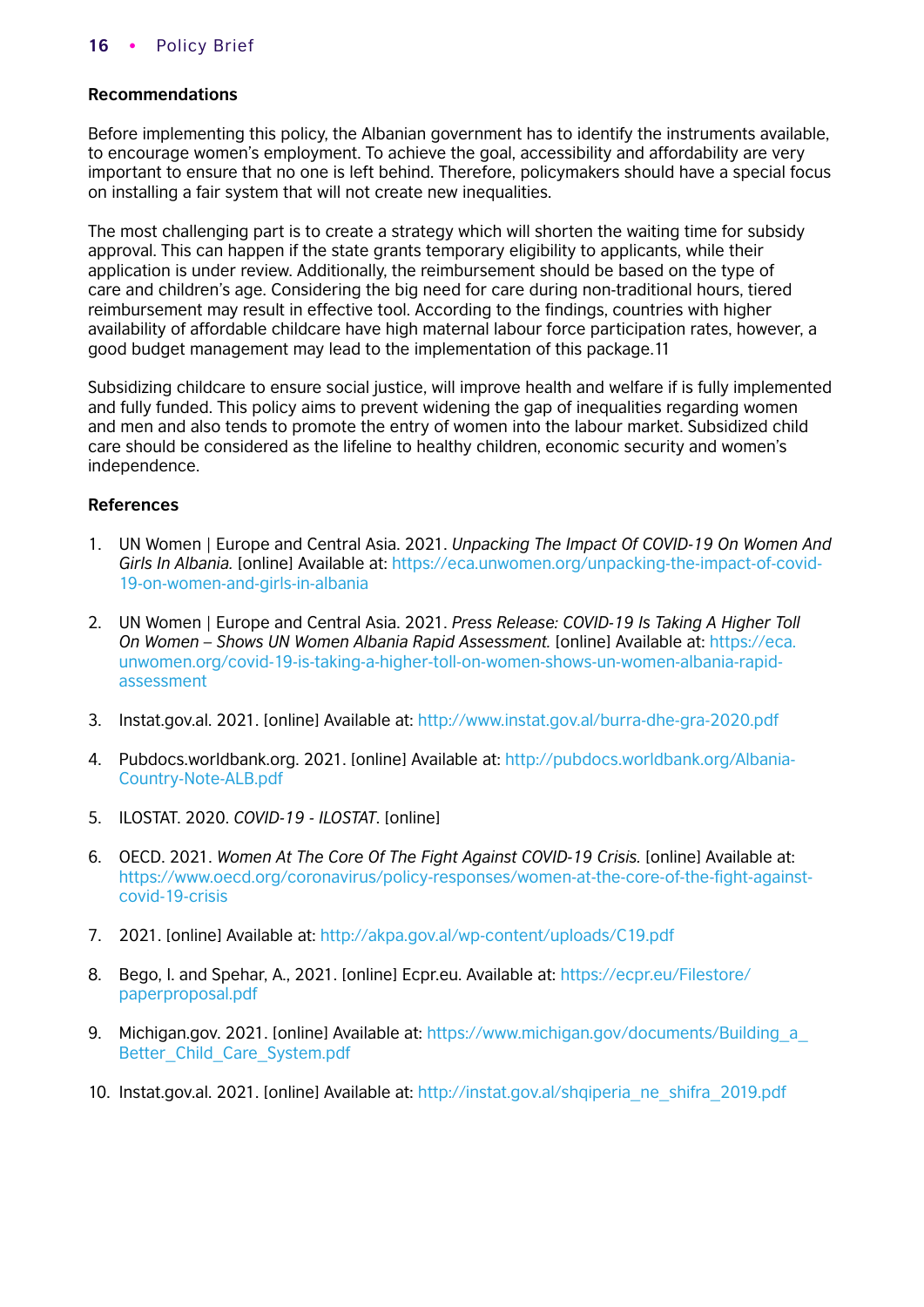## Recommendations

Before implementing this policy, the Albanian government has to identify the instruments available, to encourage women's employment. To achieve the goal, accessibility and affordability are very important to ensure that no one is left behind. Therefore, policymakers should have a special focus on installing a fair system that will not create new inequalities.

The most challenging part is to create a strategy which will shorten the waiting time for subsidy approval. This can happen if the state grants temporary eligibility to applicants, while their application is under review. Additionally, the reimbursement should be based on the type of care and children's age. Considering the big need for care during non-traditional hours, tiered reimbursement may result in effective tool. According to the findings, countries with higher availability of affordable childcare have high maternal labour force participation rates, however, a good budget management may lead to the implementation of this package.11

Subsidizing childcare to ensure social justice, will improve health and welfare if is fully implemented and fully funded. This policy aims to prevent widening the gap of inequalities regarding women and men and also tends to promote the entry of women into the labour market. Subsidized child care should be considered as the lifeline to healthy children, economic security and women's independence.

## References

1. UN Women | Europe and Central Asia. 2021. *Unpacking The Impact Of COVID-19 On Women And Girls In Albania.* [online] Available at: https://eca.unwomen.org/unpacking-the-impact-of-covid-19-on-women-and-girls-in-albania

2. UN Women | Europe and Central Asia. 2021. *Press Release: COVID-19 Is Taking A Higher Toll On Women – Shows UN Women Albania Rapid Assessment.* [online] Available at: https://eca.unwomen.org/covid-19-is-taking-a-higher-toll-on-women-shows-un-women-albania-rapid-assessment

3. Instat.gov.al. 2021. [online] Available at: http://www.instat.gov.al/burra-dhe-gra-2020.pdf

4. Pubdocs.worldbank.org. 2021. [online] Available at: http://pubdocs.worldbank.org/Albania-Country-Note-ALB.pdf

5. ILOSTAT. 2020. *COVID-19 - ILOSTAT.* [online]

6. OECD. 2021. *Women At The Core Of The Fight Against COVID-19 Crisis.* [online] Available at: https://www.oecd.org/coronavirus/policy-responses/women-at-the-core-of-the-fight-against-covid-19-crisis

7. 2021. [online] Available at: http://akpa.gov.al/wp-content/uploads/C19.pdf

8. Bego, I. and Spehar, A., 2021. [online] Ecpr.eu. Available at: https://ecpr.eu/Filestore/paperproposal.pdf

9. Michigan.gov. 2021. [online] Available at: https://www.michigan.gov/documents/Building_a_Better_Child_Care_System.pdf

10. Instat.gov.al. 2021. [online] Available at: http://instat.gov.al/shqiperia_ne_shifra_2019.pdf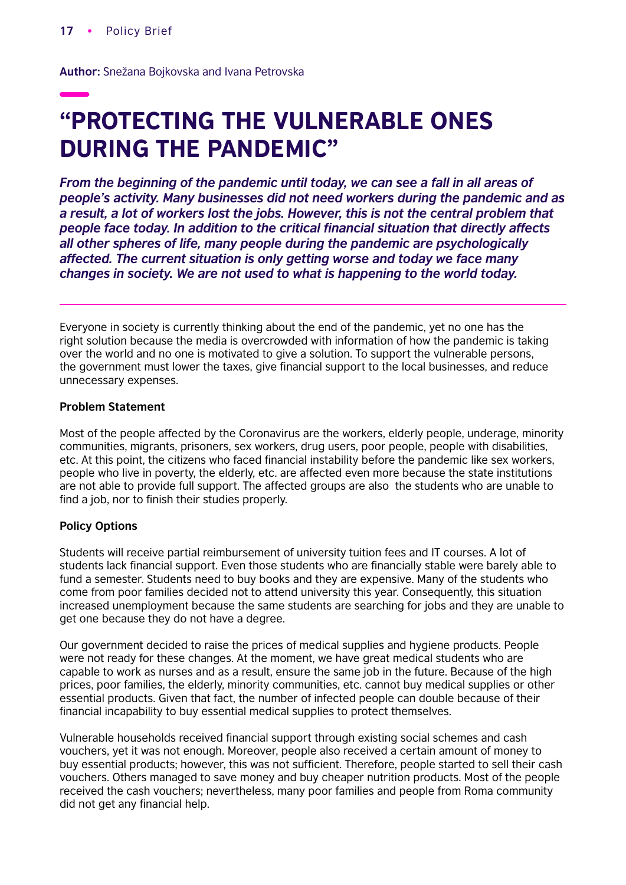**Author:** Snežana Bojkovska and Ivana Petrovska

# "PROTECTING THE VULNERABLE ONES DURING THE PANDEMIC"

***From the beginning of the pandemic until today, we can see a fall in all areas of people's activity. Many businesses did not need workers during the pandemic and as a result, a lot of workers lost the jobs. However, this is not the central problem that people face today. In addition to the critical financial situation that directly affects all other spheres of life, many people during the pandemic are psychologically affected. The current situation is only getting worse and today we face many changes in society. We are not used to what is happening to the world today.***

Everyone in society is currently thinking about the end of the pandemic, yet no one has the right solution because the media is overcrowded with information of how the pandemic is taking over the world and no one is motivated to give a solution. To support the vulnerable persons, the government must lower the taxes, give financial support to the local businesses, and reduce unnecessary expenses.

**Problem Statement**

Most of the people affected by the Coronavirus are the workers, elderly people, underage, minority communities, migrants, prisoners, sex workers, drug users, poor people, people with disabilities, etc. At this point, the citizens who faced financial instability before the pandemic like sex workers, people who live in poverty, the elderly, etc. are affected even more because the state institutions are not able to provide full support. The affected groups are also the students who are unable to find a job, nor to finish their studies properly.

**Policy Options**

Students will receive partial reimbursement of university tuition fees and IT courses. A lot of students lack financial support. Even those students who are financially stable were barely able to fund a semester. Students need to buy books and they are expensive. Many of the students who come from poor families decided not to attend university this year. Consequently, this situation increased unemployment because the same students are searching for jobs and they are unable to get one because they do not have a degree.

Our government decided to raise the prices of medical supplies and hygiene products. People were not ready for these changes. At the moment, we have great medical students who are capable to work as nurses and as a result, ensure the same job in the future. Because of the high prices, poor families, the elderly, minority communities, etc. cannot buy medical supplies or other essential products. Given that fact, the number of infected people can double because of their financial incapability to buy essential medical supplies to protect themselves.

Vulnerable households received financial support through existing social schemes and cash vouchers, yet it was not enough. Moreover, people also received a certain amount of money to buy essential products; however, this was not sufficient. Therefore, people started to sell their cash vouchers. Others managed to save money and buy cheaper nutrition products. Most of the people received the cash vouchers; nevertheless, many poor families and people from Roma community did not get any financial help.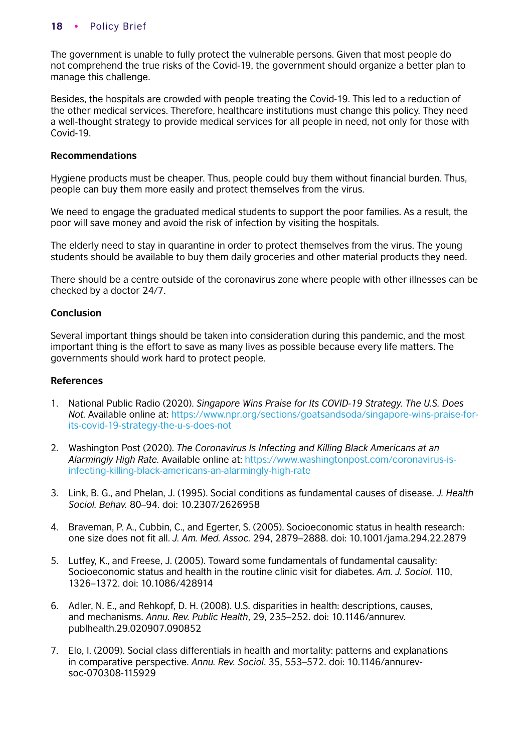The government is unable to fully protect the vulnerable persons. Given that most people do not comprehend the true risks of the Covid-19, the government should organize a better plan to manage this challenge.

Besides, the hospitals are crowded with people treating the Covid-19. This led to a reduction of the other medical services. Therefore, healthcare institutions must change this policy. They need a well-thought strategy to provide medical services for all people in need, not only for those with Covid-19.

**Recommendations**

Hygiene products must be cheaper. Thus, people could buy them without financial burden. Thus, people can buy them more easily and protect themselves from the virus.

We need to engage the graduated medical students to support the poor families. As a result, the poor will save money and avoid the risk of infection by visiting the hospitals.

The elderly need to stay in quarantine in order to protect themselves from the virus. The young students should be available to buy them daily groceries and other material products they need.

There should be a centre outside of the coronavirus zone where people with other illnesses can be checked by a doctor 24/7.

**Conclusion**

Several important things should be taken into consideration during this pandemic, and the most important thing is the effort to save as many lives as possible because every life matters. The governments should work hard to protect people.

**References**

1. National Public Radio (2020). *Singapore Wins Praise for Its COVID-19 Strategy. The U.S. Does Not.* Available online at: https://www.npr.org/sections/goatsandsoda/singapore-wins-praise-for-its-covid-19-strategy-the-u-s-does-not

2. Washington Post (2020). *The Coronavirus Is Infecting and Killing Black Americans at an Alarmingly High Rate.* Available online at: https://www.washingtonpost.com/coronavirus-is-infecting-killing-black-americans-an-alarmingly-high-rate

3. Link, B. G., and Phelan, J. (1995). Social conditions as fundamental causes of disease. *J. Health Sociol. Behav.* 80–94. doi: 10.2307/2626958

4. Braveman, P. A., Cubbin, C., and Egerter, S. (2005). Socioeconomic status in health research: one size does not fit all. *J. Am. Med. Assoc.* 294, 2879–2888. doi: 10.1001/jama.294.22.2879

5. Lutfey, K., and Freese, J. (2005). Toward some fundamentals of fundamental causality: Socioeconomic status and health in the routine clinic visit for diabetes. *Am. J. Sociol.* 110, 1326–1372. doi: 10.1086/428914

6. Adler, N. E., and Rehkopf, D. H. (2008). U.S. disparities in health: descriptions, causes, and mechanisms. *Annu. Rev. Public Health*, 29, 235–252. doi: 10.1146/annurev.publhealth.29.020907.090852

7. Elo, I. (2009). Social class differentials in health and mortality: patterns and explanations in comparative perspective. *Annu. Rev. Sociol*. 35, 553–572. doi: 10.1146/annurev-soc-070308-115929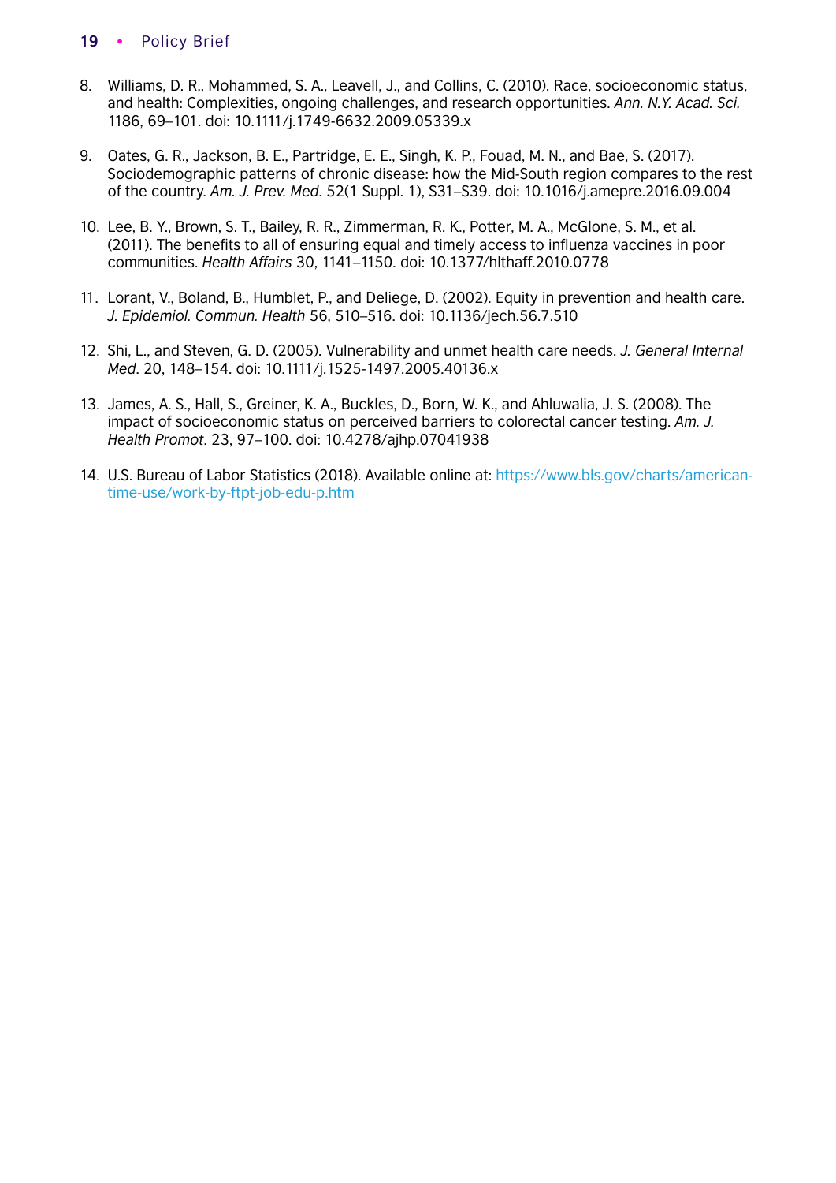8. Williams, D. R., Mohammed, S. A., Leavell, J., and Collins, C. (2010). Race, socioeconomic status, and health: Complexities, ongoing challenges, and research opportunities. *Ann. N.Y. Acad. Sci.* 1186, 69–101. doi: 10.1111/j.1749-6632.2009.05339.x

9. Oates, G. R., Jackson, B. E., Partridge, E. E., Singh, K. P., Fouad, M. N., and Bae, S. (2017). Sociodemographic patterns of chronic disease: how the Mid-South region compares to the rest of the country. *Am. J. Prev. Med*. 52(1 Suppl. 1), S31–S39. doi: 10.1016/j.amepre.2016.09.004

10. Lee, B. Y., Brown, S. T., Bailey, R. R., Zimmerman, R. K., Potter, M. A., McGlone, S. M., et al. (2011). The benefits to all of ensuring equal and timely access to influenza vaccines in poor communities. *Health Affairs* 30, 1141–1150. doi: 10.1377/hlthaff.2010.0778

11. Lorant, V., Boland, B., Humblet, P., and Deliege, D. (2002). Equity in prevention and health care. *J. Epidemiol. Commun. Health* 56, 510–516. doi: 10.1136/jech.56.7.510

12. Shi, L., and Steven, G. D. (2005). Vulnerability and unmet health care needs. *J. General Internal Med*. 20, 148–154. doi: 10.1111/j.1525-1497.2005.40136.x

13. James, A. S., Hall, S., Greiner, K. A., Buckles, D., Born, W. K., and Ahluwalia, J. S. (2008). The impact of socioeconomic status on perceived barriers to colorectal cancer testing. *Am. J. Health Promot*. 23, 97–100. doi: 10.4278/ajhp.07041938

14. U.S. Bureau of Labor Statistics (2018). Available online at: https://www.bls.gov/charts/american-time-use/work-by-ftpt-job-edu-p.htm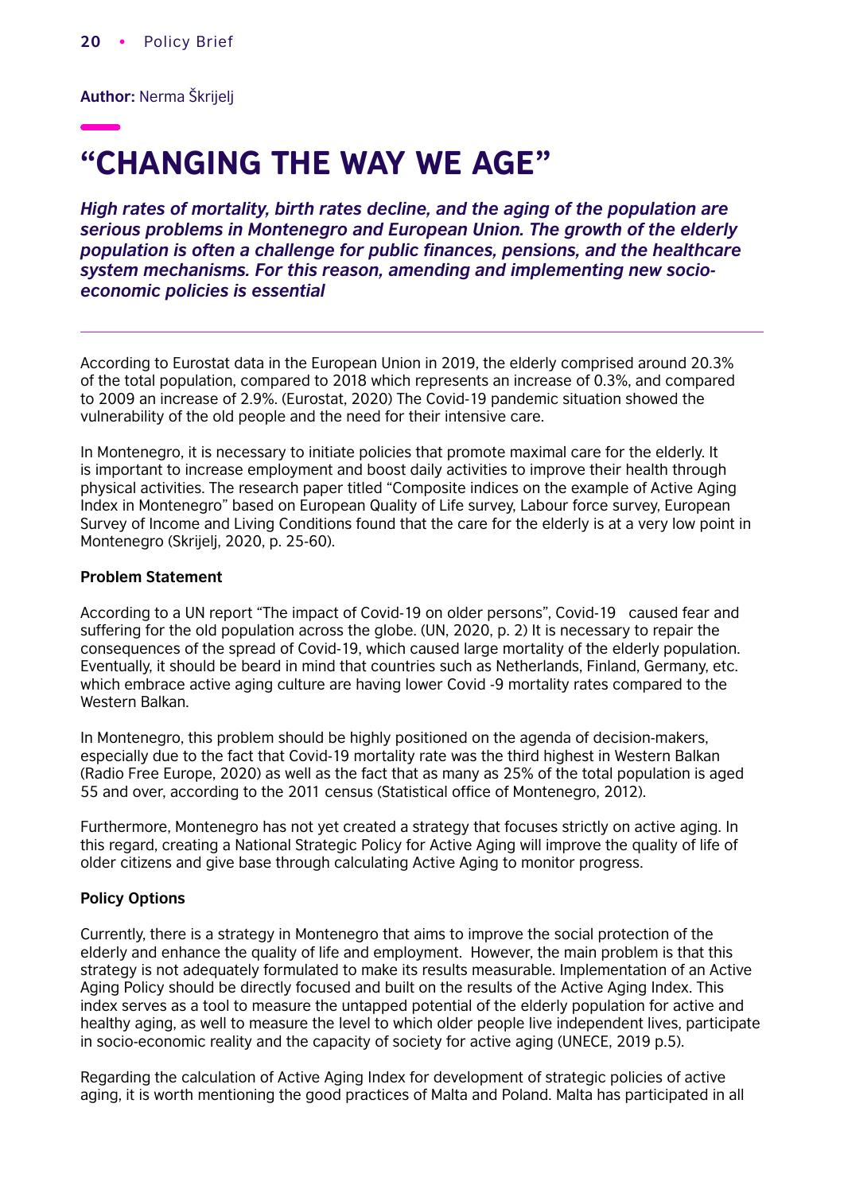**Author:** Nerma Škrijelj

# "CHANGING THE WAY WE AGE"

***High rates of mortality, birth rates decline, and the aging of the population are serious problems in Montenegro and European Union. The growth of the elderly population is often a challenge for public finances, pensions, and the healthcare system mechanisms. For this reason, amending and implementing new socio-economic policies is essential***

According to Eurostat data in the European Union in 2019, the elderly comprised around 20.3% of the total population, compared to 2018 which represents an increase of 0.3%, and compared to 2009 an increase of 2.9%. (Eurostat, 2020) The Covid-19 pandemic situation showed the vulnerability of the old people and the need for their intensive care.

In Montenegro, it is necessary to initiate policies that promote maximal care for the elderly. It is important to increase employment and boost daily activities to improve their health through physical activities. The research paper titled "Composite indices on the example of Active Aging Index in Montenegro" based on European Quality of Life survey, Labour force survey, European Survey of Income and Living Conditions found that the care for the elderly is at a very low point in Montenegro (Skrijelj, 2020, p. 25-60).

**Problem Statement**

According to a UN report "The impact of Covid-19 on older persons", Covid-19 caused fear and suffering for the old population across the globe. (UN, 2020, p. 2) It is necessary to repair the consequences of the spread of Covid-19, which caused large mortality of the elderly population. Eventually, it should be beard in mind that countries such as Netherlands, Finland, Germany, etc. which embrace active aging culture are having lower Covid -9 mortality rates compared to the Western Balkan.

In Montenegro, this problem should be highly positioned on the agenda of decision-makers, especially due to the fact that Covid-19 mortality rate was the third highest in Western Balkan (Radio Free Europe, 2020) as well as the fact that as many as 25% of the total population is aged 55 and over, according to the 2011 census (Statistical office of Montenegro, 2012).

Furthermore, Montenegro has not yet created a strategy that focuses strictly on active aging. In this regard, creating a National Strategic Policy for Active Aging will improve the quality of life of older citizens and give base through calculating Active Aging to monitor progress.

**Policy Options**

Currently, there is a strategy in Montenegro that aims to improve the social protection of the elderly and enhance the quality of life and employment. However, the main problem is that this strategy is not adequately formulated to make its results measurable. Implementation of an Active Aging Policy should be directly focused and built on the results of the Active Aging Index. This index serves as a tool to measure the untapped potential of the elderly population for active and healthy aging, as well to measure the level to which older people live independent lives, participate in socio-economic reality and the capacity of society for active aging (UNECE, 2019 p.5).

Regarding the calculation of Active Aging Index for development of strategic policies of active aging, it is worth mentioning the good practices of Malta and Poland. Malta has participated in all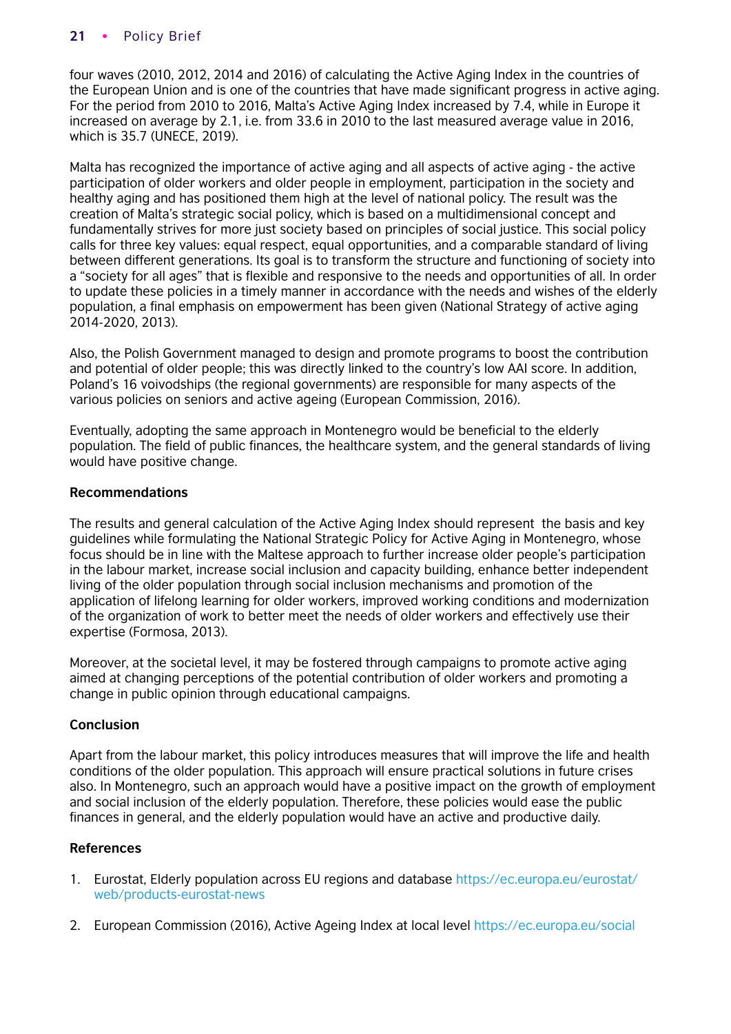four waves (2010, 2012, 2014 and 2016) of calculating the Active Aging Index in the countries of the European Union and is one of the countries that have made significant progress in active aging. For the period from 2010 to 2016, Malta's Active Aging Index increased by 7.4, while in Europe it increased on average by 2.1, i.e. from 33.6 in 2010 to the last measured average value in 2016, which is 35.7 (UNECE, 2019).

Malta has recognized the importance of active aging and all aspects of active aging - the active participation of older workers and older people in employment, participation in the society and healthy aging and has positioned them high at the level of national policy. The result was the creation of Malta's strategic social policy, which is based on a multidimensional concept and fundamentally strives for more just society based on principles of social justice. This social policy calls for three key values: equal respect, equal opportunities, and a comparable standard of living between different generations. Its goal is to transform the structure and functioning of society into a "society for all ages" that is flexible and responsive to the needs and opportunities of all. In order to update these policies in a timely manner in accordance with the needs and wishes of the elderly population, a final emphasis on empowerment has been given (National Strategy of active aging 2014-2020, 2013).

Also, the Polish Government managed to design and promote programs to boost the contribution and potential of older people; this was directly linked to the country's low AAI score. In addition, Poland's 16 voivodships (the regional governments) are responsible for many aspects of the various policies on seniors and active ageing (European Commission, 2016).

Eventually, adopting the same approach in Montenegro would be beneficial to the elderly population. The field of public finances, the healthcare system, and the general standards of living would have positive change.

**Recommendations**

The results and general calculation of the Active Aging Index should represent the basis and key guidelines while formulating the National Strategic Policy for Active Aging in Montenegro, whose focus should be in line with the Maltese approach to further increase older people's participation in the labour market, increase social inclusion and capacity building, enhance better independent living of the older population through social inclusion mechanisms and promotion of the application of lifelong learning for older workers, improved working conditions and modernization of the organization of work to better meet the needs of older workers and effectively use their expertise (Formosa, 2013).

Moreover, at the societal level, it may be fostered through campaigns to promote active aging aimed at changing perceptions of the potential contribution of older workers and promoting a change in public opinion through educational campaigns.

**Conclusion**

Apart from the labour market, this policy introduces measures that will improve the life and health conditions of the older population. This approach will ensure practical solutions in future crises also. In Montenegro, such an approach would have a positive impact on the growth of employment and social inclusion of the elderly population. Therefore, these policies would ease the public finances in general, and the elderly population would have an active and productive daily.

**References**

1. Eurostat, Elderly population across EU regions and database https://ec.europa.eu/eurostat/web/products-eurostat-news
2. European Commission (2016), Active Ageing Index at local level https://ec.europa.eu/social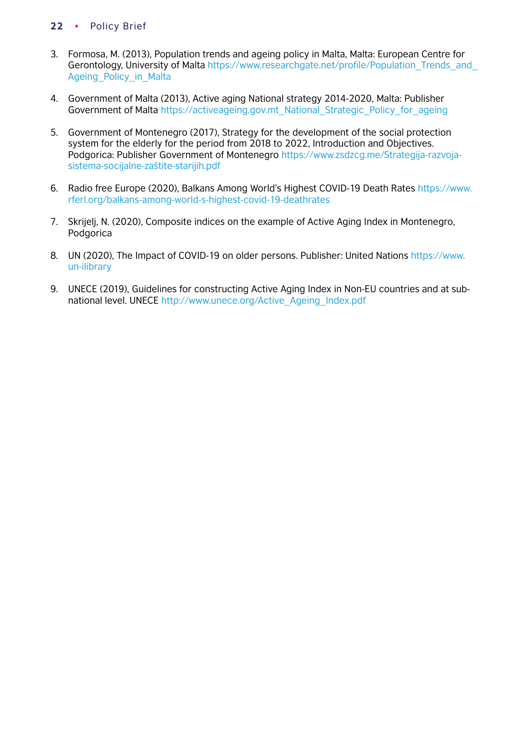3. Formosa, M. (2013), Population trends and ageing policy in Malta, Malta: European Centre for Gerontology, University of Malta https://www.researchgate.net/profile/Population_Trends_and_Ageing_Policy_in_Malta

4. Government of Malta (2013), Active aging National strategy 2014-2020, Malta: Publisher Government of Malta https://activeageing.gov.mt_National_Strategic_Policy_for_ageing

5. Government of Montenegro (2017), Strategy for the development of the social protection system for the elderly for the period from 2018 to 2022, Introduction and Objectives. Podgorica: Publisher Government of Montenegro https://www.zsdzcg.me/Strategija-razvoja-sistema-socijalne-zaštite-starijih.pdf

6. Radio free Europe (2020), Balkans Among World's Highest COVID-19 Death Rates https://www.rferl.org/balkans-among-world-s-highest-covid-19-deathrates

7. Skrijelj, N. (2020), Composite indices on the example of Active Aging Index in Montenegro, Podgorica

8. UN (2020), The Impact of COVID-19 on older persons. Publisher: United Nations https://www.un-ilibrary

9. UNECE (2019), Guidelines for constructing Active Aging Index in Non-EU countries and at sub-national level. UNECE http://www.unece.org/Active_Ageing_Index.pdf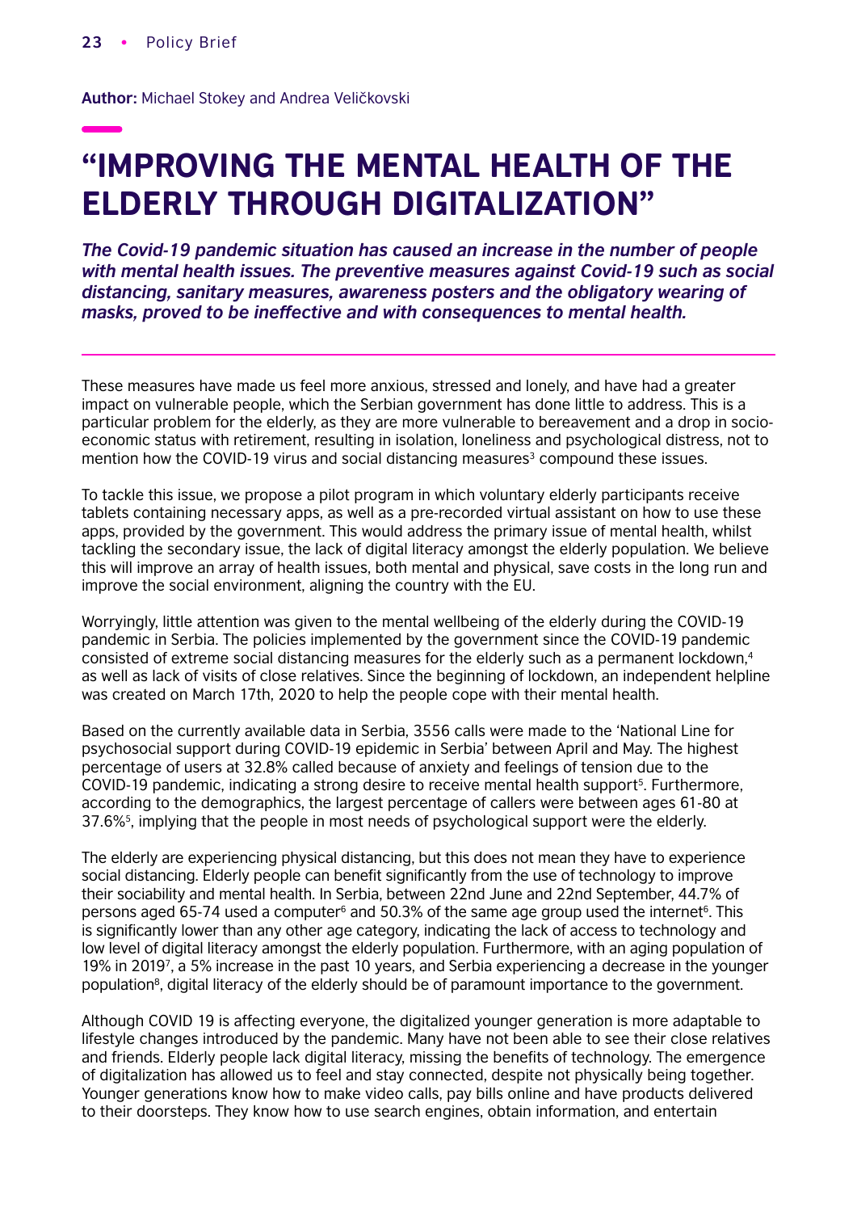**Author:** Michael Stokey and Andrea Veličkovski

# "IMPROVING THE MENTAL HEALTH OF THE ELDERLY THROUGH DIGITALIZATION"

***The Covid-19 pandemic situation has caused an increase in the number of people with mental health issues. The preventive measures against Covid-19 such as social distancing, sanitary measures, awareness posters and the obligatory wearing of masks, proved to be ineffective and with consequences to mental health.***

These measures have made us feel more anxious, stressed and lonely, and have had a greater impact on vulnerable people, which the Serbian government has done little to address. This is a particular problem for the elderly, as they are more vulnerable to bereavement and a drop in socio-economic status with retirement, resulting in isolation, loneliness and psychological distress, not to mention how the COVID-19 virus and social distancing measures[3] compound these issues.

To tackle this issue, we propose a pilot program in which voluntary elderly participants receive tablets containing necessary apps, as well as a pre-recorded virtual assistant on how to use these apps, provided by the government. This would address the primary issue of mental health, whilst tackling the secondary issue, the lack of digital literacy amongst the elderly population. We believe this will improve an array of health issues, both mental and physical, save costs in the long run and improve the social environment, aligning the country with the EU.

Worryingly, little attention was given to the mental wellbeing of the elderly during the COVID-19 pandemic in Serbia. The policies implemented by the government since the COVID-19 pandemic consisted of extreme social distancing measures for the elderly such as a permanent lockdown,[4] as well as lack of visits of close relatives. Since the beginning of lockdown, an independent helpline was created on March 17th, 2020 to help the people cope with their mental health.

Based on the currently available data in Serbia, 3556 calls were made to the 'National Line for psychosocial support during COVID-19 epidemic in Serbia' between April and May. The highest percentage of users at 32.8% called because of anxiety and feelings of tension due to the COVID-19 pandemic, indicating a strong desire to receive mental health support[5]. Furthermore, according to the demographics, the largest percentage of callers were between ages 61-80 at 37.6%[5], implying that the people in most needs of psychological support were the elderly.

The elderly are experiencing physical distancing, but this does not mean they have to experience social distancing. Elderly people can benefit significantly from the use of technology to improve their sociability and mental health. In Serbia, between 22nd June and 22nd September, 44.7% of persons aged 65-74 used a computer[6] and 50.3% of the same age group used the internet[6]. This is significantly lower than any other age category, indicating the lack of access to technology and low level of digital literacy amongst the elderly population. Furthermore, with an aging population of 19% in 2019[7], a 5% increase in the past 10 years, and Serbia experiencing a decrease in the younger population[8], digital literacy of the elderly should be of paramount importance to the government.

Although COVID 19 is affecting everyone, the digitalized younger generation is more adaptable to lifestyle changes introduced by the pandemic. Many have not been able to see their close relatives and friends. Elderly people lack digital literacy, missing the benefits of technology. The emergence of digitalization has allowed us to feel and stay connected, despite not physically being together. Younger generations know how to make video calls, pay bills online and have products delivered to their doorsteps. They know how to use search engines, obtain information, and entertain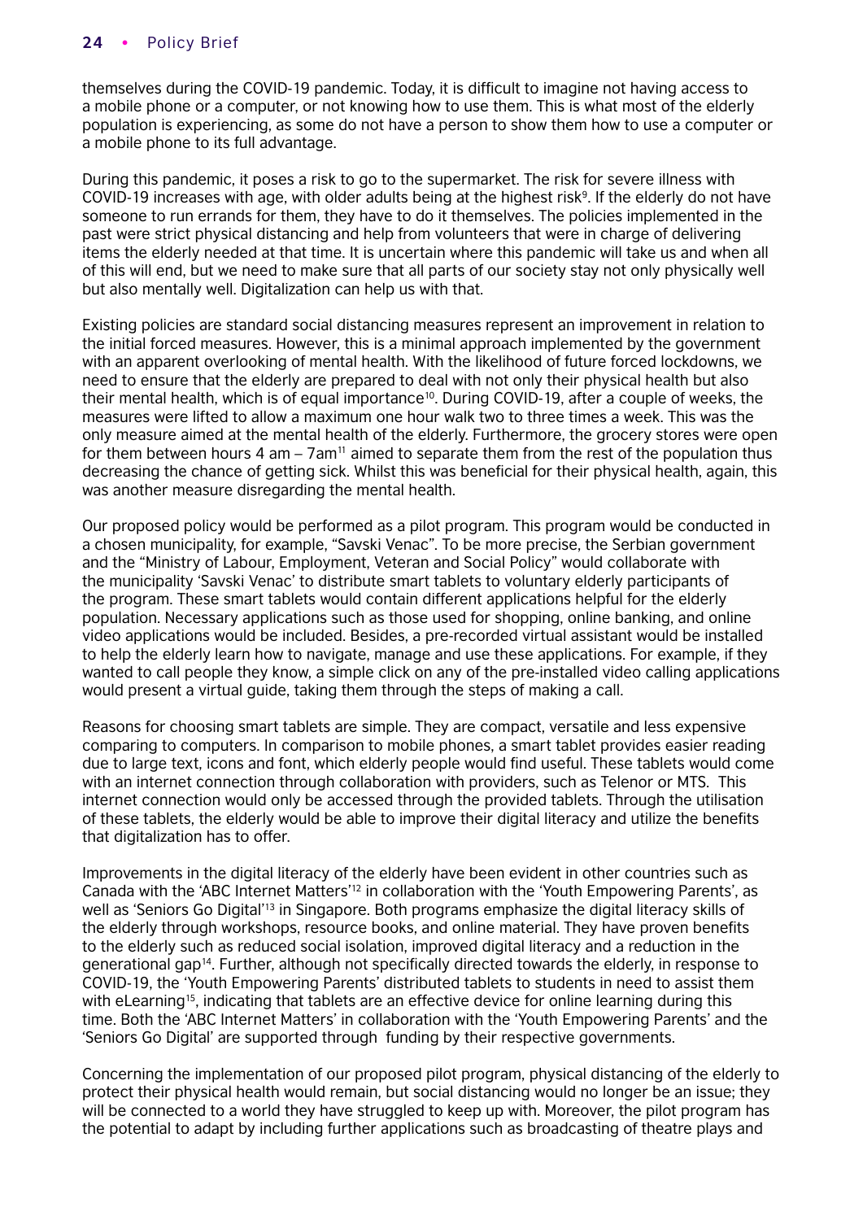themselves during the COVID-19 pandemic. Today, it is difficult to imagine not having access to a mobile phone or a computer, or not knowing how to use them. This is what most of the elderly population is experiencing, as some do not have a person to show them how to use a computer or a mobile phone to its full advantage.

During this pandemic, it poses a risk to go to the supermarket. The risk for severe illness with COVID-19 increases with age, with older adults being at the highest risk[9]. If the elderly do not have someone to run errands for them, they have to do it themselves. The policies implemented in the past were strict physical distancing and help from volunteers that were in charge of delivering items the elderly needed at that time. It is uncertain where this pandemic will take us and when all of this will end, but we need to make sure that all parts of our society stay not only physically well but also mentally well. Digitalization can help us with that.

Existing policies are standard social distancing measures represent an improvement in relation to the initial forced measures. However, this is a minimal approach implemented by the government with an apparent overlooking of mental health. With the likelihood of future forced lockdowns, we need to ensure that the elderly are prepared to deal with not only their physical health but also their mental health, which is of equal importance[10]. During COVID-19, after a couple of weeks, the measures were lifted to allow a maximum one hour walk two to three times a week. This was the only measure aimed at the mental health of the elderly. Furthermore, the grocery stores were open for them between hours 4 am – 7am[11] aimed to separate them from the rest of the population thus decreasing the chance of getting sick. Whilst this was beneficial for their physical health, again, this was another measure disregarding the mental health.

Our proposed policy would be performed as a pilot program. This program would be conducted in a chosen municipality, for example, "Savski Venac". To be more precise, the Serbian government and the "Ministry of Labour, Employment, Veteran and Social Policy" would collaborate with the municipality 'Savski Venac' to distribute smart tablets to voluntary elderly participants of the program. These smart tablets would contain different applications helpful for the elderly population. Necessary applications such as those used for shopping, online banking, and online video applications would be included. Besides, a pre-recorded virtual assistant would be installed to help the elderly learn how to navigate, manage and use these applications. For example, if they wanted to call people they know, a simple click on any of the pre-installed video calling applications would present a virtual guide, taking them through the steps of making a call.

Reasons for choosing smart tablets are simple. They are compact, versatile and less expensive comparing to computers. In comparison to mobile phones, a smart tablet provides easier reading due to large text, icons and font, which elderly people would find useful. These tablets would come with an internet connection through collaboration with providers, such as Telenor or MTS. This internet connection would only be accessed through the provided tablets. Through the utilisation of these tablets, the elderly would be able to improve their digital literacy and utilize the benefits that digitalization has to offer.

Improvements in the digital literacy of the elderly have been evident in other countries such as Canada with the 'ABC Internet Matters'[12] in collaboration with the 'Youth Empowering Parents', as well as 'Seniors Go Digital'[13] in Singapore. Both programs emphasize the digital literacy skills of the elderly through workshops, resource books, and online material. They have proven benefits to the elderly such as reduced social isolation, improved digital literacy and a reduction in the generational gap[14]. Further, although not specifically directed towards the elderly, in response to COVID-19, the 'Youth Empowering Parents' distributed tablets to students in need to assist them with eLearning[15], indicating that tablets are an effective device for online learning during this time. Both the 'ABC Internet Matters' in collaboration with the 'Youth Empowering Parents' and the 'Seniors Go Digital' are supported through funding by their respective governments.

Concerning the implementation of our proposed pilot program, physical distancing of the elderly to protect their physical health would remain, but social distancing would no longer be an issue; they will be connected to a world they have struggled to keep up with. Moreover, the pilot program has the potential to adapt by including further applications such as broadcasting of theatre plays and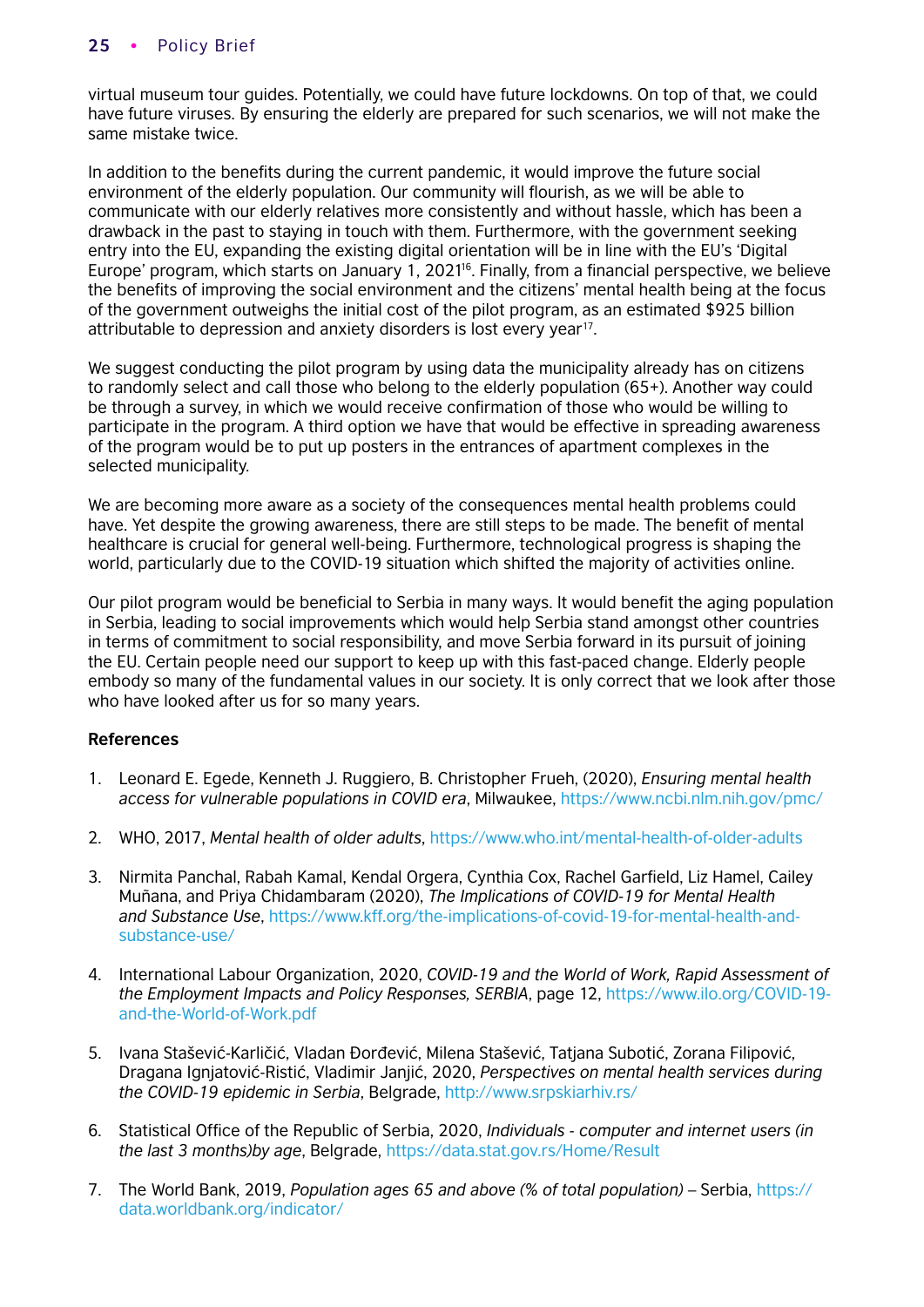virtual museum tour guides. Potentially, we could have future lockdowns. On top of that, we could have future viruses. By ensuring the elderly are prepared for such scenarios, we will not make the same mistake twice.

In addition to the benefits during the current pandemic, it would improve the future social environment of the elderly population. Our community will flourish, as we will be able to communicate with our elderly relatives more consistently and without hassle, which has been a drawback in the past to staying in touch with them. Furthermore, with the government seeking entry into the EU, expanding the existing digital orientation will be in line with the EU's 'Digital Europe' program, which starts on January 1, 2021[16]. Finally, from a financial perspective, we believe the benefits of improving the social environment and the citizens' mental health being at the focus of the government outweighs the initial cost of the pilot program, as an estimated $925 billion attributable to depression and anxiety disorders is lost every year[17].

We suggest conducting the pilot program by using data the municipality already has on citizens to randomly select and call those who belong to the elderly population (65+). Another way could be through a survey, in which we would receive confirmation of those who would be willing to participate in the program. A third option we have that would be effective in spreading awareness of the program would be to put up posters in the entrances of apartment complexes in the selected municipality.

We are becoming more aware as a society of the consequences mental health problems could have. Yet despite the growing awareness, there are still steps to be made. The benefit of mental healthcare is crucial for general well-being. Furthermore, technological progress is shaping the world, particularly due to the COVID-19 situation which shifted the majority of activities online.

Our pilot program would be beneficial to Serbia in many ways. It would benefit the aging population in Serbia, leading to social improvements which would help Serbia stand amongst other countries in terms of commitment to social responsibility, and move Serbia forward in its pursuit of joining the EU. Certain people need our support to keep up with this fast-paced change. Elderly people embody so many of the fundamental values in our society. It is only correct that we look after those who have looked after us for so many years.

**References**

1. Leonard E. Egede, Kenneth J. Ruggiero, B. Christopher Frueh, (2020), *Ensuring mental health access for vulnerable populations in COVID era*, Milwaukee, https://www.ncbi.nlm.nih.gov/pmc/

2. WHO, 2017, *Mental health of older adults*, https://www.who.int/mental-health-of-older-adults

3. Nirmita Panchal, Rabah Kamal, Kendal Orgera, Cynthia Cox, Rachel Garfield, Liz Hamel, Cailey Muñana, and Priya Chidambaram (2020), *The Implications of COVID-19 for Mental Health and Substance Use*, https://www.kff.org/the-implications-of-covid-19-for-mental-health-and-substance-use/

4. International Labour Organization, 2020, *COVID-19 and the World of Work, Rapid Assessment of the Employment Impacts and Policy Responses, SERBIA*, page 12, https://www.ilo.org/COVID-19-and-the-World-of-Work.pdf

5. Ivana Stašević-Karličić, Vladan Đorđević, Milena Stašević, Tatjana Subotić, Zorana Filipović, Dragana Ignjatović-Ristić, Vladimir Janjić, 2020, *Perspectives on mental health services during the COVID-19 epidemic in Serbia*, Belgrade, http://www.srpskiarhiv.rs/

6. Statistical Office of the Republic of Serbia, 2020, *Individuals - computer and internet users (in the last 3 months)by age*, Belgrade, https://data.stat.gov.rs/Home/Result

7. The World Bank, 2019, *Population ages 65 and above (% of total population)* – Serbia, https://data.worldbank.org/indicator/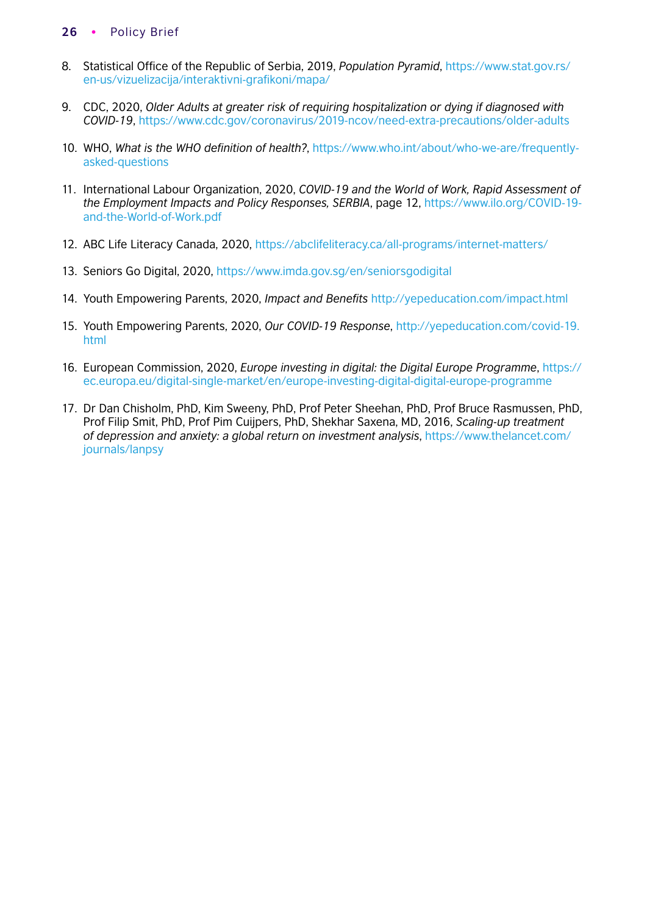8. Statistical Office of the Republic of Serbia, 2019, *Population Pyramid*, https://www.stat.gov.rs/en-us/vizuelizacija/interaktivni-grafikoni/mapa/

9. CDC, 2020, *Older Adults at greater risk of requiring hospitalization or dying if diagnosed with COVID-19*, https://www.cdc.gov/coronavirus/2019-ncov/need-extra-precautions/older-adults

10. WHO, *What is the WHO definition of health?*, https://www.who.int/about/who-we-are/frequently-asked-questions

11. International Labour Organization, 2020, *COVID-19 and the World of Work, Rapid Assessment of the Employment Impacts and Policy Responses, SERBIA*, page 12, https://www.ilo.org/COVID-19-and-the-World-of-Work.pdf

12. ABC Life Literacy Canada, 2020, https://abclifeliteracy.ca/all-programs/internet-matters/

13. Seniors Go Digital, 2020, https://www.imda.gov.sg/en/seniorsgodigital

14. Youth Empowering Parents, 2020, *Impact and Benefits* http://yepeducation.com/impact.html

15. Youth Empowering Parents, 2020, *Our COVID-19 Response*, http://yepeducation.com/covid-19.html

16. European Commission, 2020, *Europe investing in digital: the Digital Europe Programme*, https://ec.europa.eu/digital-single-market/en/europe-investing-digital-digital-europe-programme

17. Dr Dan Chisholm, PhD, Kim Sweeny, PhD, Prof Peter Sheehan, PhD, Prof Bruce Rasmussen, PhD, Prof Filip Smit, PhD, Prof Pim Cuijpers, PhD, Shekhar Saxena, MD, 2016, *Scaling-up treatment of depression and anxiety: a global return on investment analysis*, https://www.thelancet.com/journals/lanpsy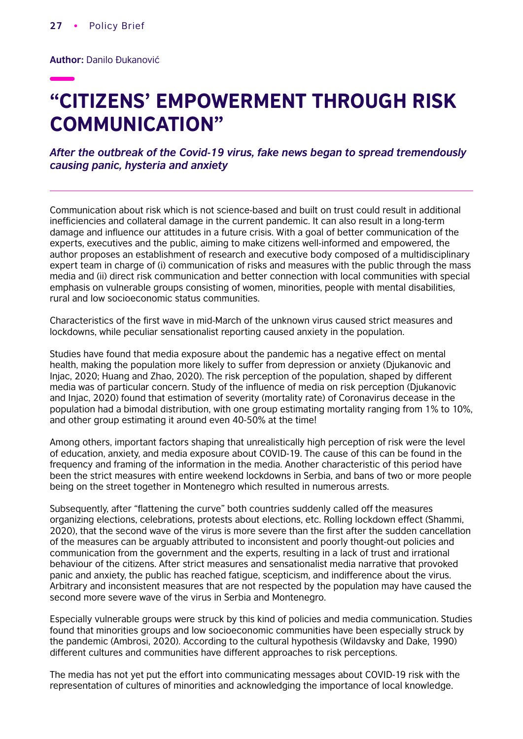**Author:** Danilo Đukanović

# "CITIZENS' EMPOWERMENT THROUGH RISK COMMUNICATION"

***After the outbreak of the Covid-19 virus, fake news began to spread tremendously causing panic, hysteria and anxiety***

---

Communication about risk which is not science-based and built on trust could result in additional inefficiencies and collateral damage in the current pandemic. It can also result in a long-term damage and influence our attitudes in a future crisis. With a goal of better communication of the experts, executives and the public, aiming to make citizens well-informed and empowered, the author proposes an establishment of research and executive body composed of a multidisciplinary expert team in charge of (i) communication of risks and measures with the public through the mass media and (ii) direct risk communication and better connection with local communities with special emphasis on vulnerable groups consisting of women, minorities, people with mental disabilities, rural and low socioeconomic status communities.

Characteristics of the first wave in mid-March of the unknown virus caused strict measures and lockdowns, while peculiar sensationalist reporting caused anxiety in the population.

Studies have found that media exposure about the pandemic has a negative effect on mental health, making the population more likely to suffer from depression or anxiety (Djukanovic and Injac, 2020; Huang and Zhao, 2020). The risk perception of the population, shaped by different media was of particular concern. Study of the influence of media on risk perception (Djukanovic and Injac, 2020) found that estimation of severity (mortality rate) of Coronavirus decease in the population had a bimodal distribution, with one group estimating mortality ranging from 1% to 10%, and other group estimating it around even 40-50% at the time!

Among others, important factors shaping that unrealistically high perception of risk were the level of education, anxiety, and media exposure about COVID-19. The cause of this can be found in the frequency and framing of the information in the media. Another characteristic of this period have been the strict measures with entire weekend lockdowns in Serbia, and bans of two or more people being on the street together in Montenegro which resulted in numerous arrests.

Subsequently, after "flattening the curve" both countries suddenly called off the measures organizing elections, celebrations, protests about elections, etc. Rolling lockdown effect (Shammi, 2020), that the second wave of the virus is more severe than the first after the sudden cancellation of the measures can be arguably attributed to inconsistent and poorly thought-out policies and communication from the government and the experts, resulting in a lack of trust and irrational behaviour of the citizens. After strict measures and sensationalist media narrative that provoked panic and anxiety, the public has reached fatigue, scepticism, and indifference about the virus. Arbitrary and inconsistent measures that are not respected by the population may have caused the second more severe wave of the virus in Serbia and Montenegro.

Especially vulnerable groups were struck by this kind of policies and media communication. Studies found that minorities groups and low socioeconomic communities have been especially struck by the pandemic (Ambrosi, 2020). According to the cultural hypothesis (Wildavsky and Dake, 1990) different cultures and communities have different approaches to risk perceptions.

The media has not yet put the effort into communicating messages about COVID-19 risk with the representation of cultures of minorities and acknowledging the importance of local knowledge.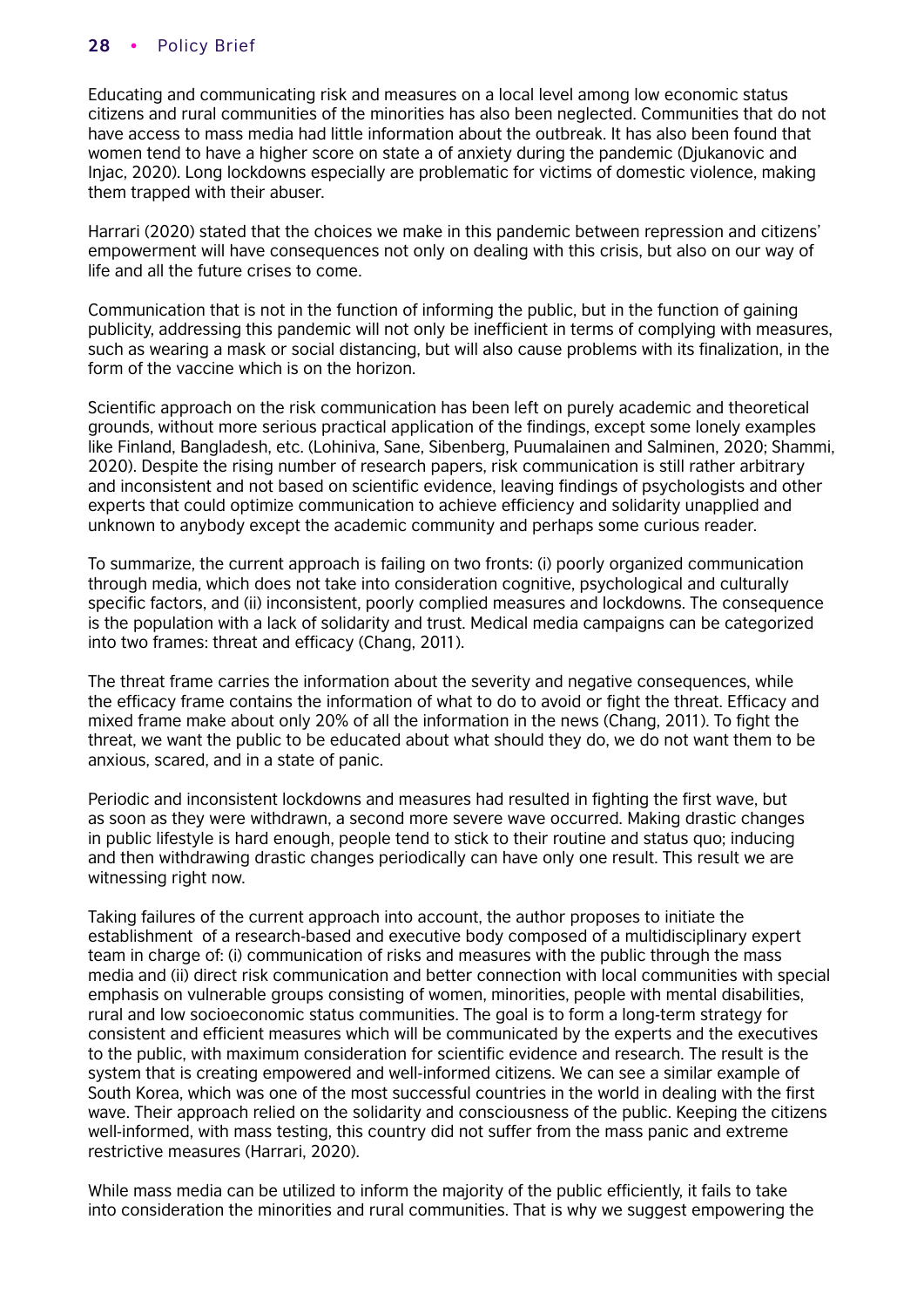Educating and communicating risk and measures on a local level among low economic status citizens and rural communities of the minorities has also been neglected. Communities that do not have access to mass media had little information about the outbreak. It has also been found that women tend to have a higher score on state a of anxiety during the pandemic (Djukanovic and Injac, 2020). Long lockdowns especially are problematic for victims of domestic violence, making them trapped with their abuser.

Harrari (2020) stated that the choices we make in this pandemic between repression and citizens' empowerment will have consequences not only on dealing with this crisis, but also on our way of life and all the future crises to come.

Communication that is not in the function of informing the public, but in the function of gaining publicity, addressing this pandemic will not only be inefficient in terms of complying with measures, such as wearing a mask or social distancing, but will also cause problems with its finalization, in the form of the vaccine which is on the horizon.

Scientific approach on the risk communication has been left on purely academic and theoretical grounds, without more serious practical application of the findings, except some lonely examples like Finland, Bangladesh, etc. (Lohiniva, Sane, Sibenberg, Puumalainen and Salminen, 2020; Shammi, 2020). Despite the rising number of research papers, risk communication is still rather arbitrary and inconsistent and not based on scientific evidence, leaving findings of psychologists and other experts that could optimize communication to achieve efficiency and solidarity unapplied and unknown to anybody except the academic community and perhaps some curious reader.

To summarize, the current approach is failing on two fronts: (i) poorly organized communication through media, which does not take into consideration cognitive, psychological and culturally specific factors, and (ii) inconsistent, poorly complied measures and lockdowns. The consequence is the population with a lack of solidarity and trust. Medical media campaigns can be categorized into two frames: threat and efficacy (Chang, 2011).

The threat frame carries the information about the severity and negative consequences, while the efficacy frame contains the information of what to do to avoid or fight the threat. Efficacy and mixed frame make about only 20% of all the information in the news (Chang, 2011). To fight the threat, we want the public to be educated about what should they do, we do not want them to be anxious, scared, and in a state of panic.

Periodic and inconsistent lockdowns and measures had resulted in fighting the first wave, but as soon as they were withdrawn, a second more severe wave occurred. Making drastic changes in public lifestyle is hard enough, people tend to stick to their routine and status quo; inducing and then withdrawing drastic changes periodically can have only one result. This result we are witnessing right now.

Taking failures of the current approach into account, the author proposes to initiate the establishment of a research-based and executive body composed of a multidisciplinary expert team in charge of: (i) communication of risks and measures with the public through the mass media and (ii) direct risk communication and better connection with local communities with special emphasis on vulnerable groups consisting of women, minorities, people with mental disabilities, rural and low socioeconomic status communities. The goal is to form a long-term strategy for consistent and efficient measures which will be communicated by the experts and the executives to the public, with maximum consideration for scientific evidence and research. The result is the system that is creating empowered and well-informed citizens. We can see a similar example of South Korea, which was one of the most successful countries in the world in dealing with the first wave. Their approach relied on the solidarity and consciousness of the public. Keeping the citizens well-informed, with mass testing, this country did not suffer from the mass panic and extreme restrictive measures (Harrari, 2020).

While mass media can be utilized to inform the majority of the public efficiently, it fails to take into consideration the minorities and rural communities. That is why we suggest empowering the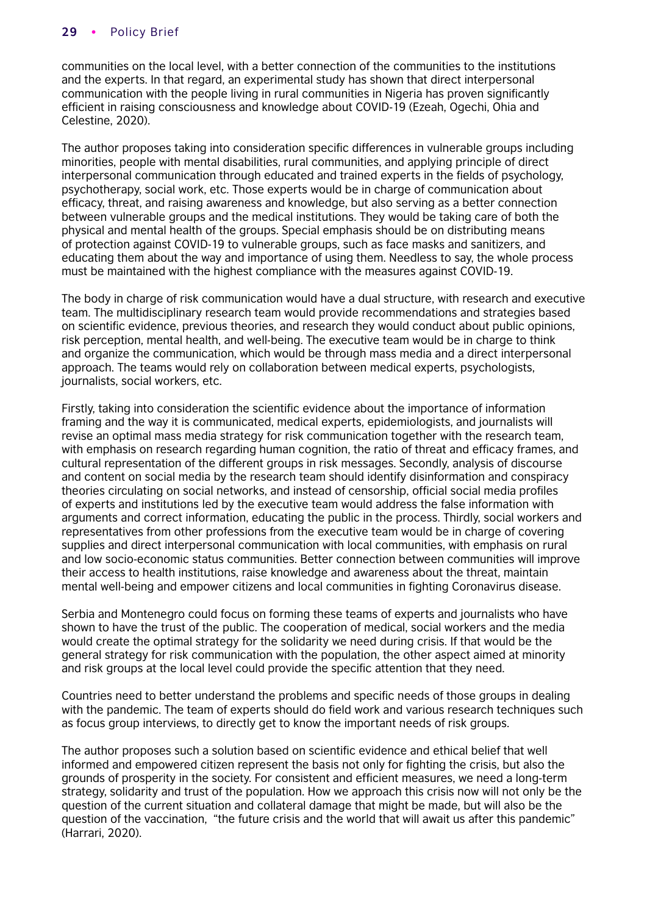communities on the local level, with a better connection of the communities to the institutions and the experts. In that regard, an experimental study has shown that direct interpersonal communication with the people living in rural communities in Nigeria has proven significantly efficient in raising consciousness and knowledge about COVID-19 (Ezeah, Ogechi, Ohia and Celestine, 2020).

The author proposes taking into consideration specific differences in vulnerable groups including minorities, people with mental disabilities, rural communities, and applying principle of direct interpersonal communication through educated and trained experts in the fields of psychology, psychotherapy, social work, etc. Those experts would be in charge of communication about efficacy, threat, and raising awareness and knowledge, but also serving as a better connection between vulnerable groups and the medical institutions. They would be taking care of both the physical and mental health of the groups. Special emphasis should be on distributing means of protection against COVID-19 to vulnerable groups, such as face masks and sanitizers, and educating them about the way and importance of using them. Needless to say, the whole process must be maintained with the highest compliance with the measures against COVID-19.

The body in charge of risk communication would have a dual structure, with research and executive team. The multidisciplinary research team would provide recommendations and strategies based on scientific evidence, previous theories, and research they would conduct about public opinions, risk perception, mental health, and well-being. The executive team would be in charge to think and organize the communication, which would be through mass media and a direct interpersonal approach. The teams would rely on collaboration between medical experts, psychologists, journalists, social workers, etc.

Firstly, taking into consideration the scientific evidence about the importance of information framing and the way it is communicated, medical experts, epidemiologists, and journalists will revise an optimal mass media strategy for risk communication together with the research team, with emphasis on research regarding human cognition, the ratio of threat and efficacy frames, and cultural representation of the different groups in risk messages. Secondly, analysis of discourse and content on social media by the research team should identify disinformation and conspiracy theories circulating on social networks, and instead of censorship, official social media profiles of experts and institutions led by the executive team would address the false information with arguments and correct information, educating the public in the process. Thirdly, social workers and representatives from other professions from the executive team would be in charge of covering supplies and direct interpersonal communication with local communities, with emphasis on rural and low socio-economic status communities. Better connection between communities will improve their access to health institutions, raise knowledge and awareness about the threat, maintain mental well-being and empower citizens and local communities in fighting Coronavirus disease.

Serbia and Montenegro could focus on forming these teams of experts and journalists who have shown to have the trust of the public. The cooperation of medical, social workers and the media would create the optimal strategy for the solidarity we need during crisis. If that would be the general strategy for risk communication with the population, the other aspect aimed at minority and risk groups at the local level could provide the specific attention that they need.

Countries need to better understand the problems and specific needs of those groups in dealing with the pandemic. The team of experts should do field work and various research techniques such as focus group interviews, to directly get to know the important needs of risk groups.

The author proposes such a solution based on scientific evidence and ethical belief that well informed and empowered citizen represent the basis not only for fighting the crisis, but also the grounds of prosperity in the society. For consistent and efficient measures, we need a long-term strategy, solidarity and trust of the population. How we approach this crisis now will not only be the question of the current situation and collateral damage that might be made, but will also be the question of the vaccination, "the future crisis and the world that will await us after this pandemic" (Harrari, 2020).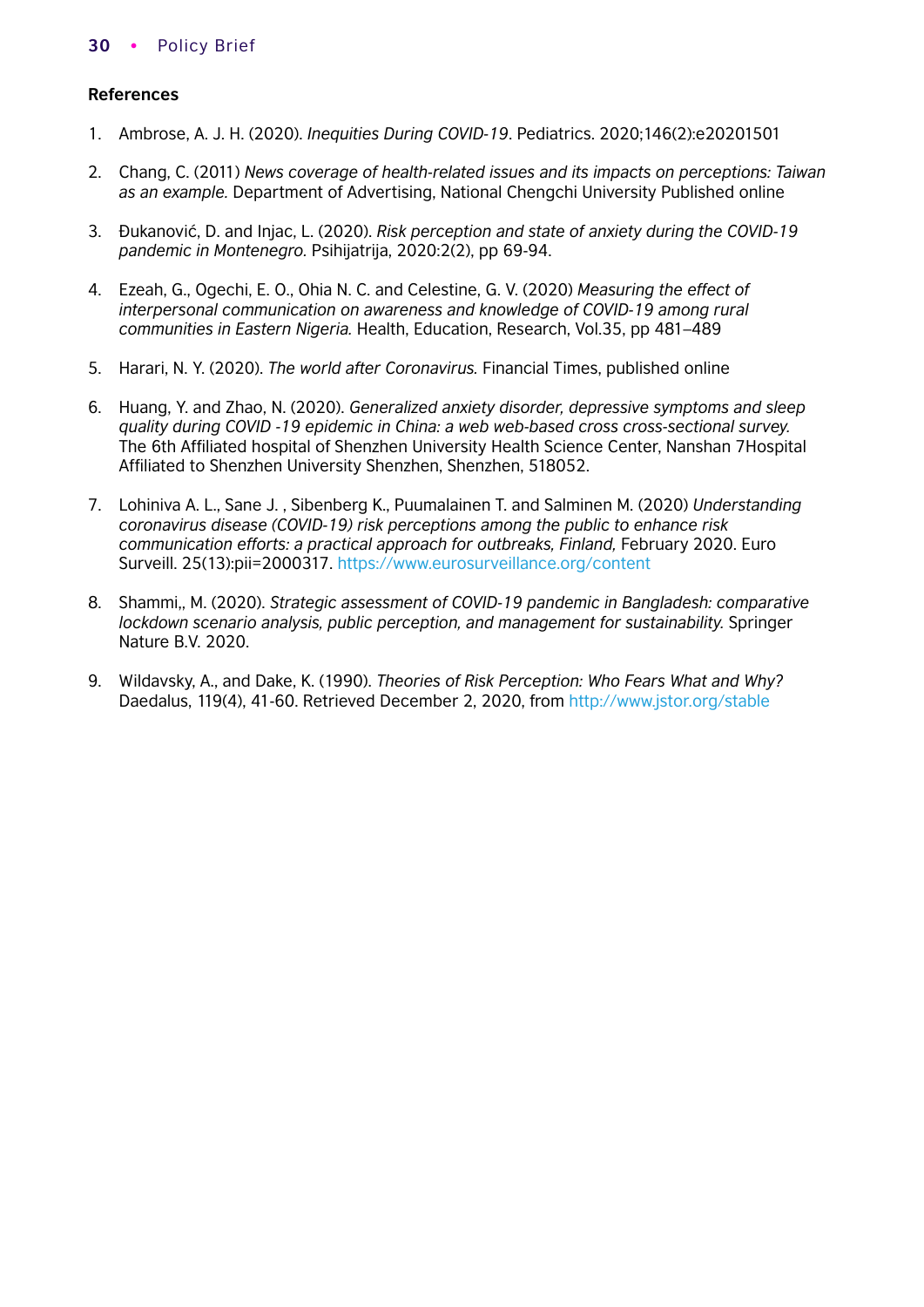**References**

1. Ambrose, A. J. H. (2020). *Inequities During COVID-19*. Pediatrics. 2020;146(2):e20201501

2. Chang, C. (2011) *News coverage of health-related issues and its impacts on perceptions: Taiwan as an example.* Department of Advertising, National Chengchi University Published online

3. Đukanović, D. and Injac, L. (2020). *Risk perception and state of anxiety during the COVID-19 pandemic in Montenegro.* Psihijatrija, 2020:2(2), pp 69-94.

4. Ezeah, G., Ogechi, E. O., Ohia N. C. and Celestine, G. V. (2020) *Measuring the effect of interpersonal communication on awareness and knowledge of COVID-19 among rural communities in Eastern Nigeria.* Health, Education, Research, Vol.35, pp 481–489

5. Harari, N. Y. (2020). *The world after Coronavirus.* Financial Times, published online

6. Huang, Y. and Zhao, N. (2020). *Generalized anxiety disorder, depressive symptoms and sleep quality during COVID -19 epidemic in China: a web web-based cross cross-sectional survey.* The 6th Affiliated hospital of Shenzhen University Health Science Center, Nanshan 7Hospital Affiliated to Shenzhen University Shenzhen, Shenzhen, 518052.

7. Lohiniva A. L., Sane J. , Sibenberg K., Puumalainen T. and Salminen M. (2020) *Understanding coronavirus disease (COVID-19) risk perceptions among the public to enhance risk communication efforts: a practical approach for outbreaks, Finland,* February 2020. Euro Surveill. 25(13):pii=2000317. https://www.eurosurveillance.org/content

8. Shammi,, M. (2020). *Strategic assessment of COVID-19 pandemic in Bangladesh: comparative lockdown scenario analysis, public perception, and management for sustainability.* Springer Nature B.V. 2020.

9. Wildavsky, A., and Dake, K. (1990). *Theories of Risk Perception: Who Fears What and Why?* Daedalus, 119(4), 41-60. Retrieved December 2, 2020, from http://www.jstor.org/stable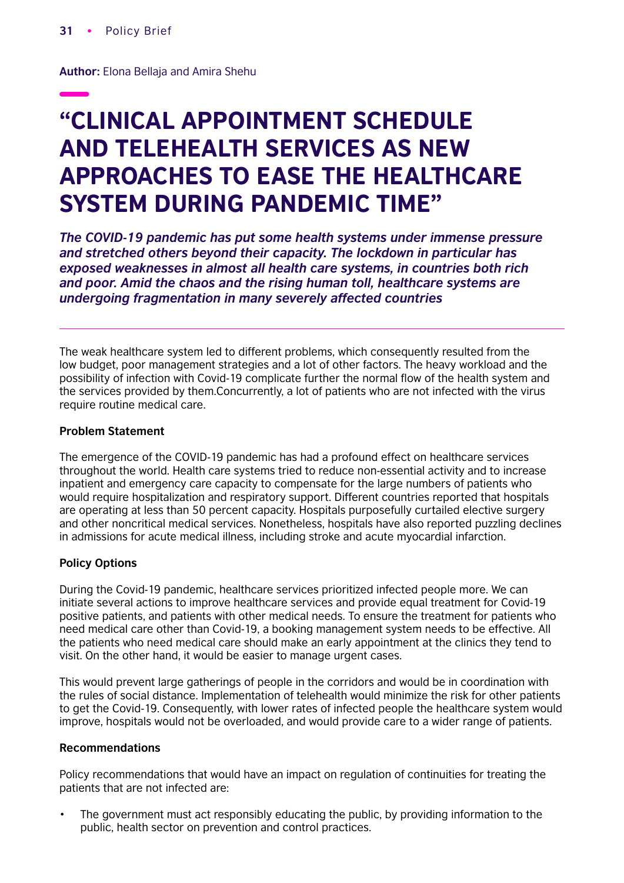**Author:** Elona Bellaja and Amira Shehu

# "CLINICAL APPOINTMENT SCHEDULE AND TELEHEALTH SERVICES AS NEW APPROACHES TO EASE THE HEALTHCARE SYSTEM DURING PANDEMIC TIME"

***The COVID-19 pandemic has put some health systems under immense pressure and stretched others beyond their capacity. The lockdown in particular has exposed weaknesses in almost all health care systems, in countries both rich and poor. Amid the chaos and the rising human toll, healthcare systems are undergoing fragmentation in many severely affected countries***

---

The weak healthcare system led to different problems, which consequently resulted from the low budget, poor management strategies and a lot of other factors. The heavy workload and the possibility of infection with Covid-19 complicate further the normal flow of the health system and the services provided by them.Concurrently, a lot of patients who are not infected with the virus require routine medical care.

**Problem Statement**

The emergence of the COVID-19 pandemic has had a profound effect on healthcare services throughout the world. Health care systems tried to reduce non-essential activity and to increase inpatient and emergency care capacity to compensate for the large numbers of patients who would require hospitalization and respiratory support. Different countries reported that hospitals are operating at less than 50 percent capacity. Hospitals purposefully curtailed elective surgery and other noncritical medical services. Nonetheless, hospitals have also reported puzzling declines in admissions for acute medical illness, including stroke and acute myocardial infarction.

**Policy Options**

During the Covid-19 pandemic, healthcare services prioritized infected people more. We can initiate several actions to improve healthcare services and provide equal treatment for Covid-19 positive patients, and patients with other medical needs. To ensure the treatment for patients who need medical care other than Covid-19, a booking management system needs to be effective. All the patients who need medical care should make an early appointment at the clinics they tend to visit. On the other hand, it would be easier to manage urgent cases.

This would prevent large gatherings of people in the corridors and would be in coordination with the rules of social distance. Implementation of telehealth would minimize the risk for other patients to get the Covid-19. Consequently, with lower rates of infected people the healthcare system would improve, hospitals would not be overloaded, and would provide care to a wider range of patients.

**Recommendations**

Policy recommendations that would have an impact on regulation of continuities for treating the patients that are not infected are:

- The government must act responsibly educating the public, by providing information to the public, health sector on prevention and control practices.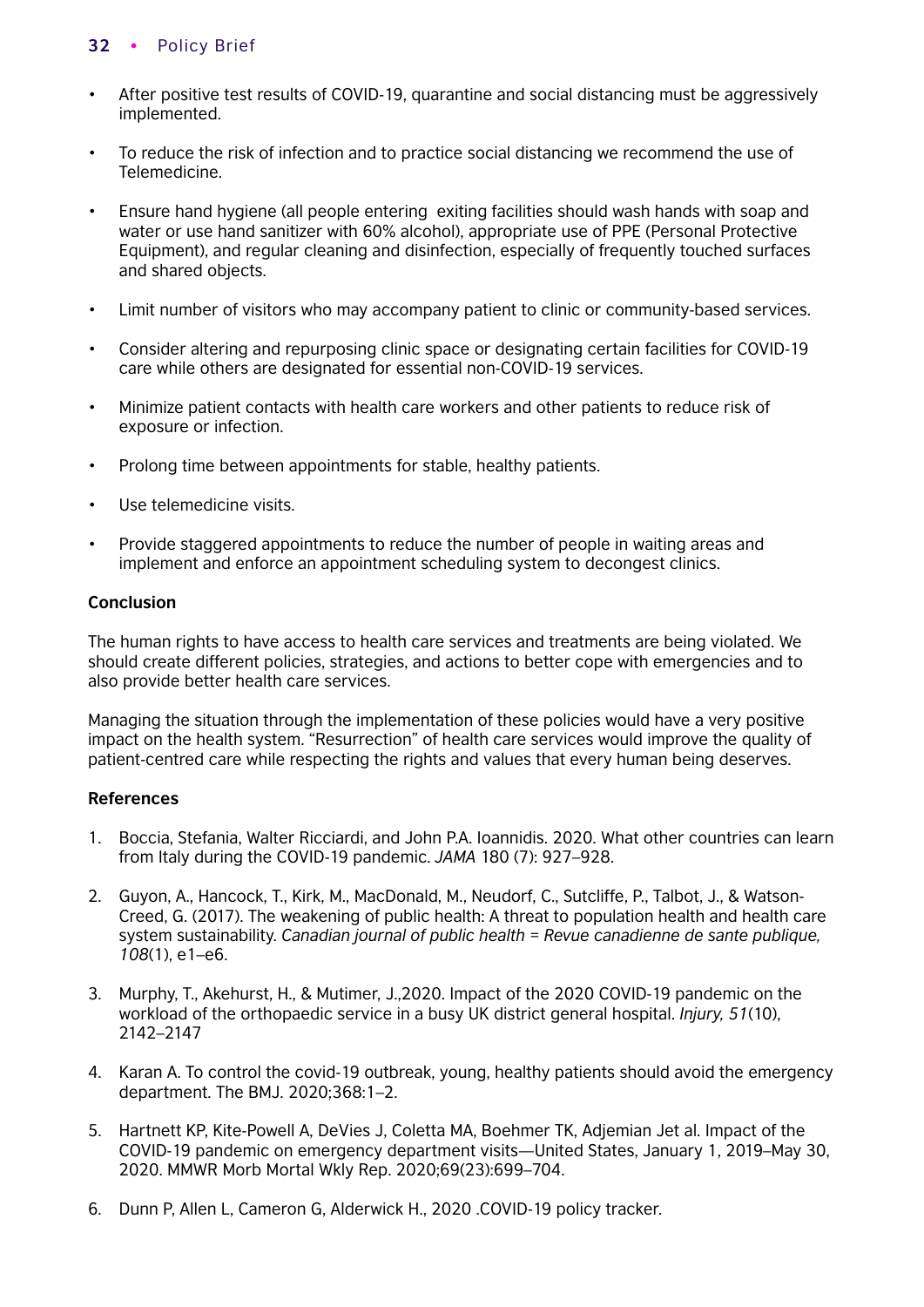- After positive test results of COVID-19, quarantine and social distancing must be aggressively implemented.
- To reduce the risk of infection and to practice social distancing we recommend the use of Telemedicine.
- Ensure hand hygiene (all people entering  exiting facilities should wash hands with soap and water or use hand sanitizer with 60% alcohol), appropriate use of PPE (Personal Protective Equipment), and regular cleaning and disinfection, especially of frequently touched surfaces and shared objects.
- Limit number of visitors who may accompany patient to clinic or community-based services.
- Consider altering and repurposing clinic space or designating certain facilities for COVID-19 care while others are designated for essential non-COVID-19 services.
- Minimize patient contacts with health care workers and other patients to reduce risk of exposure or infection.
- Prolong time between appointments for stable, healthy patients.
- Use telemedicine visits.
- Provide staggered appointments to reduce the number of people in waiting areas and implement and enforce an appointment scheduling system to decongest clinics.

**Conclusion**

The human rights to have access to health care services and treatments are being violated. We should create different policies, strategies, and actions to better cope with emergencies and to also provide better health care services.

Managing the situation through the implementation of these policies would have a very positive impact on the health system. "Resurrection" of health care services would improve the quality of patient-centred care while respecting the rights and values that every human being deserves.

**References**

1. Boccia, Stefania, Walter Ricciardi, and John P.A. Ioannidis. 2020. What other countries can learn from Italy during the COVID-19 pandemic. *JAMA* 180 (7): 927–928.
2. Guyon, A., Hancock, T., Kirk, M., MacDonald, M., Neudorf, C., Sutcliffe, P., Talbot, J., & Watson-Creed, G. (2017). The weakening of public health: A threat to population health and health care system sustainability. *Canadian journal of public health = Revue canadienne de sante publique, 108*(1), e1–e6.
3. Murphy, T., Akehurst, H., & Mutimer, J.,2020. Impact of the 2020 COVID-19 pandemic on the workload of the orthopaedic service in a busy UK district general hospital. *Injury, 51*(10), 2142–2147
4. Karan A. To control the covid-19 outbreak, young, healthy patients should avoid the emergency department. The BMJ. 2020;368:1–2.
5. Hartnett KP, Kite-Powell A, DeVies J, Coletta MA, Boehmer TK, Adjemian Jet al. Impact of the COVID-19 pandemic on emergency department visits—United States, January 1, 2019–May 30, 2020. MMWR Morb Mortal Wkly Rep. 2020;69(23):699–704.
6. Dunn P, Allen L, Cameron G, Alderwick H., 2020 .COVID-19 policy tracker.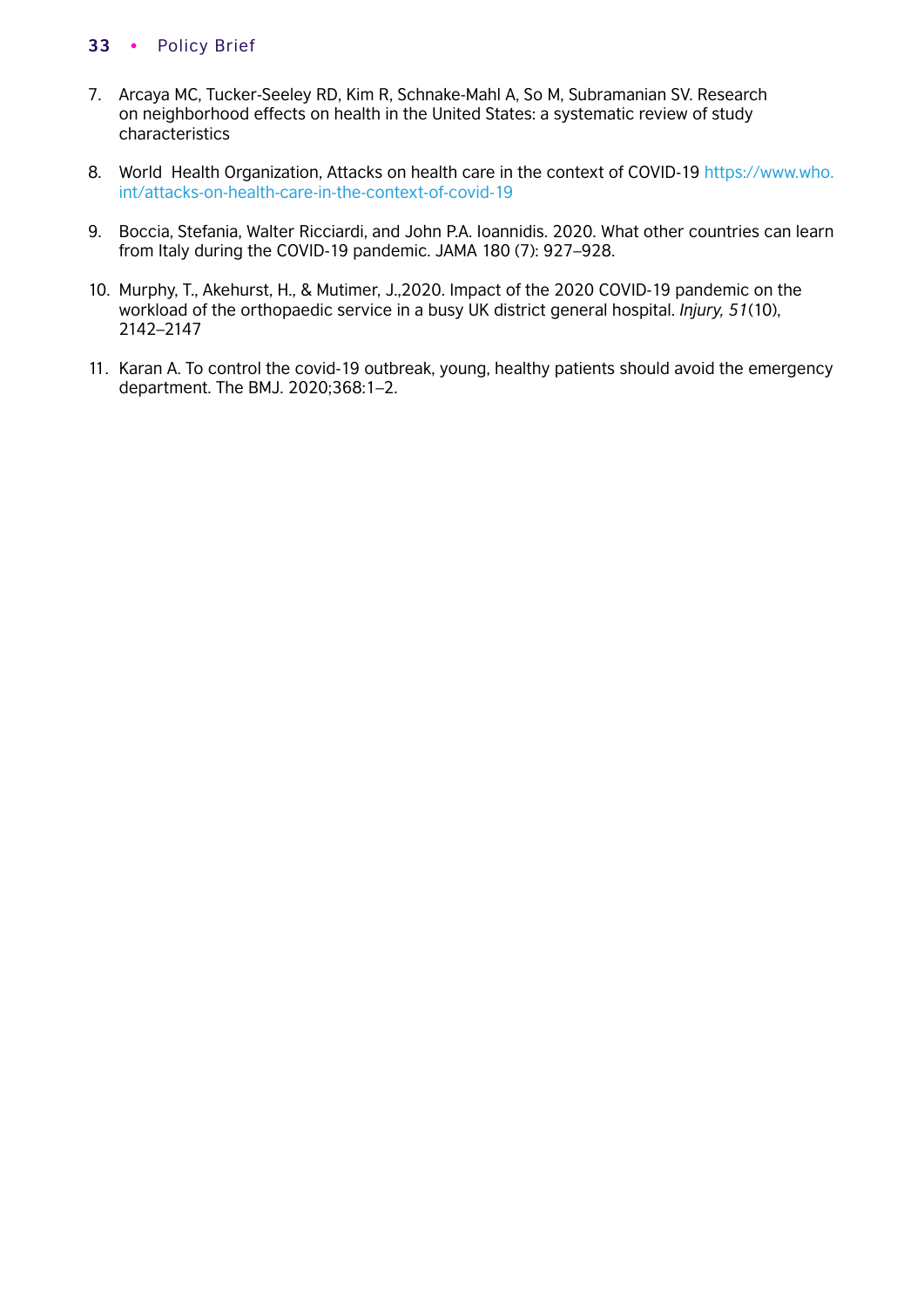7. Arcaya MC, Tucker-Seeley RD, Kim R, Schnake-Mahl A, So M, Subramanian SV. Research on neighborhood effects on health in the United States: a systematic review of study characteristics

8. World Health Organization, Attacks on health care in the context of COVID-19 https://www.who.int/attacks-on-health-care-in-the-context-of-covid-19

9. Boccia, Stefania, Walter Ricciardi, and John P.A. Ioannidis. 2020. What other countries can learn from Italy during the COVID-19 pandemic. JAMA 180 (7): 927–928.

10. Murphy, T., Akehurst, H., & Mutimer, J.,2020. Impact of the 2020 COVID-19 pandemic on the workload of the orthopaedic service in a busy UK district general hospital. *Injury, 51*(10), 2142–2147

11. Karan A. To control the covid-19 outbreak, young, healthy patients should avoid the emergency department. The BMJ. 2020;368:1–2.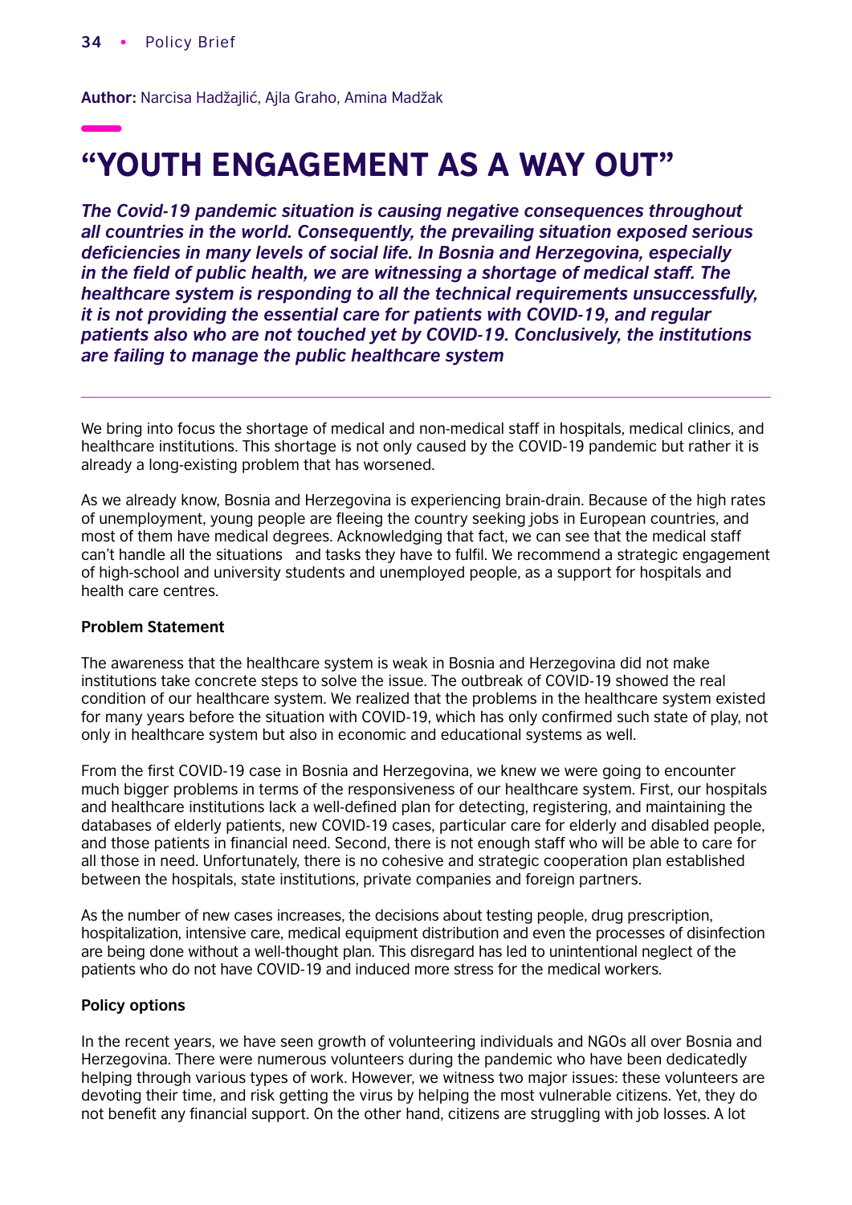**Author:** Narcisa Hadžajlić, Ajla Graho, Amina Madžak

# "YOUTH ENGAGEMENT AS A WAY OUT"

***The Covid-19 pandemic situation is causing negative consequences throughout all countries in the world. Consequently, the prevailing situation exposed serious deficiencies in many levels of social life. In Bosnia and Herzegovina, especially in the field of public health, we are witnessing a shortage of medical staff. The healthcare system is responding to all the technical requirements unsuccessfully, it is not providing the essential care for patients with COVID-19, and regular patients also who are not touched yet by COVID-19. Conclusively, the institutions are failing to manage the public healthcare system***

We bring into focus the shortage of medical and non-medical staff in hospitals, medical clinics, and healthcare institutions. This shortage is not only caused by the COVID-19 pandemic but rather it is already a long-existing problem that has worsened.

As we already know, Bosnia and Herzegovina is experiencing brain-drain. Because of the high rates of unemployment, young people are fleeing the country seeking jobs in European countries, and most of them have medical degrees. Acknowledging that fact, we can see that the medical staff can't handle all the situations and tasks they have to fulfil. We recommend a strategic engagement of high-school and university students and unemployed people, as a support for hospitals and health care centres.

**Problem Statement**

The awareness that the healthcare system is weak in Bosnia and Herzegovina did not make institutions take concrete steps to solve the issue. The outbreak of COVID-19 showed the real condition of our healthcare system. We realized that the problems in the healthcare system existed for many years before the situation with COVID-19, which has only confirmed such state of play, not only in healthcare system but also in economic and educational systems as well.

From the first COVID-19 case in Bosnia and Herzegovina, we knew we were going to encounter much bigger problems in terms of the responsiveness of our healthcare system. First, our hospitals and healthcare institutions lack a well-defined plan for detecting, registering, and maintaining the databases of elderly patients, new COVID-19 cases, particular care for elderly and disabled people, and those patients in financial need. Second, there is not enough staff who will be able to care for all those in need. Unfortunately, there is no cohesive and strategic cooperation plan established between the hospitals, state institutions, private companies and foreign partners.

As the number of new cases increases, the decisions about testing people, drug prescription, hospitalization, intensive care, medical equipment distribution and even the processes of disinfection are being done without a well-thought plan. This disregard has led to unintentional neglect of the patients who do not have COVID-19 and induced more stress for the medical workers.

**Policy options**

In the recent years, we have seen growth of volunteering individuals and NGOs all over Bosnia and Herzegovina. There were numerous volunteers during the pandemic who have been dedicatedly helping through various types of work. However, we witness two major issues: these volunteers are devoting their time, and risk getting the virus by helping the most vulnerable citizens. Yet, they do not benefit any financial support. On the other hand, citizens are struggling with job losses. A lot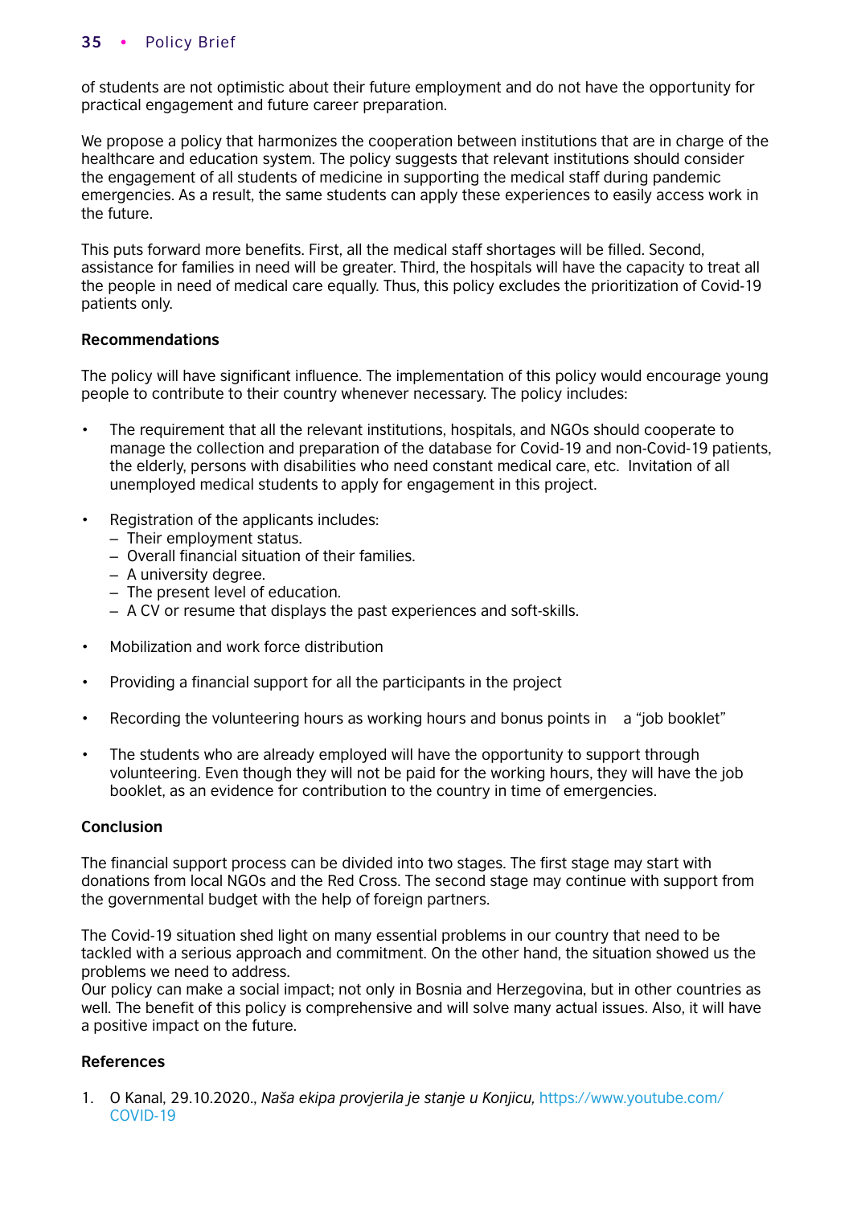of students are not optimistic about their future employment and do not have the opportunity for practical engagement and future career preparation.

We propose a policy that harmonizes the cooperation between institutions that are in charge of the healthcare and education system. The policy suggests that relevant institutions should consider the engagement of all students of medicine in supporting the medical staff during pandemic emergencies. As a result, the same students can apply these experiences to easily access work in the future.

This puts forward more benefits. First, all the medical staff shortages will be filled. Second, assistance for families in need will be greater. Third, the hospitals will have the capacity to treat all the people in need of medical care equally. Thus, this policy excludes the prioritization of Covid-19 patients only.

**Recommendations**

The policy will have significant influence. The implementation of this policy would encourage young people to contribute to their country whenever necessary. The policy includes:

- The requirement that all the relevant institutions, hospitals, and NGOs should cooperate to manage the collection and preparation of the database for Covid-19 and non-Covid-19 patients, the elderly, persons with disabilities who need constant medical care, etc. Invitation of all unemployed medical students to apply for engagement in this project.
- Registration of the applicants includes:
  - Their employment status.
  - Overall financial situation of their families.
  - A university degree.
  - The present level of education.
  - A CV or resume that displays the past experiences and soft-skills.
- Mobilization and work force distribution
- Providing a financial support for all the participants in the project
- Recording the volunteering hours as working hours and bonus points in a "job booklet"
- The students who are already employed will have the opportunity to support through volunteering. Even though they will not be paid for the working hours, they will have the job booklet, as an evidence for contribution to the country in time of emergencies.

**Conclusion**

The financial support process can be divided into two stages. The first stage may start with donations from local NGOs and the Red Cross. The second stage may continue with support from the governmental budget with the help of foreign partners.

The Covid-19 situation shed light on many essential problems in our country that need to be tackled with a serious approach and commitment. On the other hand, the situation showed us the problems we need to address.
Our policy can make a social impact; not only in Bosnia and Herzegovina, but in other countries as well. The benefit of this policy is comprehensive and will solve many actual issues. Also, it will have a positive impact on the future.

**References**

1. O Kanal, 29.10.2020., *Naša ekipa provjerila je stanje u Konjicu,* https://www.youtube.com/COVID-19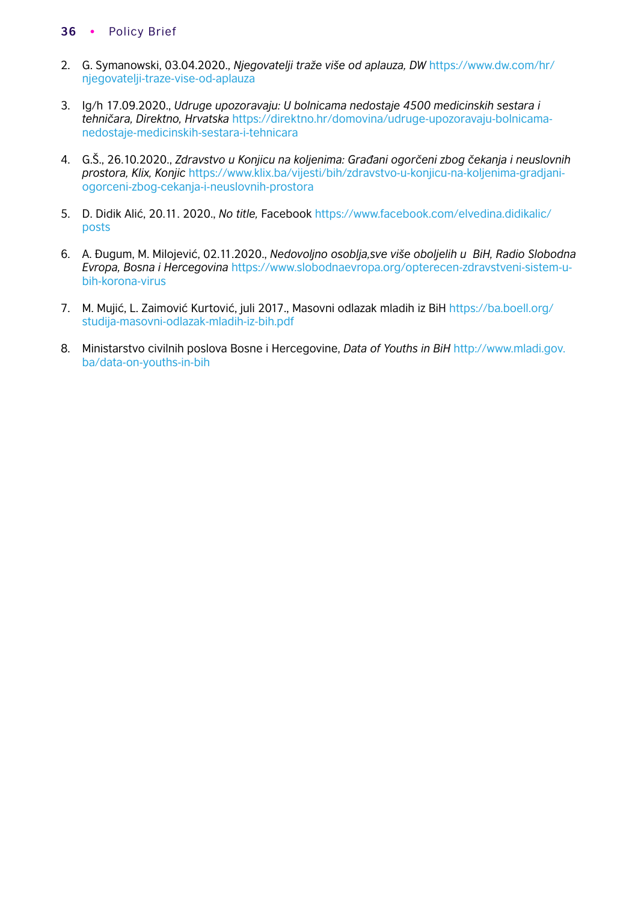2. G. Symanowski, 03.04.2020., *Njegovatelji traže više od aplauza, DW* https://www.dw.com/hr/njegovatelji-traze-vise-od-aplauza

3. Ig/h 17.09.2020., *Udruge upozoravaju: U bolnicama nedostaje 4500 medicinskih sestara i tehničara, Direktno, Hrvatska* https://direktno.hr/domovina/udruge-upozoravaju-bolnicama-nedostaje-medicinskih-sestara-i-tehnicara

4. G.Š., 26.10.2020., *Zdravstvo u Konjicu na koljenima: Građani ogorčeni zbog čekanja i neuslovnih prostora, Klix, Konjic* https://www.klix.ba/vijesti/bih/zdravstvo-u-konjicu-na-koljenima-gradjani-ogorceni-zbog-cekanja-i-neuslovnih-prostora

5. D. Didik Alić, 20.11. 2020., *No title,* Facebook https://www.facebook.com/elvedina.didikalic/posts

6. A. Đugum, M. Milojević, 02.11.2020., *Nedovoljno osoblja,sve više oboljelih u BiH, Radio Slobodna Evropa, Bosna i Hercegovina* https://www.slobodnaevropa.org/opterecen-zdravstveni-sistem-u-bih-korona-virus

7. M. Mujić, L. Zaimović Kurtović, juli 2017., Masovni odlazak mladih iz BiH https://ba.boell.org/studija-masovni-odlazak-mladih-iz-bih.pdf

8. Ministarstvo civilnih poslova Bosne i Hercegovine, *Data of Youths in BiH* http://www.mladi.gov.ba/data-on-youths-in-bih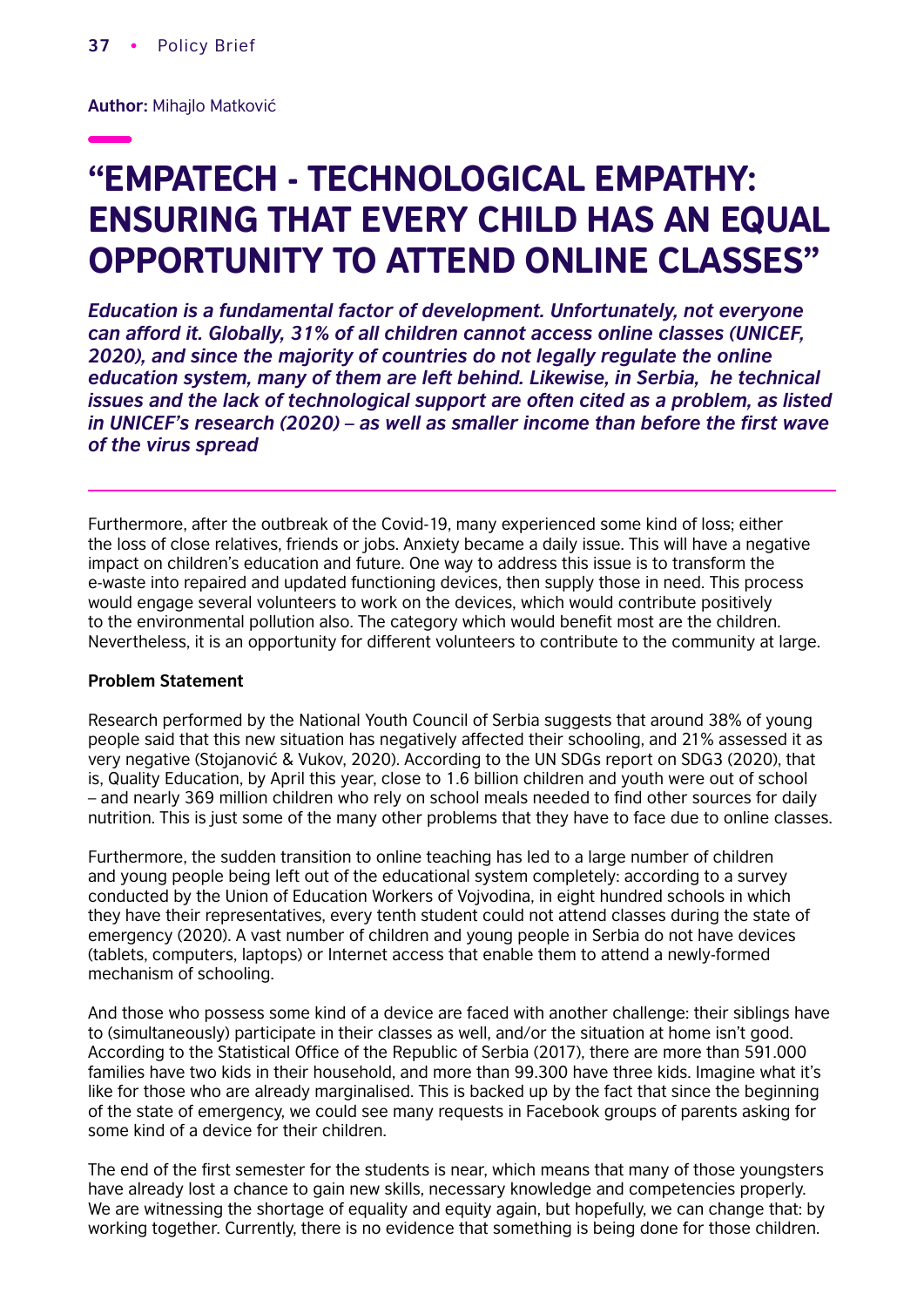**Author:** Mihajlo Matković

# "EMPATECH - TECHNOLOGICAL EMPATHY: ENSURING THAT EVERY CHILD HAS AN EQUAL OPPORTUNITY TO ATTEND ONLINE CLASSES"

***Education is a fundamental factor of development. Unfortunately, not everyone can afford it. Globally, 31% of all children cannot access online classes (UNICEF, 2020), and since the majority of countries do not legally regulate the online education system, many of them are left behind. Likewise, in Serbia, he technical issues and the lack of technological support are often cited as a problem, as listed in UNICEF's research (2020) – as well as smaller income than before the first wave of the virus spread***

---

Furthermore, after the outbreak of the Covid-19, many experienced some kind of loss; either the loss of close relatives, friends or jobs. Anxiety became a daily issue. This will have a negative impact on children's education and future. One way to address this issue is to transform the e-waste into repaired and updated functioning devices, then supply those in need. This process would engage several volunteers to work on the devices, which would contribute positively to the environmental pollution also. The category which would benefit most are the children. Nevertheless, it is an opportunity for different volunteers to contribute to the community at large.

**Problem Statement**

Research performed by the National Youth Council of Serbia suggests that around 38% of young people said that this new situation has negatively affected their schooling, and 21% assessed it as very negative (Stojanović & Vukov, 2020). According to the UN SDGs report on SDG3 (2020), that is, Quality Education, by April this year, close to 1.6 billion children and youth were out of school – and nearly 369 million children who rely on school meals needed to find other sources for daily nutrition. This is just some of the many other problems that they have to face due to online classes.

Furthermore, the sudden transition to online teaching has led to a large number of children and young people being left out of the educational system completely: according to a survey conducted by the Union of Education Workers of Vojvodina, in eight hundred schools in which they have their representatives, every tenth student could not attend classes during the state of emergency (2020). A vast number of children and young people in Serbia do not have devices (tablets, computers, laptops) or Internet access that enable them to attend a newly-formed mechanism of schooling.

And those who possess some kind of a device are faced with another challenge: their siblings have to (simultaneously) participate in their classes as well, and/or the situation at home isn't good. According to the Statistical Office of the Republic of Serbia (2017), there are more than 591.000 families have two kids in their household, and more than 99.300 have three kids. Imagine what it's like for those who are already marginalised. This is backed up by the fact that since the beginning of the state of emergency, we could see many requests in Facebook groups of parents asking for some kind of a device for their children.

The end of the first semester for the students is near, which means that many of those youngsters have already lost a chance to gain new skills, necessary knowledge and competencies properly. We are witnessing the shortage of equality and equity again, but hopefully, we can change that: by working together. Currently, there is no evidence that something is being done for those children.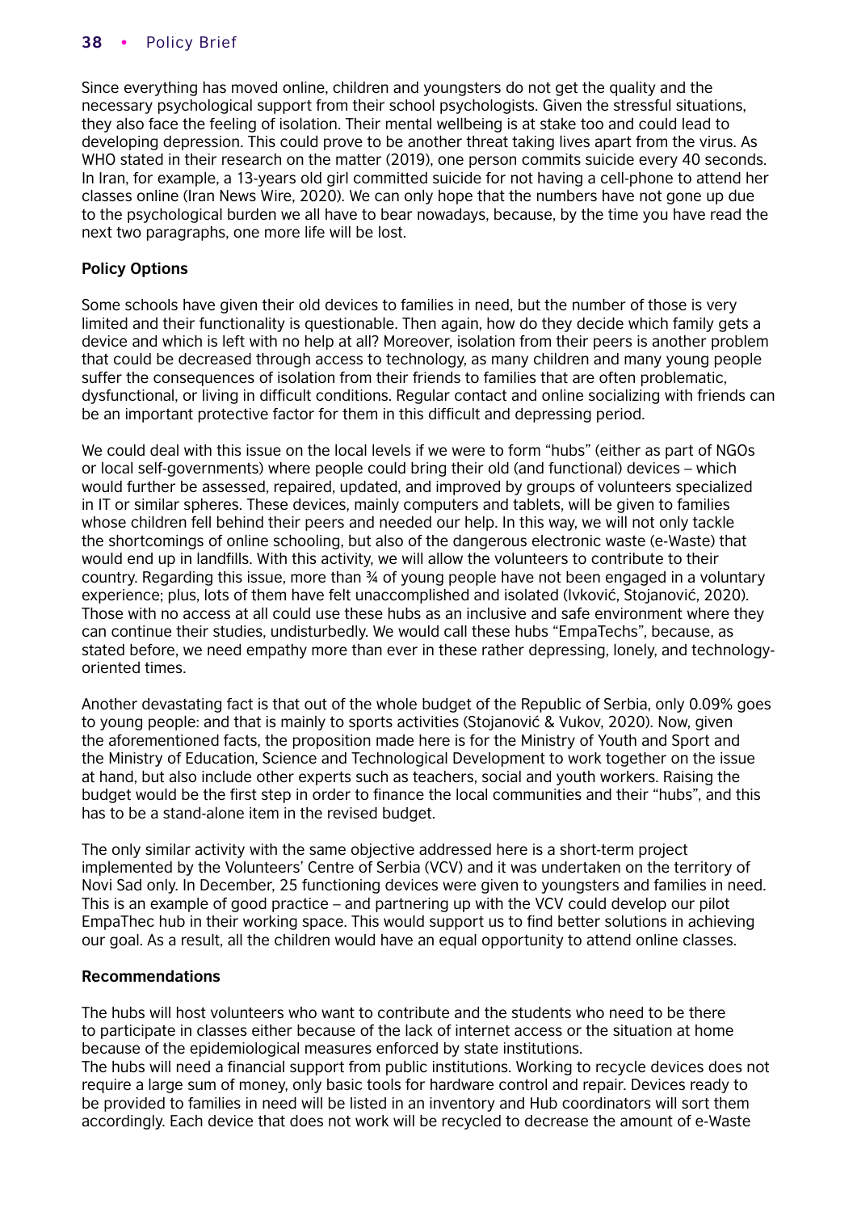Since everything has moved online, children and youngsters do not get the quality and the necessary psychological support from their school psychologists. Given the stressful situations, they also face the feeling of isolation. Their mental wellbeing is at stake too and could lead to developing depression. This could prove to be another threat taking lives apart from the virus. As WHO stated in their research on the matter (2019), one person commits suicide every 40 seconds. In Iran, for example, a 13-years old girl committed suicide for not having a cell-phone to attend her classes online (Iran News Wire, 2020). We can only hope that the numbers have not gone up due to the psychological burden we all have to bear nowadays, because, by the time you have read the next two paragraphs, one more life will be lost.

**Policy Options**

Some schools have given their old devices to families in need, but the number of those is very limited and their functionality is questionable. Then again, how do they decide which family gets a device and which is left with no help at all? Moreover, isolation from their peers is another problem that could be decreased through access to technology, as many children and many young people suffer the consequences of isolation from their friends to families that are often problematic, dysfunctional, or living in difficult conditions. Regular contact and online socializing with friends can be an important protective factor for them in this difficult and depressing period.

We could deal with this issue on the local levels if we were to form "hubs" (either as part of NGOs or local self-governments) where people could bring their old (and functional) devices – which would further be assessed, repaired, updated, and improved by groups of volunteers specialized in IT or similar spheres. These devices, mainly computers and tablets, will be given to families whose children fell behind their peers and needed our help. In this way, we will not only tackle the shortcomings of online schooling, but also of the dangerous electronic waste (e-Waste) that would end up in landfills. With this activity, we will allow the volunteers to contribute to their country. Regarding this issue, more than ¾ of young people have not been engaged in a voluntary experience; plus, lots of them have felt unaccomplished and isolated (Ivković, Stojanović, 2020). Those with no access at all could use these hubs as an inclusive and safe environment where they can continue their studies, undisturbedly. We would call these hubs "EmpaTechs", because, as stated before, we need empathy more than ever in these rather depressing, lonely, and technology-oriented times.

Another devastating fact is that out of the whole budget of the Republic of Serbia, only 0.09% goes to young people: and that is mainly to sports activities (Stojanović & Vukov, 2020). Now, given the aforementioned facts, the proposition made here is for the Ministry of Youth and Sport and the Ministry of Education, Science and Technological Development to work together on the issue at hand, but also include other experts such as teachers, social and youth workers. Raising the budget would be the first step in order to finance the local communities and their "hubs", and this has to be a stand-alone item in the revised budget.

The only similar activity with the same objective addressed here is a short-term project implemented by the Volunteers' Centre of Serbia (VCV) and it was undertaken on the territory of Novi Sad only. In December, 25 functioning devices were given to youngsters and families in need. This is an example of good practice – and partnering up with the VCV could develop our pilot EmpaThec hub in their working space. This would support us to find better solutions in achieving our goal. As a result, all the children would have an equal opportunity to attend online classes.

**Recommendations**

The hubs will host volunteers who want to contribute and the students who need to be there to participate in classes either because of the lack of internet access or the situation at home because of the epidemiological measures enforced by state institutions.
The hubs will need a financial support from public institutions. Working to recycle devices does not require a large sum of money, only basic tools for hardware control and repair. Devices ready to be provided to families in need will be listed in an inventory and Hub coordinators will sort them accordingly. Each device that does not work will be recycled to decrease the amount of e-Waste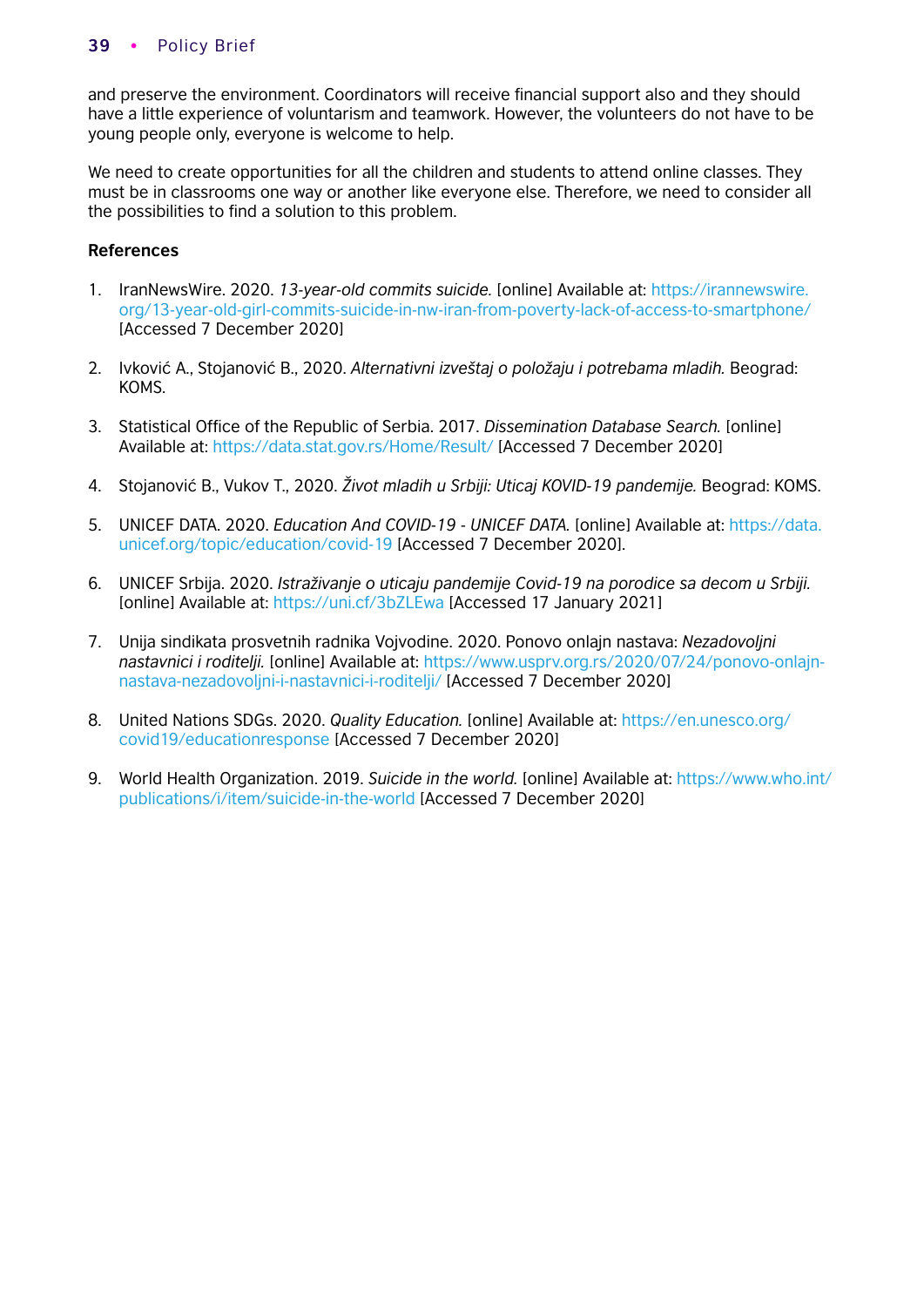and preserve the environment. Coordinators will receive financial support also and they should have a little experience of voluntarism and teamwork. However, the volunteers do not have to be young people only, everyone is welcome to help.

We need to create opportunities for all the children and students to attend online classes. They must be in classrooms one way or another like everyone else. Therefore, we need to consider all the possibilities to find a solution to this problem.

**References**

1. IranNewsWire. 2020. *13-year-old commits suicide.* [online] Available at: https://irannewswire.org/13-year-old-girl-commits-suicide-in-nw-iran-from-poverty-lack-of-access-to-smartphone/ [Accessed 7 December 2020]

2. Ivković A., Stojanović B., 2020. *Alternativni izveštaj o položaju i potrebama mladih.* Beograd: KOMS.

3. Statistical Office of the Republic of Serbia. 2017. *Dissemination Database Search.* [online] Available at: https://data.stat.gov.rs/Home/Result/ [Accessed 7 December 2020]

4. Stojanović B., Vukov T., 2020. *Život mladih u Srbiji: Uticaj KOVID-19 pandemije.* Beograd: KOMS.

5. UNICEF DATA. 2020. *Education And COVID-19 - UNICEF DATA.* [online] Available at: https://data.unicef.org/topic/education/covid-19 [Accessed 7 December 2020].

6. UNICEF Srbija. 2020. *Istraživanje o uticaju pandemije Covid-19 na porodice sa decom u Srbiji.* [online] Available at: https://uni.cf/3bZLEwa [Accessed 17 January 2021]

7. Unija sindikata prosvetnih radnika Vojvodine. 2020. Ponovo onlajn nastava: *Nezadovoljni nastavnici i roditelji.* [online] Available at: https://www.usprv.org.rs/2020/07/24/ponovo-onlajn-nastava-nezadovoljni-i-nastavnici-i-roditelji/ [Accessed 7 December 2020]

8. United Nations SDGs. 2020. *Quality Education.* [online] Available at: https://en.unesco.org/covid19/educationresponse [Accessed 7 December 2020]

9. World Health Organization. 2019. *Suicide in the world.* [online] Available at: https://www.who.int/publications/i/item/suicide-in-the-world [Accessed 7 December 2020]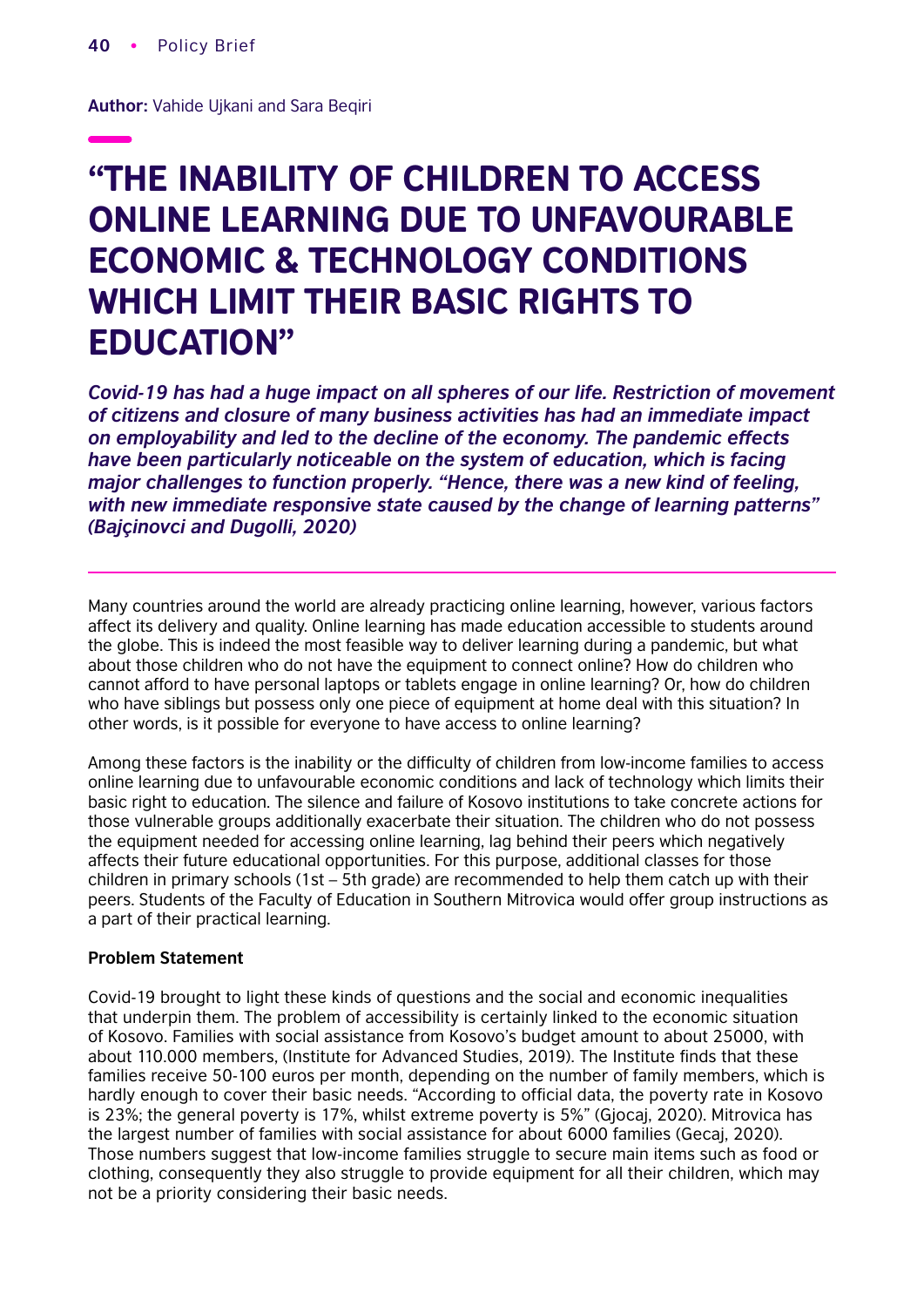**Author:** Vahide Ujkani and Sara Beqiri

# "THE INABILITY OF CHILDREN TO ACCESS ONLINE LEARNING DUE TO UNFAVOURABLE ECONOMIC & TECHNOLOGY CONDITIONS WHICH LIMIT THEIR BASIC RIGHTS TO EDUCATION"

***Covid-19 has had a huge impact on all spheres of our life. Restriction of movement of citizens and closure of many business activities has had an immediate impact on employability and led to the decline of the economy. The pandemic effects have been particularly noticeable on the system of education, which is facing major challenges to function properly. "Hence, there was a new kind of feeling, with new immediate responsive state caused by the change of learning patterns" (Bajçinovci and Dugolli, 2020)***

Many countries around the world are already practicing online learning, however, various factors affect its delivery and quality. Online learning has made education accessible to students around the globe. This is indeed the most feasible way to deliver learning during a pandemic, but what about those children who do not have the equipment to connect online? How do children who cannot afford to have personal laptops or tablets engage in online learning? Or, how do children who have siblings but possess only one piece of equipment at home deal with this situation? In other words, is it possible for everyone to have access to online learning?

Among these factors is the inability or the difficulty of children from low-income families to access online learning due to unfavourable economic conditions and lack of technology which limits their basic right to education. The silence and failure of Kosovo institutions to take concrete actions for those vulnerable groups additionally exacerbate their situation. The children who do not possess the equipment needed for accessing online learning, lag behind their peers which negatively affects their future educational opportunities. For this purpose, additional classes for those children in primary schools (1st – 5th grade) are recommended to help them catch up with their peers. Students of the Faculty of Education in Southern Mitrovica would offer group instructions as a part of their practical learning.

**Problem Statement**

Covid-19 brought to light these kinds of questions and the social and economic inequalities that underpin them. The problem of accessibility is certainly linked to the economic situation of Kosovo. Families with social assistance from Kosovo's budget amount to about 25000, with about 110.000 members, (Institute for Advanced Studies, 2019). The Institute finds that these families receive 50-100 euros per month, depending on the number of family members, which is hardly enough to cover their basic needs. "According to official data, the poverty rate in Kosovo is 23%; the general poverty is 17%, whilst extreme poverty is 5%" (Gjocaj, 2020). Mitrovica has the largest number of families with social assistance for about 6000 families (Gecaj, 2020). Those numbers suggest that low-income families struggle to secure main items such as food or clothing, consequently they also struggle to provide equipment for all their children, which may not be a priority considering their basic needs.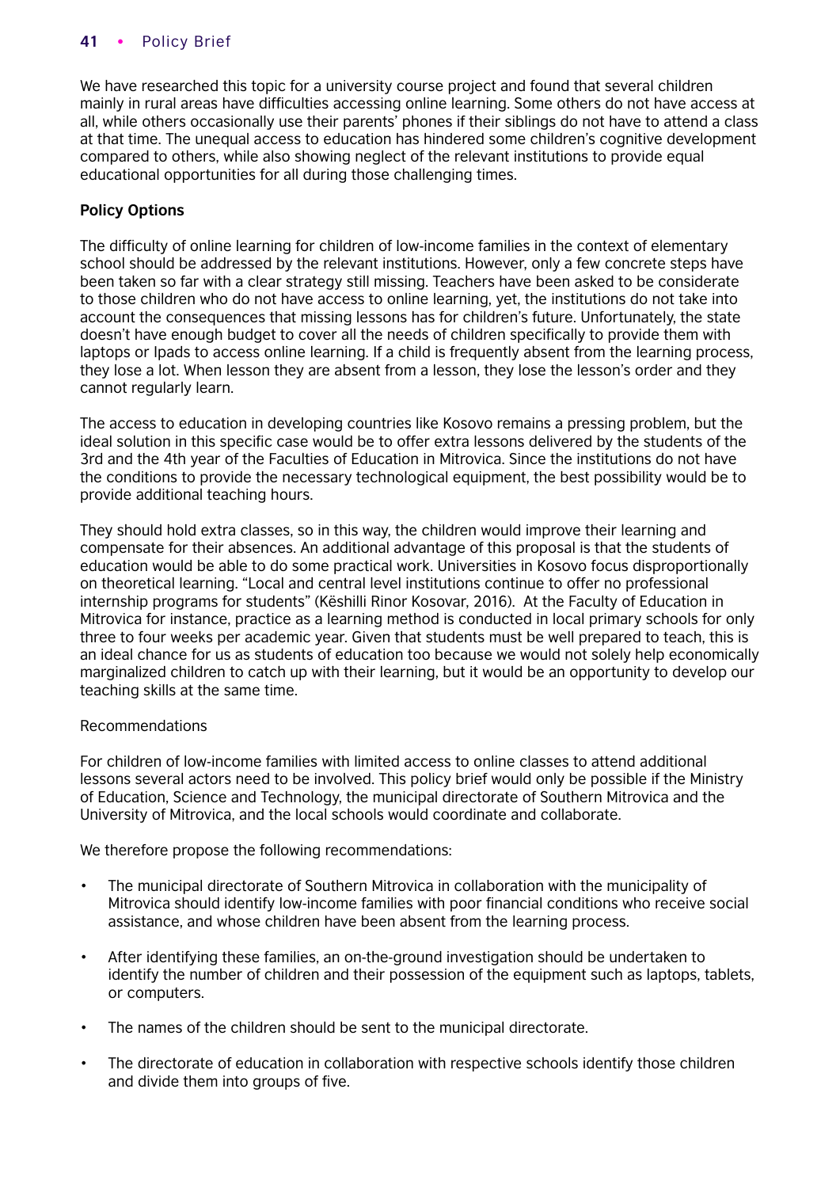We have researched this topic for a university course project and found that several children mainly in rural areas have difficulties accessing online learning. Some others do not have access at all, while others occasionally use their parents' phones if their siblings do not have to attend a class at that time. The unequal access to education has hindered some children's cognitive development compared to others, while also showing neglect of the relevant institutions to provide equal educational opportunities for all during those challenging times.

**Policy Options**

The difficulty of online learning for children of low-income families in the context of elementary school should be addressed by the relevant institutions. However, only a few concrete steps have been taken so far with a clear strategy still missing. Teachers have been asked to be considerate to those children who do not have access to online learning, yet, the institutions do not take into account the consequences that missing lessons has for children's future. Unfortunately, the state doesn't have enough budget to cover all the needs of children specifically to provide them with laptops or Ipads to access online learning. If a child is frequently absent from the learning process, they lose a lot. When lesson they are absent from a lesson, they lose the lesson's order and they cannot regularly learn.

The access to education in developing countries like Kosovo remains a pressing problem, but the ideal solution in this specific case would be to offer extra lessons delivered by the students of the 3rd and the 4th year of the Faculties of Education in Mitrovica. Since the institutions do not have the conditions to provide the necessary technological equipment, the best possibility would be to provide additional teaching hours.

They should hold extra classes, so in this way, the children would improve their learning and compensate for their absences. An additional advantage of this proposal is that the students of education would be able to do some practical work. Universities in Kosovo focus disproportionally on theoretical learning. "Local and central level institutions continue to offer no professional internship programs for students" (Këshilli Rinor Kosovar, 2016). At the Faculty of Education in Mitrovica for instance, practice as a learning method is conducted in local primary schools for only three to four weeks per academic year. Given that students must be well prepared to teach, this is an ideal chance for us as students of education too because we would not solely help economically marginalized children to catch up with their learning, but it would be an opportunity to develop our teaching skills at the same time.

Recommendations

For children of low-income families with limited access to online classes to attend additional lessons several actors need to be involved. This policy brief would only be possible if the Ministry of Education, Science and Technology, the municipal directorate of Southern Mitrovica and the University of Mitrovica, and the local schools would coordinate and collaborate.

We therefore propose the following recommendations:

- The municipal directorate of Southern Mitrovica in collaboration with the municipality of Mitrovica should identify low-income families with poor financial conditions who receive social assistance, and whose children have been absent from the learning process.
- After identifying these families, an on-the-ground investigation should be undertaken to identify the number of children and their possession of the equipment such as laptops, tablets, or computers.
- The names of the children should be sent to the municipal directorate.
- The directorate of education in collaboration with respective schools identify those children and divide them into groups of five.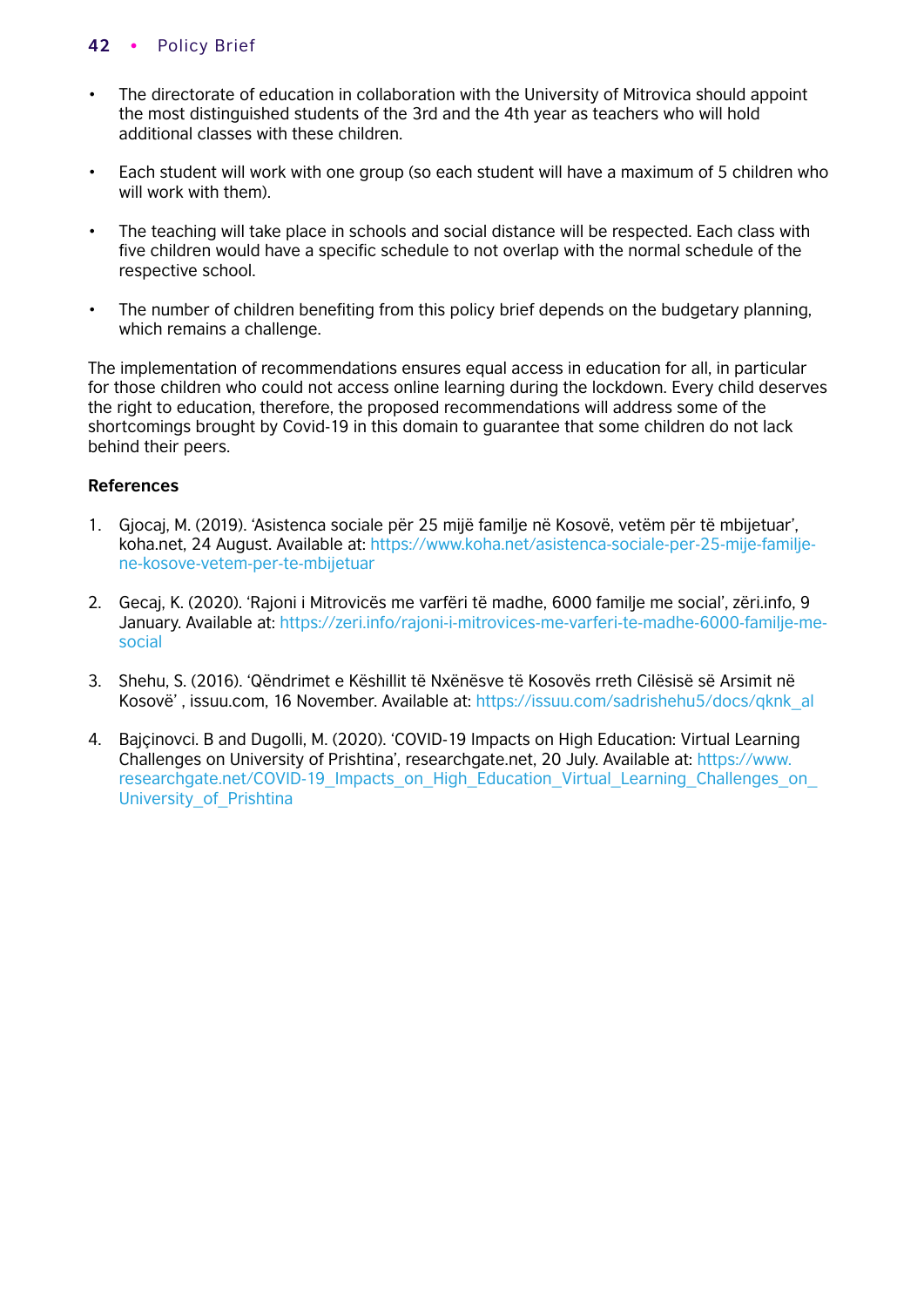- The directorate of education in collaboration with the University of Mitrovica should appoint the most distinguished students of the 3rd and the 4th year as teachers who will hold additional classes with these children.

- Each student will work with one group (so each student will have a maximum of 5 children who will work with them).

- The teaching will take place in schools and social distance will be respected. Each class with five children would have a specific schedule to not overlap with the normal schedule of the respective school.

- The number of children benefiting from this policy brief depends on the budgetary planning, which remains a challenge.

The implementation of recommendations ensures equal access in education for all, in particular for those children who could not access online learning during the lockdown. Every child deserves the right to education, therefore, the proposed recommendations will address some of the shortcomings brought by Covid-19 in this domain to guarantee that some children do not lack behind their peers.

**References**

1. Gjocaj, M. (2019). 'Asistenca sociale për 25 mijë familje në Kosovë, vetëm për të mbijetuar', koha.net, 24 August. Available at: https://www.koha.net/asistenca-sociale-per-25-mije-familje-ne-kosove-vetem-per-te-mbijetuar

2. Gecaj, K. (2020). 'Rajoni i Mitrovicës me varfëri të madhe, 6000 familje me social', zëri.info, 9 January. Available at: https://zeri.info/rajoni-i-mitrovices-me-varferi-te-madhe-6000-familje-me-social

3. Shehu, S. (2016). 'Qëndrimet e Këshillit të Nxënësve të Kosovës rreth Cilësisë së Arsimit në Kosovë' , issuu.com, 16 November. Available at: https://issuu.com/sadrishehu5/docs/qknk_al

4. Bajçinovci. B and Dugolli, M. (2020). 'COVID-19 Impacts on High Education: Virtual Learning Challenges on University of Prishtina', researchgate.net, 20 July. Available at: https://www.researchgate.net/COVID-19_Impacts_on_High_Education_Virtual_Learning_Challenges_on_University_of_Prishtina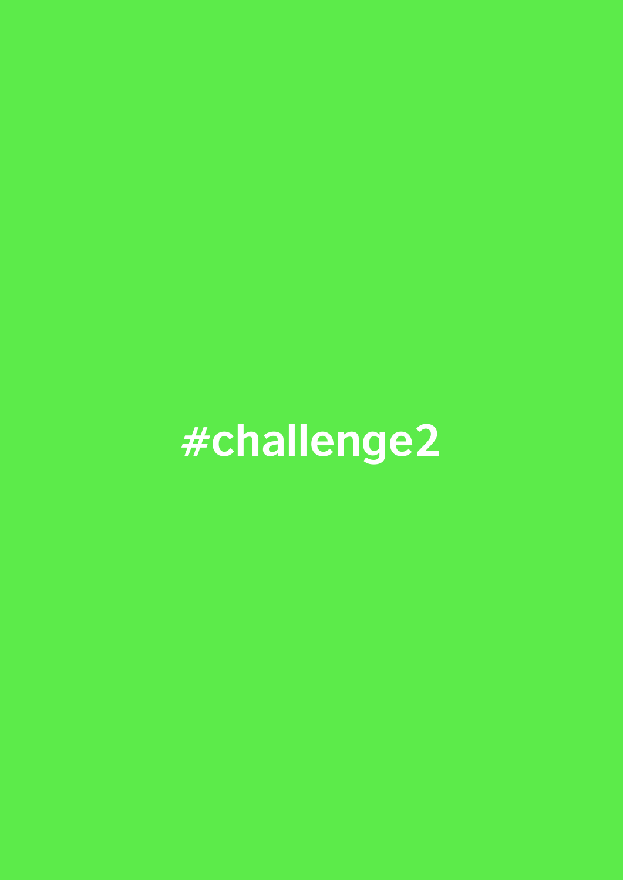#challenge2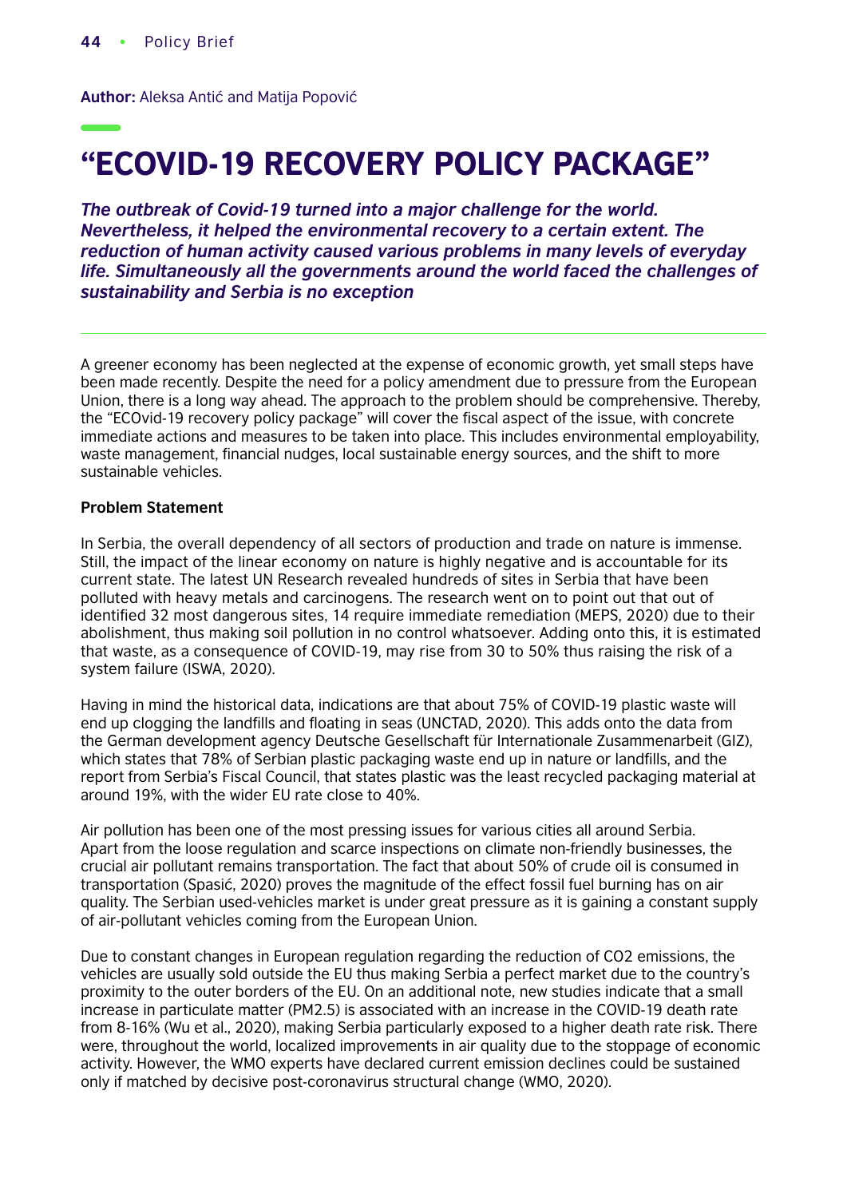**Author:** Aleksa Antić and Matija Popović

# "ECOVID-19 RECOVERY POLICY PACKAGE"

***The outbreak of Covid-19 turned into a major challenge for the world. Nevertheless, it helped the environmental recovery to a certain extent. The reduction of human activity caused various problems in many levels of everyday life. Simultaneously all the governments around the world faced the challenges of sustainability and Serbia is no exception***

A greener economy has been neglected at the expense of economic growth, yet small steps have been made recently. Despite the need for a policy amendment due to pressure from the European Union, there is a long way ahead. The approach to the problem should be comprehensive. Thereby, the "ECOvid-19 recovery policy package" will cover the fiscal aspect of the issue, with concrete immediate actions and measures to be taken into place. This includes environmental employability, waste management, financial nudges, local sustainable energy sources, and the shift to more sustainable vehicles.

**Problem Statement**

In Serbia, the overall dependency of all sectors of production and trade on nature is immense. Still, the impact of the linear economy on nature is highly negative and is accountable for its current state. The latest UN Research revealed hundreds of sites in Serbia that have been polluted with heavy metals and carcinogens. The research went on to point out that out of identified 32 most dangerous sites, 14 require immediate remediation (MEPS, 2020) due to their abolishment, thus making soil pollution in no control whatsoever. Adding onto this, it is estimated that waste, as a consequence of COVID-19, may rise from 30 to 50% thus raising the risk of a system failure (ISWA, 2020).

Having in mind the historical data, indications are that about 75% of COVID-19 plastic waste will end up clogging the landfills and floating in seas (UNCTAD, 2020). This adds onto the data from the German development agency Deutsche Gesellschaft für Internationale Zusammenarbeit (GIZ), which states that 78% of Serbian plastic packaging waste end up in nature or landfills, and the report from Serbia's Fiscal Council, that states plastic was the least recycled packaging material at around 19%, with the wider EU rate close to 40%.

Air pollution has been one of the most pressing issues for various cities all around Serbia. Apart from the loose regulation and scarce inspections on climate non-friendly businesses, the crucial air pollutant remains transportation. The fact that about 50% of crude oil is consumed in transportation (Spasić, 2020) proves the magnitude of the effect fossil fuel burning has on air quality. The Serbian used-vehicles market is under great pressure as it is gaining a constant supply of air-pollutant vehicles coming from the European Union.

Due to constant changes in European regulation regarding the reduction of $CO_2$ emissions, the vehicles are usually sold outside the EU thus making Serbia a perfect market due to the country's proximity to the outer borders of the EU. On an additional note, new studies indicate that a small increase in particulate matter ($PM_{2.5}$) is associated with an increase in the COVID-19 death rate from 8-16% (Wu et al., 2020), making Serbia particularly exposed to a higher death rate risk. There were, throughout the world, localized improvements in air quality due to the stoppage of economic activity. However, the WMO experts have declared current emission declines could be sustained only if matched by decisive post-coronavirus structural change (WMO, 2020).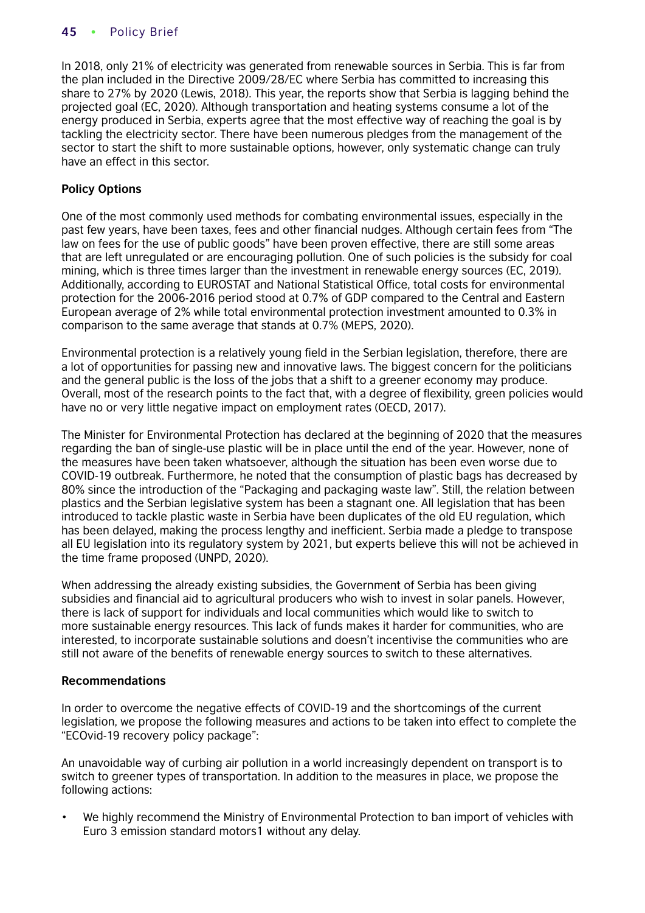In 2018, only 21% of electricity was generated from renewable sources in Serbia. This is far from the plan included in the Directive 2009/28/EC where Serbia has committed to increasing this share to 27% by 2020 (Lewis, 2018). This year, the reports show that Serbia is lagging behind the projected goal (EC, 2020). Although transportation and heating systems consume a lot of the energy produced in Serbia, experts agree that the most effective way of reaching the goal is by tackling the electricity sector. There have been numerous pledges from the management of the sector to start the shift to more sustainable options, however, only systematic change can truly have an effect in this sector.

**Policy Options**

One of the most commonly used methods for combating environmental issues, especially in the past few years, have been taxes, fees and other financial nudges. Although certain fees from "The law on fees for the use of public goods" have been proven effective, there are still some areas that are left unregulated or are encouraging pollution. One of such policies is the subsidy for coal mining, which is three times larger than the investment in renewable energy sources (EC, 2019). Additionally, according to EUROSTAT and National Statistical Office, total costs for environmental protection for the 2006-2016 period stood at 0.7% of GDP compared to the Central and Eastern European average of 2% while total environmental protection investment amounted to 0.3% in comparison to the same average that stands at 0.7% (MEPS, 2020).

Environmental protection is a relatively young field in the Serbian legislation, therefore, there are a lot of opportunities for passing new and innovative laws. The biggest concern for the politicians and the general public is the loss of the jobs that a shift to a greener economy may produce. Overall, most of the research points to the fact that, with a degree of flexibility, green policies would have no or very little negative impact on employment rates (OECD, 2017).

The Minister for Environmental Protection has declared at the beginning of 2020 that the measures regarding the ban of single-use plastic will be in place until the end of the year. However, none of the measures have been taken whatsoever, although the situation has been even worse due to COVID-19 outbreak. Furthermore, he noted that the consumption of plastic bags has decreased by 80% since the introduction of the "Packaging and packaging waste law". Still, the relation between plastics and the Serbian legislative system has been a stagnant one. All legislation that has been introduced to tackle plastic waste in Serbia have been duplicates of the old EU regulation, which has been delayed, making the process lengthy and inefficient. Serbia made a pledge to transpose all EU legislation into its regulatory system by 2021, but experts believe this will not be achieved in the time frame proposed (UNPD, 2020).

When addressing the already existing subsidies, the Government of Serbia has been giving subsidies and financial aid to agricultural producers who wish to invest in solar panels. However, there is lack of support for individuals and local communities which would like to switch to more sustainable energy resources. This lack of funds makes it harder for communities, who are interested, to incorporate sustainable solutions and doesn't incentivise the communities who are still not aware of the benefits of renewable energy sources to switch to these alternatives.

**Recommendations**

In order to overcome the negative effects of COVID-19 and the shortcomings of the current legislation, we propose the following measures and actions to be taken into effect to complete the "ECOvid-19 recovery policy package":

An unavoidable way of curbing air pollution in a world increasingly dependent on transport is to switch to greener types of transportation. In addition to the measures in place, we propose the following actions:

- We highly recommend the Ministry of Environmental Protection to ban import of vehicles with Euro 3 emission standard motors[1] without any delay.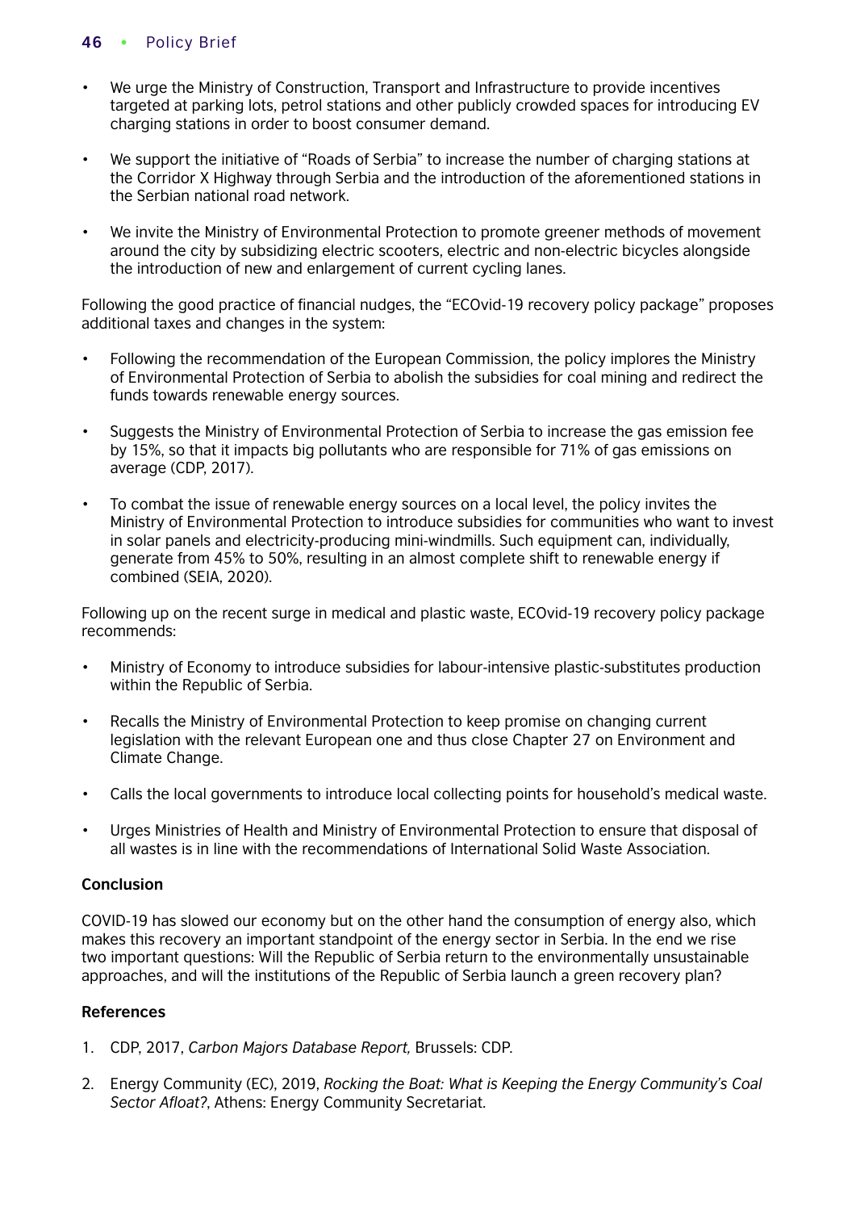- We urge the Ministry of Construction, Transport and Infrastructure to provide incentives targeted at parking lots, petrol stations and other publicly crowded spaces for introducing EV charging stations in order to boost consumer demand.
- We support the initiative of "Roads of Serbia" to increase the number of charging stations at the Corridor X Highway through Serbia and the introduction of the aforementioned stations in the Serbian national road network.
- We invite the Ministry of Environmental Protection to promote greener methods of movement around the city by subsidizing electric scooters, electric and non-electric bicycles alongside the introduction of new and enlargement of current cycling lanes.

Following the good practice of financial nudges, the "ECOvid-19 recovery policy package" proposes additional taxes and changes in the system:

- Following the recommendation of the European Commission, the policy implores the Ministry of Environmental Protection of Serbia to abolish the subsidies for coal mining and redirect the funds towards renewable energy sources.
- Suggests the Ministry of Environmental Protection of Serbia to increase the gas emission fee by 15%, so that it impacts big pollutants who are responsible for 71% of gas emissions on average (CDP, 2017).
- To combat the issue of renewable energy sources on a local level, the policy invites the Ministry of Environmental Protection to introduce subsidies for communities who want to invest in solar panels and electricity-producing mini-windmills. Such equipment can, individually, generate from 45% to 50%, resulting in an almost complete shift to renewable energy if combined (SEIA, 2020).

Following up on the recent surge in medical and plastic waste, ECOvid-19 recovery policy package recommends:

- Ministry of Economy to introduce subsidies for labour-intensive plastic-substitutes production within the Republic of Serbia.
- Recalls the Ministry of Environmental Protection to keep promise on changing current legislation with the relevant European one and thus close Chapter 27 on Environment and Climate Change.
- Calls the local governments to introduce local collecting points for household's medical waste.
- Urges Ministries of Health and Ministry of Environmental Protection to ensure that disposal of all wastes is in line with the recommendations of International Solid Waste Association.

**Conclusion**

COVID-19 has slowed our economy but on the other hand the consumption of energy also, which makes this recovery an important standpoint of the energy sector in Serbia. In the end we rise two important questions: Will the Republic of Serbia return to the environmentally unsustainable approaches, and will the institutions of the Republic of Serbia launch a green recovery plan?

**References**

1. CDP, 2017, *Carbon Majors Database Report,* Brussels: CDP.
2. Energy Community (EC), 2019, *Rocking the Boat: What is Keeping the Energy Community's Coal Sector Afloat?*, Athens: Energy Community Secretariat.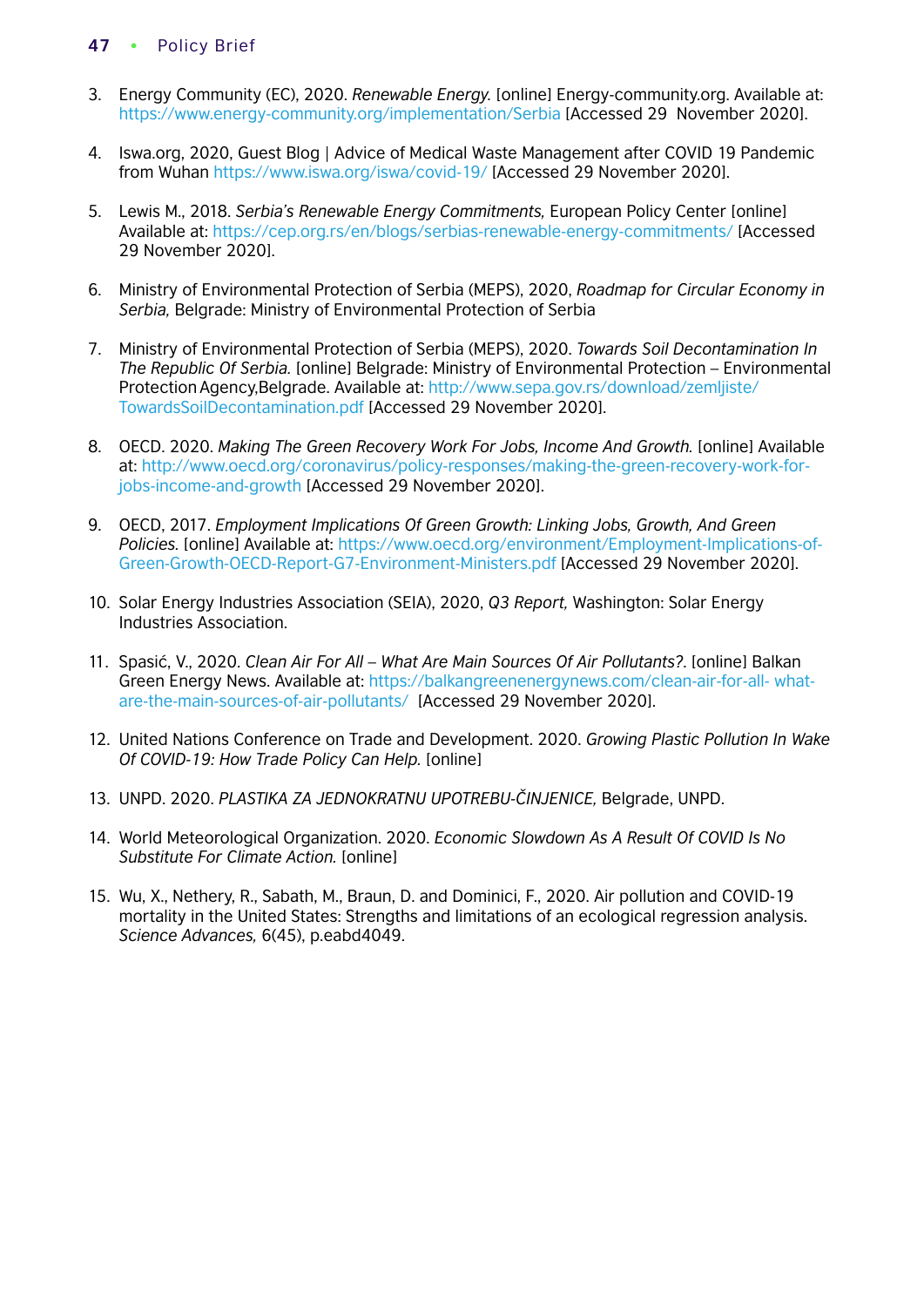3. Energy Community (EC), 2020. *Renewable Energy.* [online] Energy-community.org. Available at: https://www.energy-community.org/implementation/Serbia [Accessed 29 November 2020].

4. Iswa.org, 2020, Guest Blog | Advice of Medical Waste Management after COVID 19 Pandemic from Wuhan https://www.iswa.org/iswa/covid-19/ [Accessed 29 November 2020].

5. Lewis M., 2018. *Serbia's Renewable Energy Commitments,* European Policy Center [online] Available at: https://cep.org.rs/en/blogs/serbias-renewable-energy-commitments/ [Accessed 29 November 2020].

6. Ministry of Environmental Protection of Serbia (MEPS), 2020, *Roadmap for Circular Economy in Serbia,* Belgrade: Ministry of Environmental Protection of Serbia

7. Ministry of Environmental Protection of Serbia (MEPS), 2020. *Towards Soil Decontamination In The Republic Of Serbia.* [online] Belgrade: Ministry of Environmental Protection – Environmental Protection Agency,Belgrade. Available at: http://www.sepa.gov.rs/download/zemljiste/TowardsSoilDecontamination.pdf [Accessed 29 November 2020].

8. OECD. 2020. *Making The Green Recovery Work For Jobs, Income And Growth.* [online] Available at: http://www.oecd.org/coronavirus/policy-responses/making-the-green-recovery-work-for-jobs-income-and-growth [Accessed 29 November 2020].

9. OECD, 2017. *Employment Implications Of Green Growth: Linking Jobs, Growth, And Green Policies.* [online] Available at: https://www.oecd.org/environment/Employment-Implications-of-Green-Growth-OECD-Report-G7-Environment-Ministers.pdf [Accessed 29 November 2020].

10. Solar Energy Industries Association (SEIA), 2020, *Q3 Report,* Washington: Solar Energy Industries Association.

11. Spasić, V., 2020. *Clean Air For All – What Are Main Sources Of Air Pollutants?.* [online] Balkan Green Energy News. Available at: https://balkangreenenergynews.com/clean-air-for-all- what-are-the-main-sources-of-air-pollutants/ [Accessed 29 November 2020].

12. United Nations Conference on Trade and Development. 2020. *Growing Plastic Pollution In Wake Of COVID-19: How Trade Policy Can Help.* [online]

13. UNPD. 2020. *PLASTIKA ZA JEDNOKRATNU UPOTREBU-ČINJENICE,* Belgrade, UNPD.

14. World Meteorological Organization. 2020. *Economic Slowdown As A Result Of COVID Is No Substitute For Climate Action.* [online]

15. Wu, X., Nethery, R., Sabath, M., Braun, D. and Dominici, F., 2020. Air pollution and COVID-19 mortality in the United States: Strengths and limitations of an ecological regression analysis. *Science Advances,* 6(45), p.eabd4049.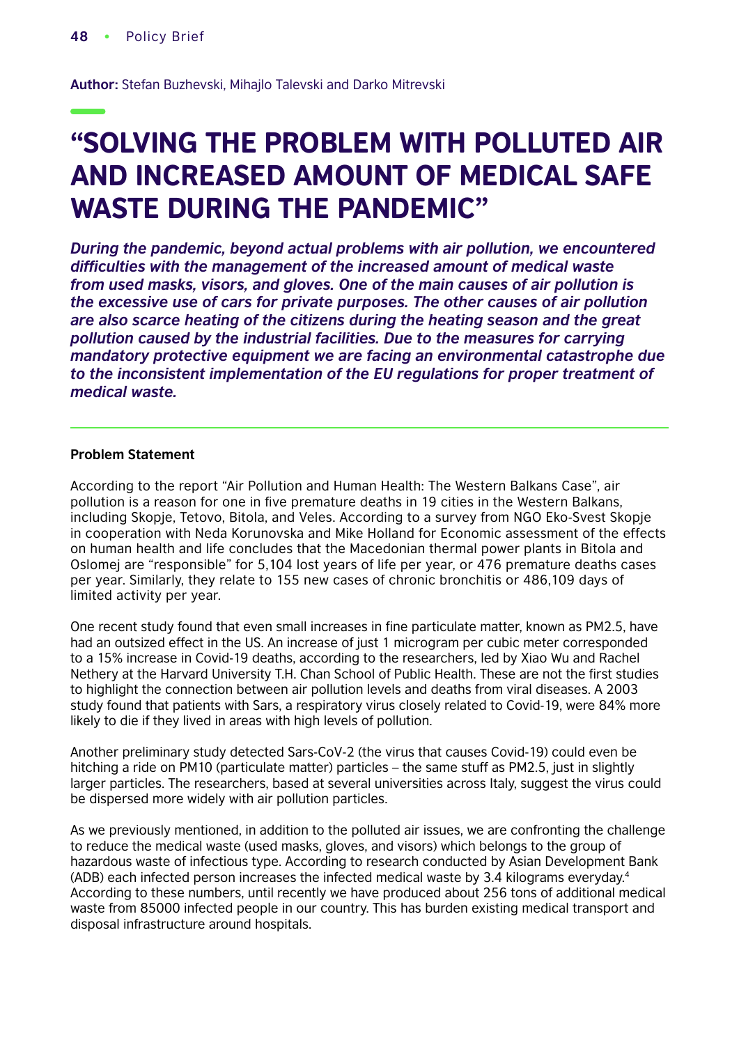**Author:** Stefan Buzhevski, Mihajlo Talevski and Darko Mitrevski

# "SOLVING THE PROBLEM WITH POLLUTED AIR AND INCREASED AMOUNT OF MEDICAL SAFE WASTE DURING THE PANDEMIC"

***During the pandemic, beyond actual problems with air pollution, we encountered difficulties with the management of the increased amount of medical waste from used masks, visors, and gloves. One of the main causes of air pollution is the excessive use of cars for private purposes. The other causes of air pollution are also scarce heating of the citizens during the heating season and the great pollution caused by the industrial facilities. Due to the measures for carrying mandatory protective equipment we are facing an environmental catastrophe due to the inconsistent implementation of the EU regulations for proper treatment of medical waste.***

---

**Problem Statement**

According to the report "Air Pollution and Human Health: The Western Balkans Case", air pollution is a reason for one in five premature deaths in 19 cities in the Western Balkans, including Skopje, Tetovo, Bitola, and Veles. According to a survey from NGO Eko-Svest Skopje in cooperation with Neda Korunovska and Mike Holland for Economic assessment of the effects on human health and life concludes that the Macedonian thermal power plants in Bitola and Oslomej are "responsible" for 5,104 lost years of life per year, or 476 premature deaths cases per year. Similarly, they relate to 155 new cases of chronic bronchitis or 486,109 days of limited activity per year.

One recent study found that even small increases in fine particulate matter, known as PM2.5, have had an outsized effect in the US. An increase of just 1 microgram per cubic meter corresponded to a 15% increase in Covid-19 deaths, according to the researchers, led by Xiao Wu and Rachel Nethery at the Harvard University T.H. Chan School of Public Health. These are not the first studies to highlight the connection between air pollution levels and deaths from viral diseases. A 2003 study found that patients with Sars, a respiratory virus closely related to Covid-19, were 84% more likely to die if they lived in areas with high levels of pollution.

Another preliminary study detected Sars-CoV-2 (the virus that causes Covid-19) could even be hitching a ride on PM10 (particulate matter) particles – the same stuff as PM2.5, just in slightly larger particles. The researchers, based at several universities across Italy, suggest the virus could be dispersed more widely with air pollution particles.

As we previously mentioned, in addition to the polluted air issues, we are confronting the challenge to reduce the medical waste (used masks, gloves, and visors) which belongs to the group of hazardous waste of infectious type. According to research conducted by Asian Development Bank (ADB) each infected person increases the infected medical waste by 3.4 kilograms everyday.[4] According to these numbers, until recently we have produced about 256 tons of additional medical waste from 85000 infected people in our country. This has burden existing medical transport and disposal infrastructure around hospitals.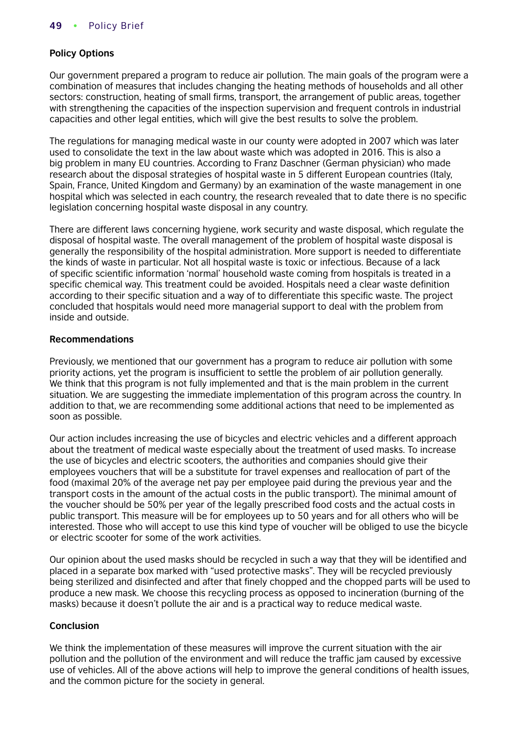**Policy Options**

Our government prepared a program to reduce air pollution. The main goals of the program were a combination of measures that includes changing the heating methods of households and all other sectors: construction, heating of small firms, transport, the arrangement of public areas, together with strengthening the capacities of the inspection supervision and frequent controls in industrial capacities and other legal entities, which will give the best results to solve the problem.

The regulations for managing medical waste in our county were adopted in 2007 which was later used to consolidate the text in the law about waste which was adopted in 2016. This is also a big problem in many EU countries. According to Franz Daschner (German physician) who made research about the disposal strategies of hospital waste in 5 different European countries (Italy, Spain, France, United Kingdom and Germany) by an examination of the waste management in one hospital which was selected in each country, the research revealed that to date there is no specific legislation concerning hospital waste disposal in any country.

There are different laws concerning hygiene, work security and waste disposal, which regulate the disposal of hospital waste. The overall management of the problem of hospital waste disposal is generally the responsibility of the hospital administration. More support is needed to differentiate the kinds of waste in particular. Not all hospital waste is toxic or infectious. Because of a lack of specific scientific information 'normal' household waste coming from hospitals is treated in a specific chemical way. This treatment could be avoided. Hospitals need a clear waste definition according to their specific situation and a way of to differentiate this specific waste. The project concluded that hospitals would need more managerial support to deal with the problem from inside and outside.

**Recommendations**

Previously, we mentioned that our government has a program to reduce air pollution with some priority actions, yet the program is insufficient to settle the problem of air pollution generally. We think that this program is not fully implemented and that is the main problem in the current situation. We are suggesting the immediate implementation of this program across the country. In addition to that, we are recommending some additional actions that need to be implemented as soon as possible.

Our action includes increasing the use of bicycles and electric vehicles and a different approach about the treatment of medical waste especially about the treatment of used masks. To increase the use of bicycles and electric scooters, the authorities and companies should give their employees vouchers that will be a substitute for travel expenses and reallocation of part of the food (maximal 20% of the average net pay per employee paid during the previous year and the transport costs in the amount of the actual costs in the public transport). The minimal amount of the voucher should be 50% per year of the legally prescribed food costs and the actual costs in public transport. This measure will be for employees up to 50 years and for all others who will be interested. Those who will accept to use this kind type of voucher will be obliged to use the bicycle or electric scooter for some of the work activities.

Our opinion about the used masks should be recycled in such a way that they will be identified and placed in a separate box marked with "used protective masks". They will be recycled previously being sterilized and disinfected and after that finely chopped and the chopped parts will be used to produce a new mask. We choose this recycling process as opposed to incineration (burning of the masks) because it doesn't pollute the air and is a practical way to reduce medical waste.

**Conclusion**

We think the implementation of these measures will improve the current situation with the air pollution and the pollution of the environment and will reduce the traffic jam caused by excessive use of vehicles. All of the above actions will help to improve the general conditions of health issues, and the common picture for the society in general.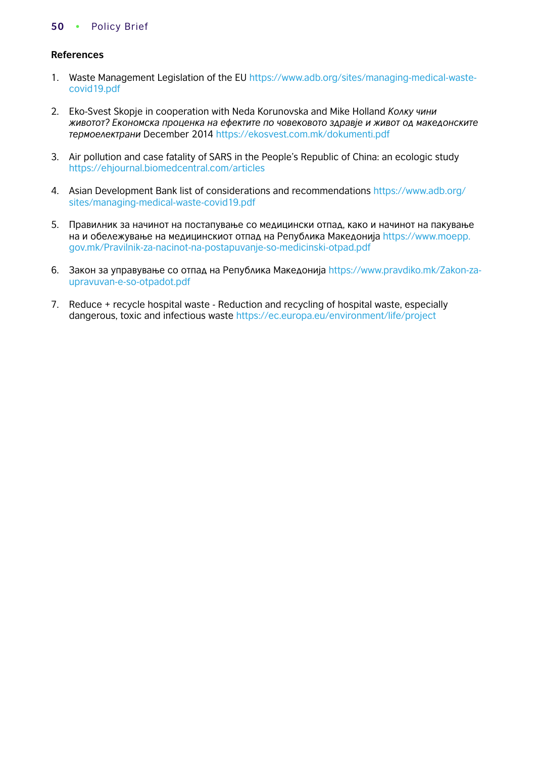## References

1. Waste Management Legislation of the EU https://www.adb.org/sites/managing-medical-waste-covid19.pdf

2. Eko-Svest Skopje in cooperation with Neda Korunovska and Mike Holland *Колку чини животот? Економска проценка на ефектите по човековото здравје и живот од македонските термоелектрани* December 2014 https://ekosvest.com.mk/dokumenti.pdf

3. Air pollution and case fatality of SARS in the People's Republic of China: an ecologic study https://ehjournal.biomedcentral.com/articles

4. Asian Development Bank list of considerations and recommendations https://www.adb.org/sites/managing-medical-waste-covid19.pdf

5. Правилник за начинот на постапување со медицински отпад, како и начинот на пакување на и обележување на медицинскиот отпад на Република Македонија https://www.moepp.gov.mk/Pravilnik-za-nacinot-na-postapuvanje-so-medicinski-otpad.pdf

6. Закон за управување со отпад на Република Македонија https://www.pravdiko.mk/Zakon-za-upravuvan-e-so-otpadot.pdf

7. Reduce + recycle hospital waste - Reduction and recycling of hospital waste, especially dangerous, toxic and infectious waste https://ec.europa.eu/environment/life/project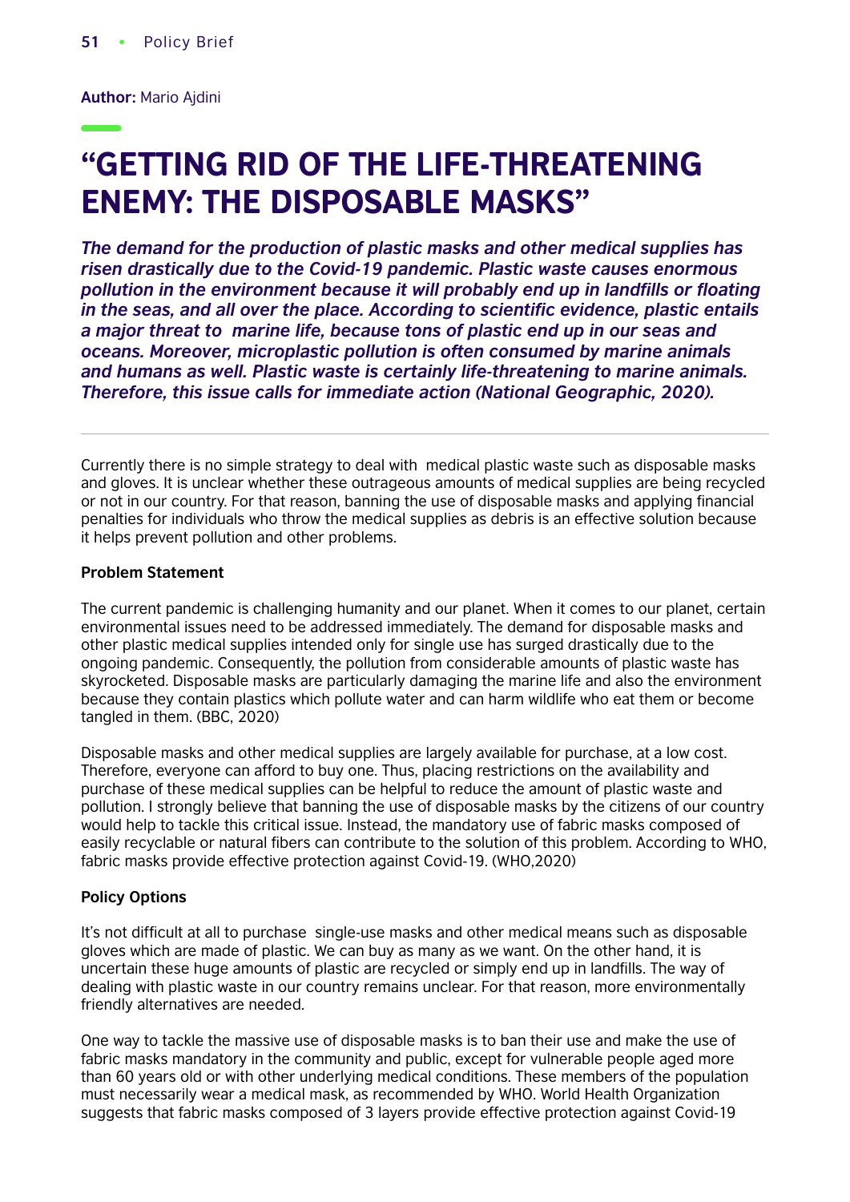**Author:** Mario Ajdini

# "GETTING RID OF THE LIFE-THREATENING ENEMY: THE DISPOSABLE MASKS"

***The demand for the production of plastic masks and other medical supplies has risen drastically due to the Covid-19 pandemic. Plastic waste causes enormous pollution in the environment because it will probably end up in landfills or floating in the seas, and all over the place. According to scientific evidence, plastic entails a major threat to marine life, because tons of plastic end up in our seas and oceans. Moreover, microplastic pollution is often consumed by marine animals and humans as well. Plastic waste is certainly life-threatening to marine animals. Therefore, this issue calls for immediate action (National Geographic, 2020).***

---

Currently there is no simple strategy to deal with medical plastic waste such as disposable masks and gloves. It is unclear whether these outrageous amounts of medical supplies are being recycled or not in our country. For that reason, banning the use of disposable masks and applying financial penalties for individuals who throw the medical supplies as debris is an effective solution because it helps prevent pollution and other problems.

**Problem Statement**

The current pandemic is challenging humanity and our planet. When it comes to our planet, certain environmental issues need to be addressed immediately. The demand for disposable masks and other plastic medical supplies intended only for single use has surged drastically due to the ongoing pandemic. Consequently, the pollution from considerable amounts of plastic waste has skyrocketed. Disposable masks are particularly damaging the marine life and also the environment because they contain plastics which pollute water and can harm wildlife who eat them or become tangled in them. (BBC, 2020)

Disposable masks and other medical supplies are largely available for purchase, at a low cost. Therefore, everyone can afford to buy one. Thus, placing restrictions on the availability and purchase of these medical supplies can be helpful to reduce the amount of plastic waste and pollution. I strongly believe that banning the use of disposable masks by the citizens of our country would help to tackle this critical issue. Instead, the mandatory use of fabric masks composed of easily recyclable or natural fibers can contribute to the solution of this problem. According to WHO, fabric masks provide effective protection against Covid-19. (WHO,2020)

**Policy Options**

It's not difficult at all to purchase single-use masks and other medical means such as disposable gloves which are made of plastic. We can buy as many as we want. On the other hand, it is uncertain these huge amounts of plastic are recycled or simply end up in landfills. The way of dealing with plastic waste in our country remains unclear. For that reason, more environmentally friendly alternatives are needed.

One way to tackle the massive use of disposable masks is to ban their use and make the use of fabric masks mandatory in the community and public, except for vulnerable people aged more than 60 years old or with other underlying medical conditions. These members of the population must necessarily wear a medical mask, as recommended by WHO. World Health Organization suggests that fabric masks composed of 3 layers provide effective protection against Covid-19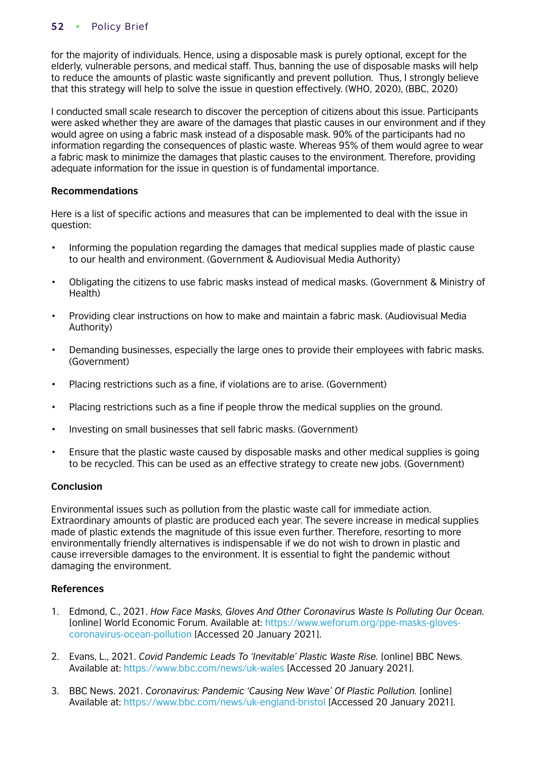for the majority of individuals. Hence, using a disposable mask is purely optional, except for the elderly, vulnerable persons, and medical staff. Thus, banning the use of disposable masks will help to reduce the amounts of plastic waste significantly and prevent pollution. Thus, I strongly believe that this strategy will help to solve the issue in question effectively. (WHO, 2020), (BBC, 2020)

I conducted small scale research to discover the perception of citizens about this issue. Participants were asked whether they are aware of the damages that plastic causes in our environment and if they would agree on using a fabric mask instead of a disposable mask. 90% of the participants had no information regarding the consequences of plastic waste. Whereas 95% of them would agree to wear a fabric mask to minimize the damages that plastic causes to the environment. Therefore, providing adequate information for the issue in question is of fundamental importance.

**Recommendations**

Here is a list of specific actions and measures that can be implemented to deal with the issue in question:

- Informing the population regarding the damages that medical supplies made of plastic cause to our health and environment. (Government & Audiovisual Media Authority)
- Obligating the citizens to use fabric masks instead of medical masks. (Government & Ministry of Health)
- Providing clear instructions on how to make and maintain a fabric mask. (Audiovisual Media Authority)
- Demanding businesses, especially the large ones to provide their employees with fabric masks. (Government)
- Placing restrictions such as a fine, if violations are to arise. (Government)
- Placing restrictions such as a fine if people throw the medical supplies on the ground.
- Investing on small businesses that sell fabric masks. (Government)
- Ensure that the plastic waste caused by disposable masks and other medical supplies is going to be recycled. This can be used as an effective strategy to create new jobs. (Government)

**Conclusion**

Environmental issues such as pollution from the plastic waste call for immediate action. Extraordinary amounts of plastic are produced each year. The severe increase in medical supplies made of plastic extends the magnitude of this issue even further. Therefore, resorting to more environmentally friendly alternatives is indispensable if we do not wish to drown in plastic and cause irreversible damages to the environment. It is essential to fight the pandemic without damaging the environment.

**References**

1. Edmond, C., 2021. *How Face Masks, Gloves And Other Coronavirus Waste Is Polluting Our Ocean.* [online] World Economic Forum. Available at: https://www.weforum.org/ppe-masks-gloves-coronavirus-ocean-pollution [Accessed 20 January 2021].
2. Evans, L., 2021. *Covid Pandemic Leads To 'Inevitable' Plastic Waste Rise.* [online] BBC News. Available at: https://www.bbc.com/news/uk-wales [Accessed 20 January 2021].
3. BBC News. 2021. *Coronavirus: Pandemic 'Causing New Wave' Of Plastic Pollution.* [online] Available at: https://www.bbc.com/news/uk-england-bristol [Accessed 20 January 2021].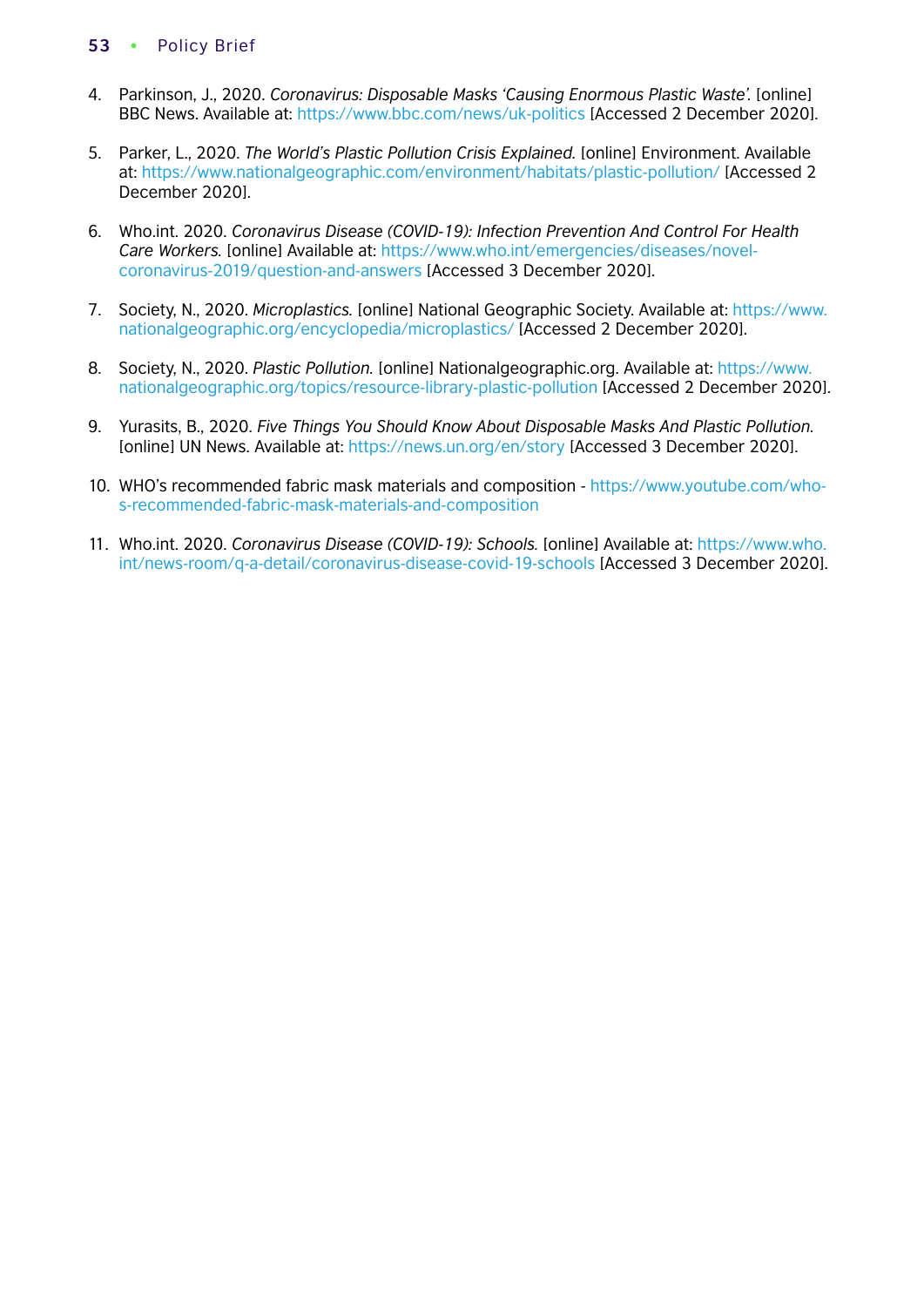4. Parkinson, J., 2020. *Coronavirus: Disposable Masks 'Causing Enormous Plastic Waste'.* [online] BBC News. Available at: https://www.bbc.com/news/uk-politics [Accessed 2 December 2020].

5. Parker, L., 2020. *The World's Plastic Pollution Crisis Explained.* [online] Environment. Available at: https://www.nationalgeographic.com/environment/habitats/plastic-pollution/ [Accessed 2 December 2020].

6. Who.int. 2020. *Coronavirus Disease (COVID-19): Infection Prevention And Control For Health Care Workers.* [online] Available at: https://www.who.int/emergencies/diseases/novel-coronavirus-2019/question-and-answers [Accessed 3 December 2020].

7. Society, N., 2020. *Microplastics.* [online] National Geographic Society. Available at: https://www.nationalgeographic.org/encyclopedia/microplastics/ [Accessed 2 December 2020].

8. Society, N., 2020. *Plastic Pollution.* [online] Nationalgeographic.org. Available at: https://www.nationalgeographic.org/topics/resource-library-plastic-pollution [Accessed 2 December 2020].

9. Yurasits, B., 2020. *Five Things You Should Know About Disposable Masks And Plastic Pollution.* [online] UN News. Available at: https://news.un.org/en/story [Accessed 3 December 2020].

10. WHO's recommended fabric mask materials and composition - https://www.youtube.com/who-s-recommended-fabric-mask-materials-and-composition

11. Who.int. 2020. *Coronavirus Disease (COVID-19): Schools.* [online] Available at: https://www.who.int/news-room/q-a-detail/coronavirus-disease-covid-19-schools [Accessed 3 December 2020].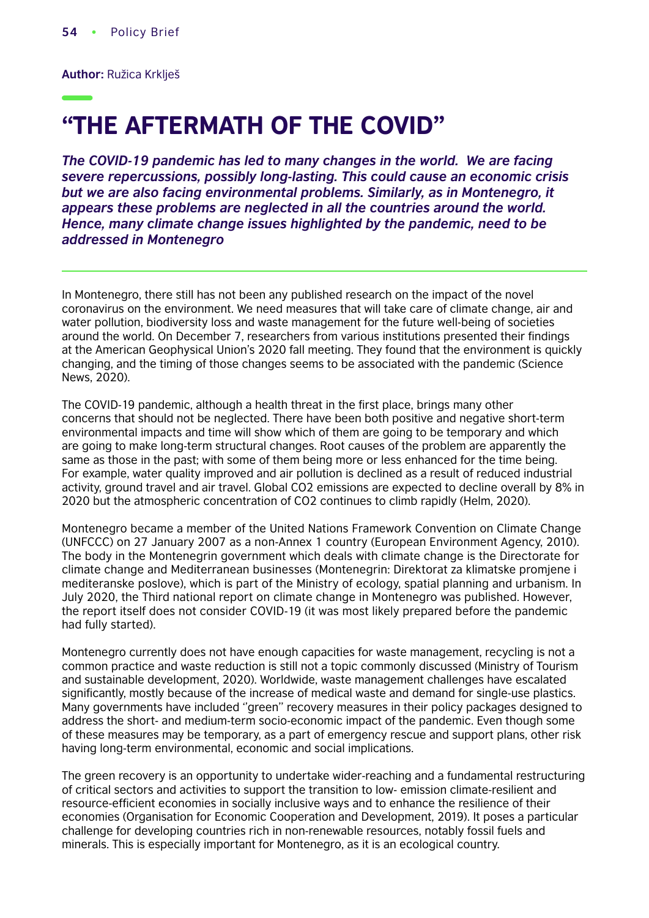**Author:** Ružica Krklješ

# "THE AFTERMATH OF THE COVID"

***The COVID-19 pandemic has led to many changes in the world. We are facing severe repercussions, possibly long-lasting. This could cause an economic crisis but we are also facing environmental problems. Similarly, as in Montenegro, it appears these problems are neglected in all the countries around the world. Hence, many climate change issues highlighted by the pandemic, need to be addressed in Montenegro***

In Montenegro, there still has not been any published research on the impact of the novel coronavirus on the environment. We need measures that will take care of climate change, air and water pollution, biodiversity loss and waste management for the future well-being of societies around the world. On December 7, researchers from various institutions presented their findings at the American Geophysical Union's 2020 fall meeting. They found that the environment is quickly changing, and the timing of those changes seems to be associated with the pandemic (Science News, 2020).

The COVID-19 pandemic, although a health threat in the first place, brings many other concerns that should not be neglected. There have been both positive and negative short-term environmental impacts and time will show which of them are going to be temporary and which are going to make long-term structural changes. Root causes of the problem are apparently the same as those in the past; with some of them being more or less enhanced for the time being. For example, water quality improved and air pollution is declined as a result of reduced industrial activity, ground travel and air travel. Global $CO_2$ emissions are expected to decline overall by 8% in 2020 but the atmospheric concentration of $CO_2$ continues to climb rapidly (Helm, 2020).

Montenegro became a member of the United Nations Framework Convention on Climate Change (UNFCCC) on 27 January 2007 as a non-Annex 1 country (European Environment Agency, 2010). The body in the Montenegrin government which deals with climate change is the Directorate for climate change and Mediterranean businesses (Montenegrin: Direktorat za klimatske promjene i mediteranske poslove), which is part of the Ministry of ecology, spatial planning and urbanism. In July 2020, the Third national report on climate change in Montenegro was published. However, the report itself does not consider COVID-19 (it was most likely prepared before the pandemic had fully started).

Montenegro currently does not have enough capacities for waste management, recycling is not a common practice and waste reduction is still not a topic commonly discussed (Ministry of Tourism and sustainable development, 2020). Worldwide, waste management challenges have escalated significantly, mostly because of the increase of medical waste and demand for single-use plastics. Many governments have included ''green'' recovery measures in their policy packages designed to address the short- and medium-term socio-economic impact of the pandemic. Even though some of these measures may be temporary, as a part of emergency rescue and support plans, other risk having long-term environmental, economic and social implications.

The green recovery is an opportunity to undertake wider-reaching and a fundamental restructuring of critical sectors and activities to support the transition to low- emission climate-resilient and resource-efficient economies in socially inclusive ways and to enhance the resilience of their economies (Organisation for Economic Cooperation and Development, 2019). It poses a particular challenge for developing countries rich in non-renewable resources, notably fossil fuels and minerals. This is especially important for Montenegro, as it is an ecological country.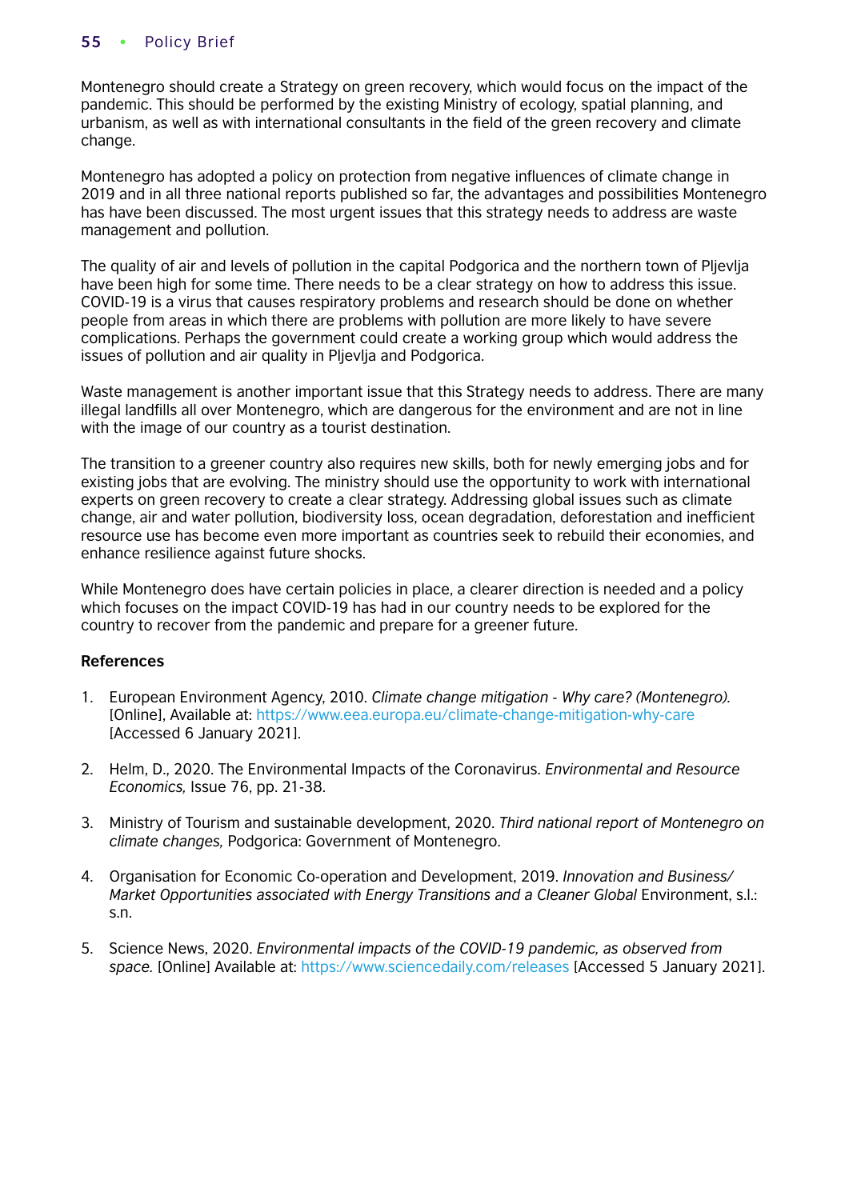Montenegro should create a Strategy on green recovery, which would focus on the impact of the pandemic. This should be performed by the existing Ministry of ecology, spatial planning, and urbanism, as well as with international consultants in the field of the green recovery and climate change.

Montenegro has adopted a policy on protection from negative influences of climate change in 2019 and in all three national reports published so far, the advantages and possibilities Montenegro has have been discussed. The most urgent issues that this strategy needs to address are waste management and pollution.

The quality of air and levels of pollution in the capital Podgorica and the northern town of Pljevlja have been high for some time. There needs to be a clear strategy on how to address this issue. COVID-19 is a virus that causes respiratory problems and research should be done on whether people from areas in which there are problems with pollution are more likely to have severe complications. Perhaps the government could create a working group which would address the issues of pollution and air quality in Pljevlja and Podgorica.

Waste management is another important issue that this Strategy needs to address. There are many illegal landfills all over Montenegro, which are dangerous for the environment and are not in line with the image of our country as a tourist destination.

The transition to a greener country also requires new skills, both for newly emerging jobs and for existing jobs that are evolving. The ministry should use the opportunity to work with international experts on green recovery to create a clear strategy. Addressing global issues such as climate change, air and water pollution, biodiversity loss, ocean degradation, deforestation and inefficient resource use has become even more important as countries seek to rebuild their economies, and enhance resilience against future shocks.

While Montenegro does have certain policies in place, a clearer direction is needed and a policy which focuses on the impact COVID-19 has had in our country needs to be explored for the country to recover from the pandemic and prepare for a greener future.

**References**

1. European Environment Agency, 2010. *Climate change mitigation - Why care? (Montenegro).* [Online], Available at: https://www.eea.europa.eu/climate-change-mitigation-why-care [Accessed 6 January 2021].

2. Helm, D., 2020. The Environmental Impacts of the Coronavirus. *Environmental and Resource Economics,* Issue 76, pp. 21-38.

3. Ministry of Tourism and sustainable development, 2020. *Third national report of Montenegro on climate changes,* Podgorica: Government of Montenegro.

4. Organisation for Economic Co-operation and Development, 2019. *Innovation and Business/ Market Opportunities associated with Energy Transitions and a Cleaner Global* Environment, s.l.: s.n.

5. Science News, 2020. *Environmental impacts of the COVID-19 pandemic, as observed from space.* [Online] Available at: https://www.sciencedaily.com/releases [Accessed 5 January 2021].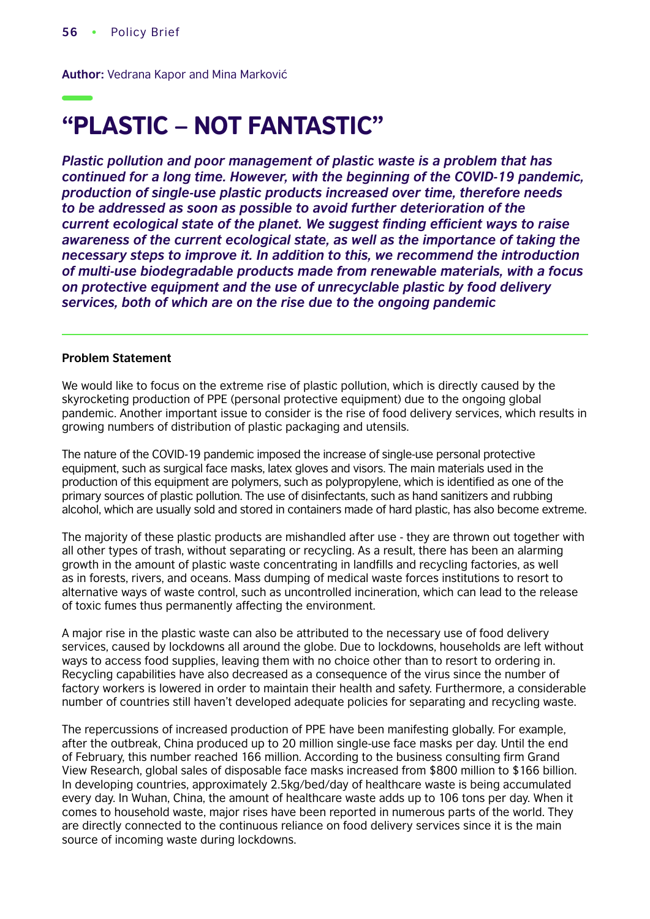**Author:** Vedrana Kapor and Mina Marković

# "PLASTIC – NOT FANTASTIC"

***Plastic pollution and poor management of plastic waste is a problem that has continued for a long time. However, with the beginning of the COVID-19 pandemic, production of single-use plastic products increased over time, therefore needs to be addressed as soon as possible to avoid further deterioration of the current ecological state of the planet. We suggest finding efficient ways to raise awareness of the current ecological state, as well as the importance of taking the necessary steps to improve it. In addition to this, we recommend the introduction of multi-use biodegradable products made from renewable materials, with a focus on protective equipment and the use of unrecyclable plastic by food delivery services, both of which are on the rise due to the ongoing pandemic***

---

**Problem Statement**

We would like to focus on the extreme rise of plastic pollution, which is directly caused by the skyrocketing production of PPE (personal protective equipment) due to the ongoing global pandemic. Another important issue to consider is the rise of food delivery services, which results in growing numbers of distribution of plastic packaging and utensils.

The nature of the COVID-19 pandemic imposed the increase of single-use personal protective equipment, such as surgical face masks, latex gloves and visors. The main materials used in the production of this equipment are polymers, such as polypropylene, which is identified as one of the primary sources of plastic pollution. The use of disinfectants, such as hand sanitizers and rubbing alcohol, which are usually sold and stored in containers made of hard plastic, has also become extreme.

The majority of these plastic products are mishandled after use - they are thrown out together with all other types of trash, without separating or recycling. As a result, there has been an alarming growth in the amount of plastic waste concentrating in landfills and recycling factories, as well as in forests, rivers, and oceans. Mass dumping of medical waste forces institutions to resort to alternative ways of waste control, such as uncontrolled incineration, which can lead to the release of toxic fumes thus permanently affecting the environment.

A major rise in the plastic waste can also be attributed to the necessary use of food delivery services, caused by lockdowns all around the globe. Due to lockdowns, households are left without ways to access food supplies, leaving them with no choice other than to resort to ordering in. Recycling capabilities have also decreased as a consequence of the virus since the number of factory workers is lowered in order to maintain their health and safety. Furthermore, a considerable number of countries still haven't developed adequate policies for separating and recycling waste.

The repercussions of increased production of PPE have been manifesting globally. For example, after the outbreak, China produced up to 20 million single-use face masks per day. Until the end of February, this number reached 166 million. According to the business consulting firm Grand View Research, global sales of disposable face masks increased from $800 million to $166 billion. In developing countries, approximately 2.5kg/bed/day of healthcare waste is being accumulated every day. In Wuhan, China, the amount of healthcare waste adds up to 106 tons per day. When it comes to household waste, major rises have been reported in numerous parts of the world. They are directly connected to the continuous reliance on food delivery services since it is the main source of incoming waste during lockdowns.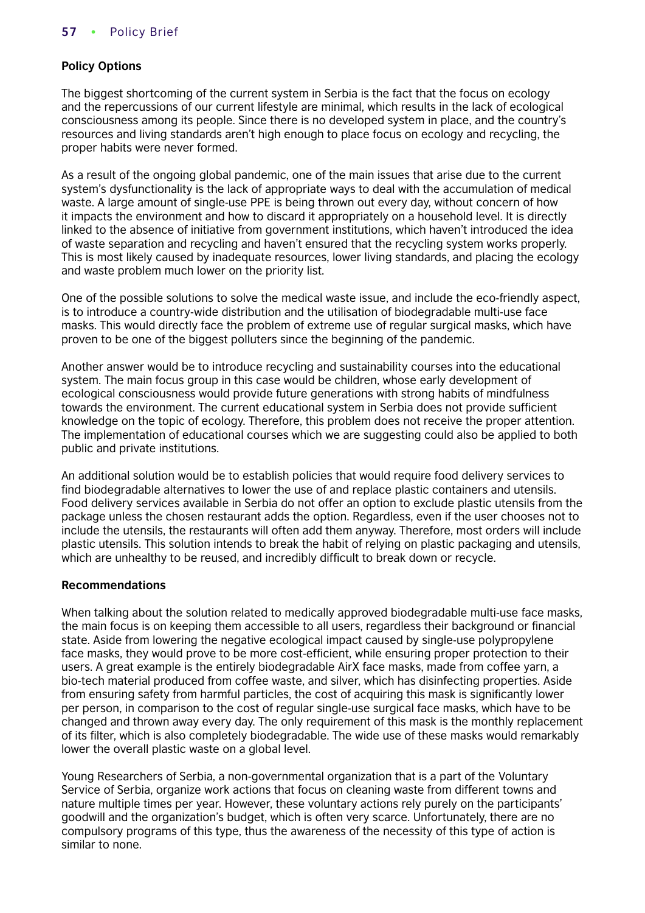**Policy Options**

The biggest shortcoming of the current system in Serbia is the fact that the focus on ecology and the repercussions of our current lifestyle are minimal, which results in the lack of ecological consciousness among its people. Since there is no developed system in place, and the country's resources and living standards aren't high enough to place focus on ecology and recycling, the proper habits were never formed.

As a result of the ongoing global pandemic, one of the main issues that arise due to the current system's dysfunctionality is the lack of appropriate ways to deal with the accumulation of medical waste. A large amount of single-use PPE is being thrown out every day, without concern of how it impacts the environment and how to discard it appropriately on a household level. It is directly linked to the absence of initiative from government institutions, which haven't introduced the idea of waste separation and recycling and haven't ensured that the recycling system works properly. This is most likely caused by inadequate resources, lower living standards, and placing the ecology and waste problem much lower on the priority list.

One of the possible solutions to solve the medical waste issue, and include the eco-friendly aspect, is to introduce a country-wide distribution and the utilisation of biodegradable multi-use face masks. This would directly face the problem of extreme use of regular surgical masks, which have proven to be one of the biggest polluters since the beginning of the pandemic.

Another answer would be to introduce recycling and sustainability courses into the educational system. The main focus group in this case would be children, whose early development of ecological consciousness would provide future generations with strong habits of mindfulness towards the environment. The current educational system in Serbia does not provide sufficient knowledge on the topic of ecology. Therefore, this problem does not receive the proper attention. The implementation of educational courses which we are suggesting could also be applied to both public and private institutions.

An additional solution would be to establish policies that would require food delivery services to find biodegradable alternatives to lower the use of and replace plastic containers and utensils. Food delivery services available in Serbia do not offer an option to exclude plastic utensils from the package unless the chosen restaurant adds the option. Regardless, even if the user chooses not to include the utensils, the restaurants will often add them anyway. Therefore, most orders will include plastic utensils. This solution intends to break the habit of relying on plastic packaging and utensils, which are unhealthy to be reused, and incredibly difficult to break down or recycle.

**Recommendations**

When talking about the solution related to medically approved biodegradable multi-use face masks, the main focus is on keeping them accessible to all users, regardless their background or financial state. Aside from lowering the negative ecological impact caused by single-use polypropylene face masks, they would prove to be more cost-efficient, while ensuring proper protection to their users. A great example is the entirely biodegradable AirX face masks, made from coffee yarn, a bio-tech material produced from coffee waste, and silver, which has disinfecting properties. Aside from ensuring safety from harmful particles, the cost of acquiring this mask is significantly lower per person, in comparison to the cost of regular single-use surgical face masks, which have to be changed and thrown away every day. The only requirement of this mask is the monthly replacement of its filter, which is also completely biodegradable. The wide use of these masks would remarkably lower the overall plastic waste on a global level.

Young Researchers of Serbia, a non-governmental organization that is a part of the Voluntary Service of Serbia, organize work actions that focus on cleaning waste from different towns and nature multiple times per year. However, these voluntary actions rely purely on the participants' goodwill and the organization's budget, which is often very scarce. Unfortunately, there are no compulsory programs of this type, thus the awareness of the necessity of this type of action is similar to none.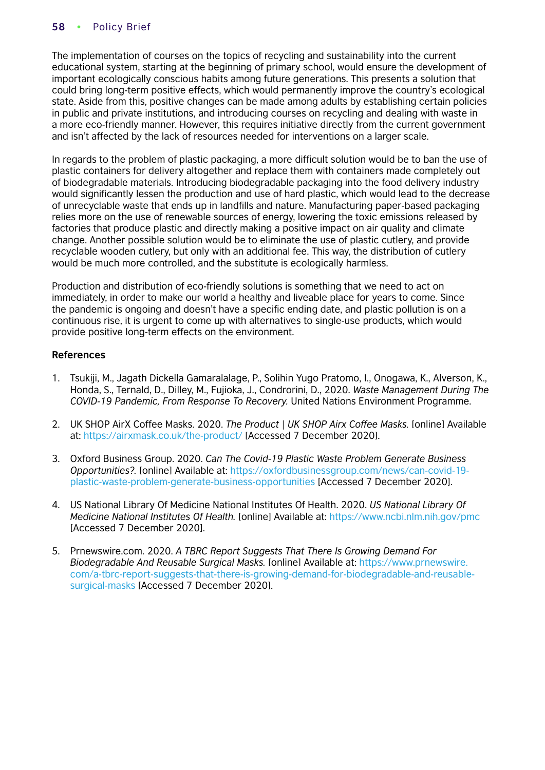The implementation of courses on the topics of recycling and sustainability into the current educational system, starting at the beginning of primary school, would ensure the development of important ecologically conscious habits among future generations. This presents a solution that could bring long-term positive effects, which would permanently improve the country's ecological state. Aside from this, positive changes can be made among adults by establishing certain policies in public and private institutions, and introducing courses on recycling and dealing with waste in a more eco-friendly manner. However, this requires initiative directly from the current government and isn't affected by the lack of resources needed for interventions on a larger scale.

In regards to the problem of plastic packaging, a more difficult solution would be to ban the use of plastic containers for delivery altogether and replace them with containers made completely out of biodegradable materials. Introducing biodegradable packaging into the food delivery industry would significantly lessen the production and use of hard plastic, which would lead to the decrease of unrecyclable waste that ends up in landfills and nature. Manufacturing paper-based packaging relies more on the use of renewable sources of energy, lowering the toxic emissions released by factories that produce plastic and directly making a positive impact on air quality and climate change. Another possible solution would be to eliminate the use of plastic cutlery, and provide recyclable wooden cutlery, but only with an additional fee. This way, the distribution of cutlery would be much more controlled, and the substitute is ecologically harmless.

Production and distribution of eco-friendly solutions is something that we need to act on immediately, in order to make our world a healthy and liveable place for years to come. Since the pandemic is ongoing and doesn't have a specific ending date, and plastic pollution is on a continuous rise, it is urgent to come up with alternatives to single-use products, which would provide positive long-term effects on the environment.

**References**

1. Tsukiji, M., Jagath Dickella Gamaralalage, P., Solihin Yugo Pratomo, I., Onogawa, K., Alverson, K., Honda, S., Ternald, D., Dilley, M., Fujioka, J., Condrorini, D., 2020. *Waste Management During The COVID-19 Pandemic, From Response To Recovery.* United Nations Environment Programme.

2. UK SHOP AirX Coffee Masks. 2020. *The Product | UK SHOP Airx Coffee Masks.* [online] Available at: https://airxmask.co.uk/the-product/ [Accessed 7 December 2020].

3. Oxford Business Group. 2020. *Can The Covid-19 Plastic Waste Problem Generate Business Opportunities?.* [online] Available at: https://oxfordbusinessgroup.com/news/can-covid-19-plastic-waste-problem-generate-business-opportunities [Accessed 7 December 2020].

4. US National Library Of Medicine National Institutes Of Health. 2020. *US National Library Of Medicine National Institutes Of Health.* [online] Available at: https://www.ncbi.nlm.nih.gov/pmc [Accessed 7 December 2020].

5. Prnewswire.com. 2020. *A TBRC Report Suggests That There Is Growing Demand For Biodegradable And Reusable Surgical Masks.* [online] Available at: https://www.prnewswire.com/a-tbrc-report-suggests-that-there-is-growing-demand-for-biodegradable-and-reusable-surgical-masks [Accessed 7 December 2020].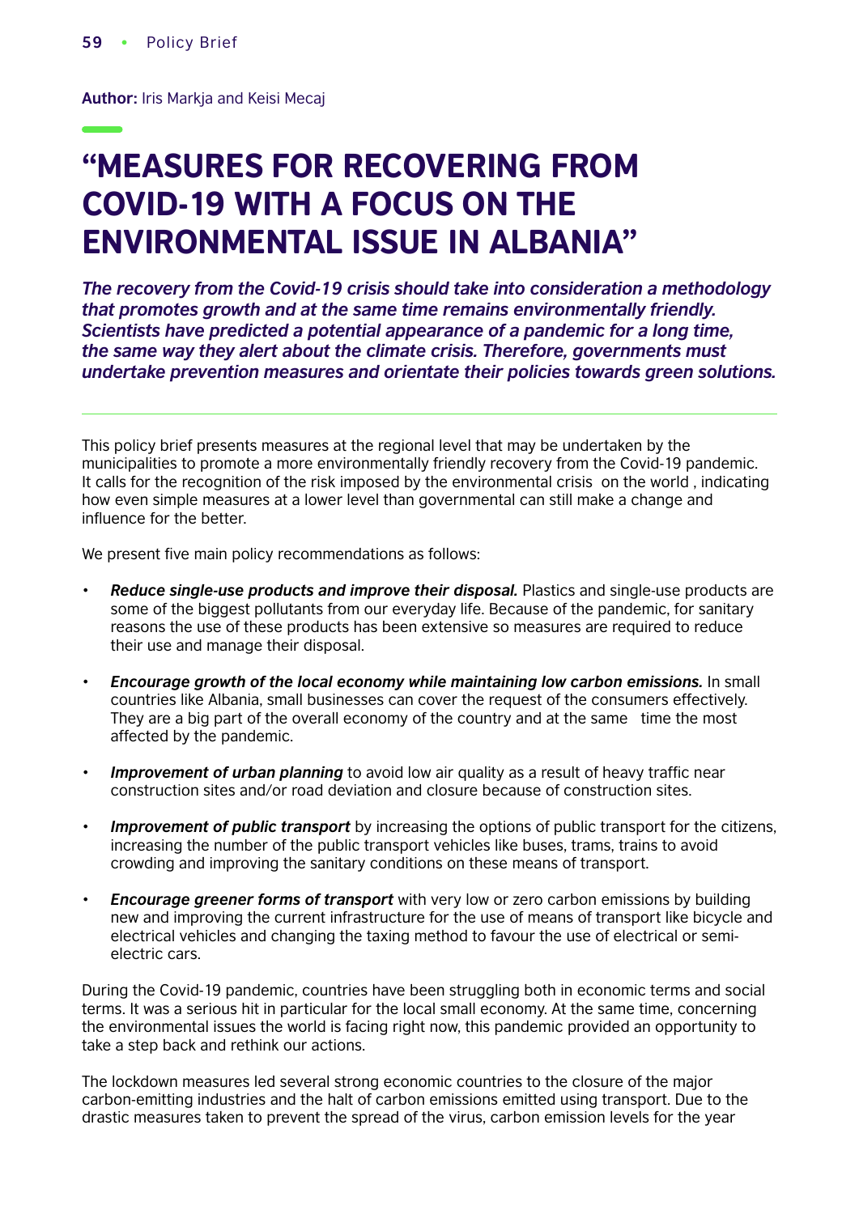**Author:** Iris Markja and Keisi Mecaj

# "MEASURES FOR RECOVERING FROM COVID-19 WITH A FOCUS ON THE ENVIRONMENTAL ISSUE IN ALBANIA"

***The recovery from the Covid-19 crisis should take into consideration a methodology that promotes growth and at the same time remains environmentally friendly. Scientists have predicted a potential appearance of a pandemic for a long time, the same way they alert about the climate crisis. Therefore, governments must undertake prevention measures and orientate their policies towards green solutions.***

---

This policy brief presents measures at the regional level that may be undertaken by the municipalities to promote a more environmentally friendly recovery from the Covid-19 pandemic. It calls for the recognition of the risk imposed by the environmental crisis on the world , indicating how even simple measures at a lower level than governmental can still make a change and influence for the better.

We present five main policy recommendations as follows:

- ***Reduce single-use products and improve their disposal.*** Plastics and single-use products are some of the biggest pollutants from our everyday life. Because of the pandemic, for sanitary reasons the use of these products has been extensive so measures are required to reduce their use and manage their disposal.
- ***Encourage growth of the local economy while maintaining low carbon emissions.*** In small countries like Albania, small businesses can cover the request of the consumers effectively. They are a big part of the overall economy of the country and at the same time the most affected by the pandemic.
- ***Improvement of urban planning*** to avoid low air quality as a result of heavy traffic near construction sites and/or road deviation and closure because of construction sites.
- ***Improvement of public transport*** by increasing the options of public transport for the citizens, increasing the number of the public transport vehicles like buses, trams, trains to avoid crowding and improving the sanitary conditions on these means of transport.
- ***Encourage greener forms of transport*** with very low or zero carbon emissions by building new and improving the current infrastructure for the use of means of transport like bicycle and electrical vehicles and changing the taxing method to favour the use of electrical or semi-electric cars.

During the Covid-19 pandemic, countries have been struggling both in economic terms and social terms. It was a serious hit in particular for the local small economy. At the same time, concerning the environmental issues the world is facing right now, this pandemic provided an opportunity to take a step back and rethink our actions.

The lockdown measures led several strong economic countries to the closure of the major carbon-emitting industries and the halt of carbon emissions emitted using transport. Due to the drastic measures taken to prevent the spread of the virus, carbon emission levels for the year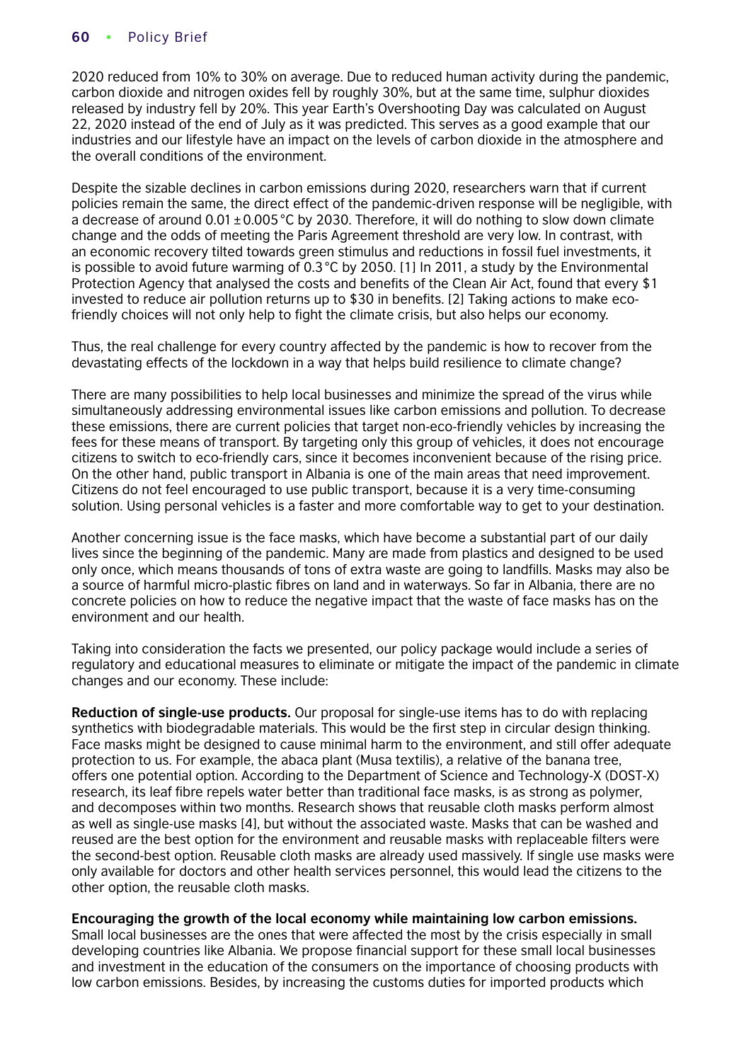2020 reduced from 10% to 30% on average. Due to reduced human activity during the pandemic, carbon dioxide and nitrogen oxides fell by roughly 30%, but at the same time, sulphur dioxides released by industry fell by 20%. This year Earth's Overshooting Day was calculated on August 22, 2020 instead of the end of July as it was predicted. This serves as a good example that our industries and our lifestyle have an impact on the levels of carbon dioxide in the atmosphere and the overall conditions of the environment.

Despite the sizable declines in carbon emissions during 2020, researchers warn that if current policies remain the same, the direct effect of the pandemic-driven response will be negligible, with a decrease of around $0.01 \pm 0.005\,°C$ by 2030. Therefore, it will do nothing to slow down climate change and the odds of meeting the Paris Agreement threshold are very low. In contrast, with an economic recovery tilted towards green stimulus and reductions in fossil fuel investments, it is possible to avoid future warming of $0.3\,°C$ by 2050. [1] In 2011, a study by the Environmental Protection Agency that analysed the costs and benefits of the Clean Air Act, found that every \$1 invested to reduce air pollution returns up to \$30 in benefits. [2] Taking actions to make eco-friendly choices will not only help to fight the climate crisis, but also helps our economy.

Thus, the real challenge for every country affected by the pandemic is how to recover from the devastating effects of the lockdown in a way that helps build resilience to climate change?

There are many possibilities to help local businesses and minimize the spread of the virus while simultaneously addressing environmental issues like carbon emissions and pollution. To decrease these emissions, there are current policies that target non-eco-friendly vehicles by increasing the fees for these means of transport. By targeting only this group of vehicles, it does not encourage citizens to switch to eco-friendly cars, since it becomes inconvenient because of the rising price. On the other hand, public transport in Albania is one of the main areas that need improvement. Citizens do not feel encouraged to use public transport, because it is a very time-consuming solution. Using personal vehicles is a faster and more comfortable way to get to your destination.

Another concerning issue is the face masks, which have become a substantial part of our daily lives since the beginning of the pandemic. Many are made from plastics and designed to be used only once, which means thousands of tons of extra waste are going to landfills. Masks may also be a source of harmful micro-plastic fibres on land and in waterways. So far in Albania, there are no concrete policies on how to reduce the negative impact that the waste of face masks has on the environment and our health.

Taking into consideration the facts we presented, our policy package would include a series of regulatory and educational measures to eliminate or mitigate the impact of the pandemic in climate changes and our economy. These include:

**Reduction of single-use products.** Our proposal for single-use items has to do with replacing synthetics with biodegradable materials. This would be the first step in circular design thinking. Face masks might be designed to cause minimal harm to the environment, and still offer adequate protection to us. For example, the abaca plant (Musa textilis), a relative of the banana tree, offers one potential option. According to the Department of Science and Technology-X (DOST-X) research, its leaf fibre repels water better than traditional face masks, is as strong as polymer, and decomposes within two months. Research shows that reusable cloth masks perform almost as well as single-use masks [4], but without the associated waste. Masks that can be washed and reused are the best option for the environment and reusable masks with replaceable filters were the second-best option. Reusable cloth masks are already used massively. If single use masks were only available for doctors and other health services personnel, this would lead the citizens to the other option, the reusable cloth masks.

**Encouraging the growth of the local economy while maintaining low carbon emissions.** Small local businesses are the ones that were affected the most by the crisis especially in small developing countries like Albania. We propose financial support for these small local businesses and investment in the education of the consumers on the importance of choosing products with low carbon emissions. Besides, by increasing the customs duties for imported products which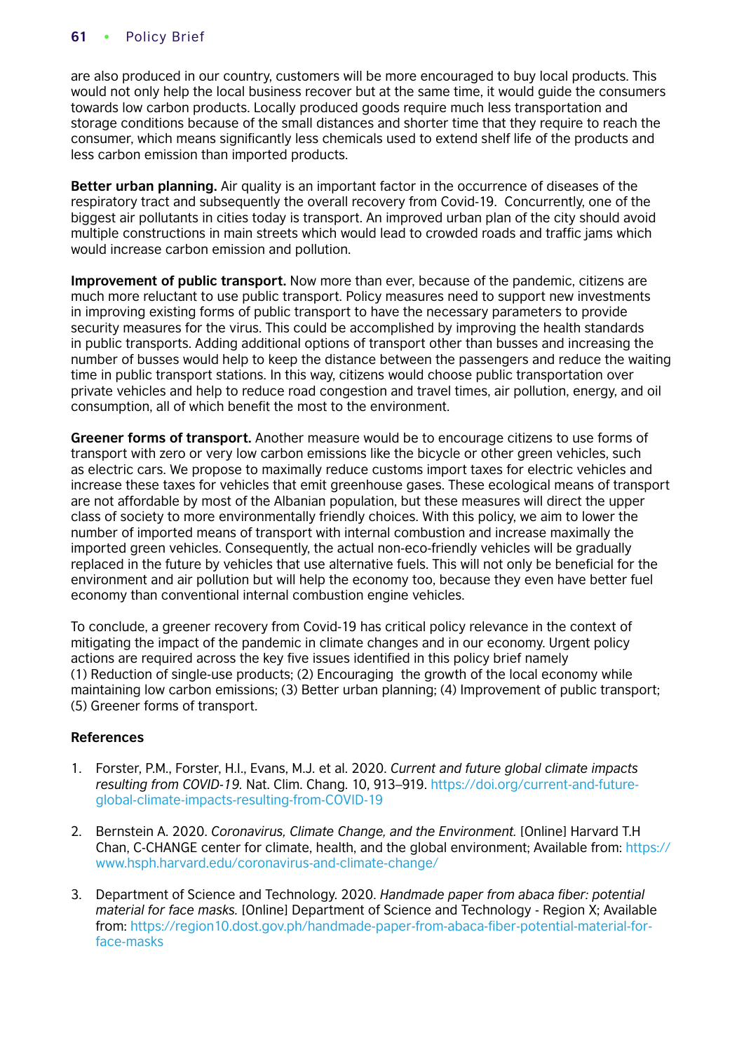are also produced in our country, customers will be more encouraged to buy local products. This would not only help the local business recover but at the same time, it would guide the consumers towards low carbon products. Locally produced goods require much less transportation and storage conditions because of the small distances and shorter time that they require to reach the consumer, which means significantly less chemicals used to extend shelf life of the products and less carbon emission than imported products.

**Better urban planning.** Air quality is an important factor in the occurrence of diseases of the respiratory tract and subsequently the overall recovery from Covid-19. Concurrently, one of the biggest air pollutants in cities today is transport. An improved urban plan of the city should avoid multiple constructions in main streets which would lead to crowded roads and traffic jams which would increase carbon emission and pollution.

**Improvement of public transport.** Now more than ever, because of the pandemic, citizens are much more reluctant to use public transport. Policy measures need to support new investments in improving existing forms of public transport to have the necessary parameters to provide security measures for the virus. This could be accomplished by improving the health standards in public transports. Adding additional options of transport other than busses and increasing the number of busses would help to keep the distance between the passengers and reduce the waiting time in public transport stations. In this way, citizens would choose public transportation over private vehicles and help to reduce road congestion and travel times, air pollution, energy, and oil consumption, all of which benefit the most to the environment.

**Greener forms of transport.** Another measure would be to encourage citizens to use forms of transport with zero or very low carbon emissions like the bicycle or other green vehicles, such as electric cars. We propose to maximally reduce customs import taxes for electric vehicles and increase these taxes for vehicles that emit greenhouse gases. These ecological means of transport are not affordable by most of the Albanian population, but these measures will direct the upper class of society to more environmentally friendly choices. With this policy, we aim to lower the number of imported means of transport with internal combustion and increase maximally the imported green vehicles. Consequently, the actual non-eco-friendly vehicles will be gradually replaced in the future by vehicles that use alternative fuels. This will not only be beneficial for the environment and air pollution but will help the economy too, because they even have better fuel economy than conventional internal combustion engine vehicles.

To conclude, a greener recovery from Covid-19 has critical policy relevance in the context of mitigating the impact of the pandemic in climate changes and in our economy. Urgent policy actions are required across the key five issues identified in this policy brief namely (1) Reduction of single-use products; (2) Encouraging the growth of the local economy while maintaining low carbon emissions; (3) Better urban planning; (4) Improvement of public transport; (5) Greener forms of transport.

### References

1. Forster, P.M., Forster, H.I., Evans, M.J. et al. 2020. *Current and future global climate impacts resulting from COVID-19.* Nat. Clim. Chang. 10, 913–919. https://doi.org/current-and-future-global-climate-impacts-resulting-from-COVID-19

2. Bernstein A. 2020. *Coronavirus, Climate Change, and the Environment.* [Online] Harvard T.H Chan, C-CHANGE center for climate, health, and the global environment; Available from: https://www.hsph.harvard.edu/coronavirus-and-climate-change/

3. Department of Science and Technology. 2020. *Handmade paper from abaca fiber: potential material for face masks.* [Online] Department of Science and Technology - Region X; Available from: https://region10.dost.gov.ph/handmade-paper-from-abaca-fiber-potential-material-for-face-masks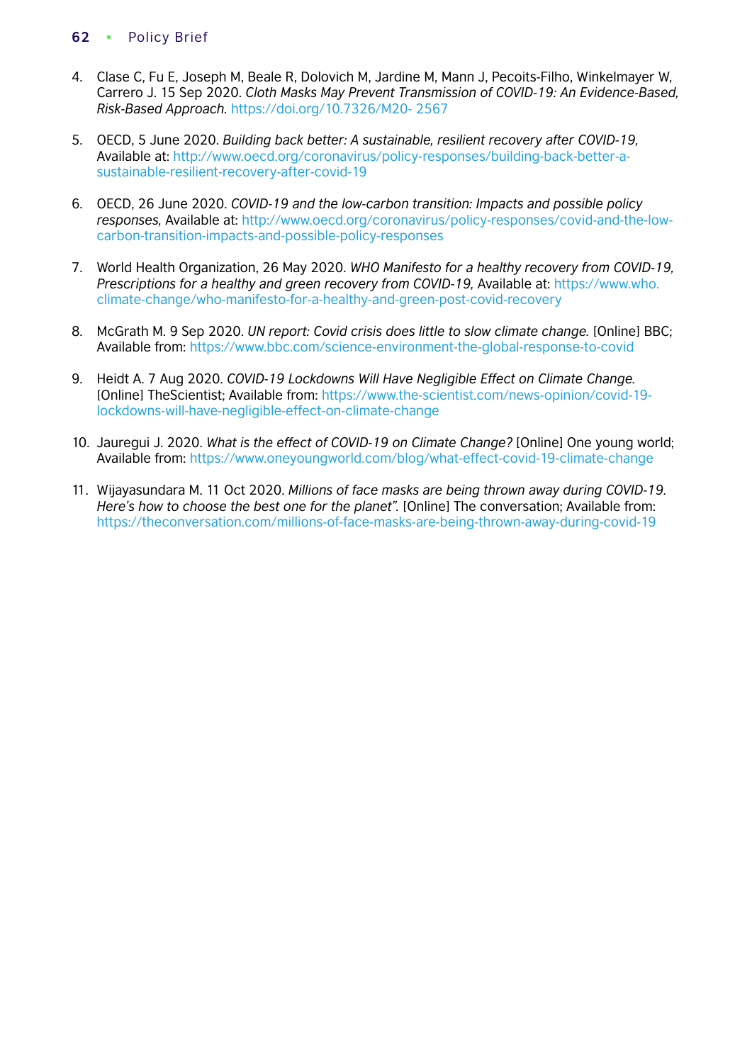4. Clase C, Fu E, Joseph M, Beale R, Dolovich M, Jardine M, Mann J, Pecoits-Filho, Winkelmayer W, Carrero J. 15 Sep 2020. *Cloth Masks May Prevent Transmission of COVID-19: An Evidence-Based, Risk-Based Approach.* https://doi.org/10.7326/M20- 2567

5. OECD, 5 June 2020. *Building back better: A sustainable, resilient recovery after COVID-19,* Available at: http://www.oecd.org/coronavirus/policy-responses/building-back-better-a-sustainable-resilient-recovery-after-covid-19

6. OECD, 26 June 2020. *COVID-19 and the low-carbon transition: Impacts and possible policy responses,* Available at: http://www.oecd.org/coronavirus/policy-responses/covid-and-the-low-carbon-transition-impacts-and-possible-policy-responses

7. World Health Organization, 26 May 2020. *WHO Manifesto for a healthy recovery from COVID-19, Prescriptions for a healthy and green recovery from COVID-19,* Available at: https://www.who.climate-change/who-manifesto-for-a-healthy-and-green-post-covid-recovery

8. McGrath M. 9 Sep 2020. *UN report: Covid crisis does little to slow climate change.* [Online] BBC; Available from: https://www.bbc.com/science-environment-the-global-response-to-covid

9. Heidt A. 7 Aug 2020. *COVID-19 Lockdowns Will Have Negligible Effect on Climate Change.* [Online] TheScientist; Available from: https://www.the-scientist.com/news-opinion/covid-19-lockdowns-will-have-negligible-effect-on-climate-change

10. Jauregui J. 2020. *What is the effect of COVID-19 on Climate Change?* [Online] One young world; Available from: https://www.oneyoungworld.com/blog/what-effect-covid-19-climate-change

11. Wijayasundara M. 11 Oct 2020. *Millions of face masks are being thrown away during COVID-19. Here's how to choose the best one for the planet".* [Online] The conversation; Available from: https://theconversation.com/millions-of-face-masks-are-being-thrown-away-during-covid-19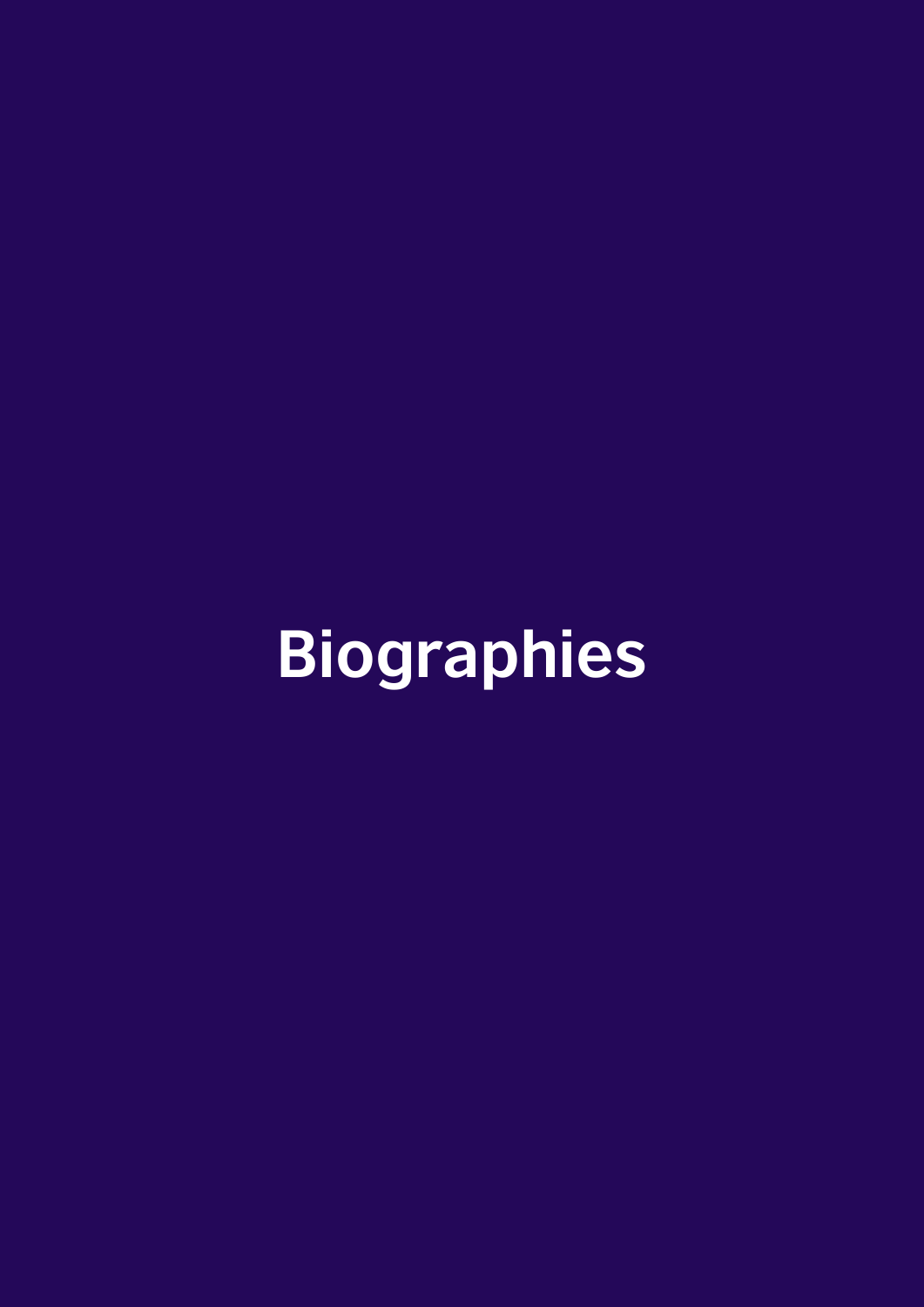# Biographies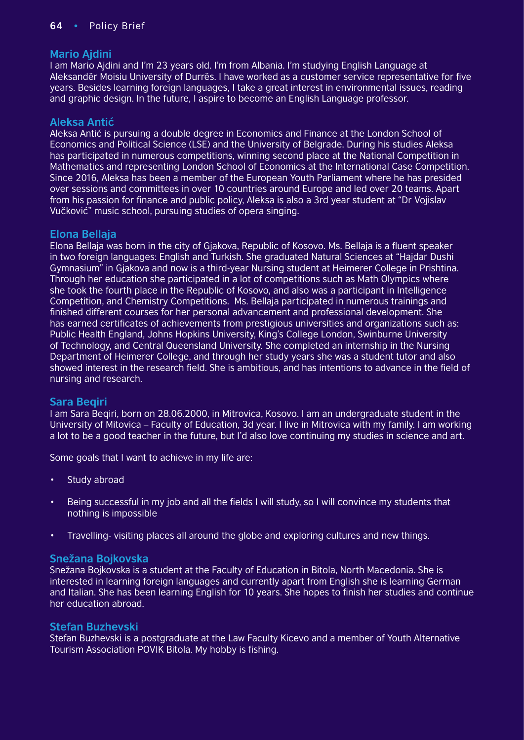### Mario Ajdini

I am Mario Ajdini and I'm 23 years old. I'm from Albania. I'm studying English Language at Aleksandër Moisiu University of Durrës. I have worked as a customer service representative for five years. Besides learning foreign languages, I take a great interest in environmental issues, reading and graphic design. In the future, I aspire to become an English Language professor.

### Aleksa Antić

Aleksa Antić is pursuing a double degree in Economics and Finance at the London School of Economics and Political Science (LSE) and the University of Belgrade. During his studies Aleksa has participated in numerous competitions, winning second place at the National Competition in Mathematics and representing London School of Economics at the International Case Competition. Since 2016, Aleksa has been a member of the European Youth Parliament where he has presided over sessions and committees in over 10 countries around Europe and led over 20 teams. Apart from his passion for finance and public policy, Aleksa is also a 3rd year student at "Dr Vojislav Vučković" music school, pursuing studies of opera singing.

### Elona Bellaja

Elona Bellaja was born in the city of Gjakova, Republic of Kosovo. Ms. Bellaja is a fluent speaker in two foreign languages: English and Turkish. She graduated Natural Sciences at "Hajdar Dushi Gymnasium" in Gjakova and now is a third-year Nursing student at Heimerer College in Prishtina. Through her education she participated in a lot of competitions such as Math Olympics where she took the fourth place in the Republic of Kosovo, and also was a participant in Intelligence Competition, and Chemistry Competitions. Ms. Bellaja participated in numerous trainings and finished different courses for her personal advancement and professional development. She has earned certificates of achievements from prestigious universities and organizations such as: Public Health England, Johns Hopkins University, King's College London, Swinburne University of Technology, and Central Queensland University. She completed an internship in the Nursing Department of Heimerer College, and through her study years she was a student tutor and also showed interest in the research field. She is ambitious, and has intentions to advance in the field of nursing and research.

### Sara Beqiri

I am Sara Beqiri, born on 28.06.2000, in Mitrovica, Kosovo. I am an undergraduate student in the University of Mitovica – Faculty of Education, 3d year. I live in Mitrovica with my family. I am working a lot to be a good teacher in the future, but I'd also love continuing my studies in science and art.

Some goals that I want to achieve in my life are:

- Study abroad
- Being successful in my job and all the fields I will study, so I will convince my students that nothing is impossible
- Travelling- visiting places all around the globe and exploring cultures and new things.

### Snežana Bojkovska

Snežana Bojkovska is a student at the Faculty of Education in Bitola, North Macedonia. She is interested in learning foreign languages and currently apart from English she is learning German and Italian. She has been learning English for 10 years. She hopes to finish her studies and continue her education abroad.

### Stefan Buzhevski

Stefan Buzhevski is a postgraduate at the Law Faculty Kicevo and a member of Youth Alternative Tourism Association POVIK Bitola. My hobby is fishing.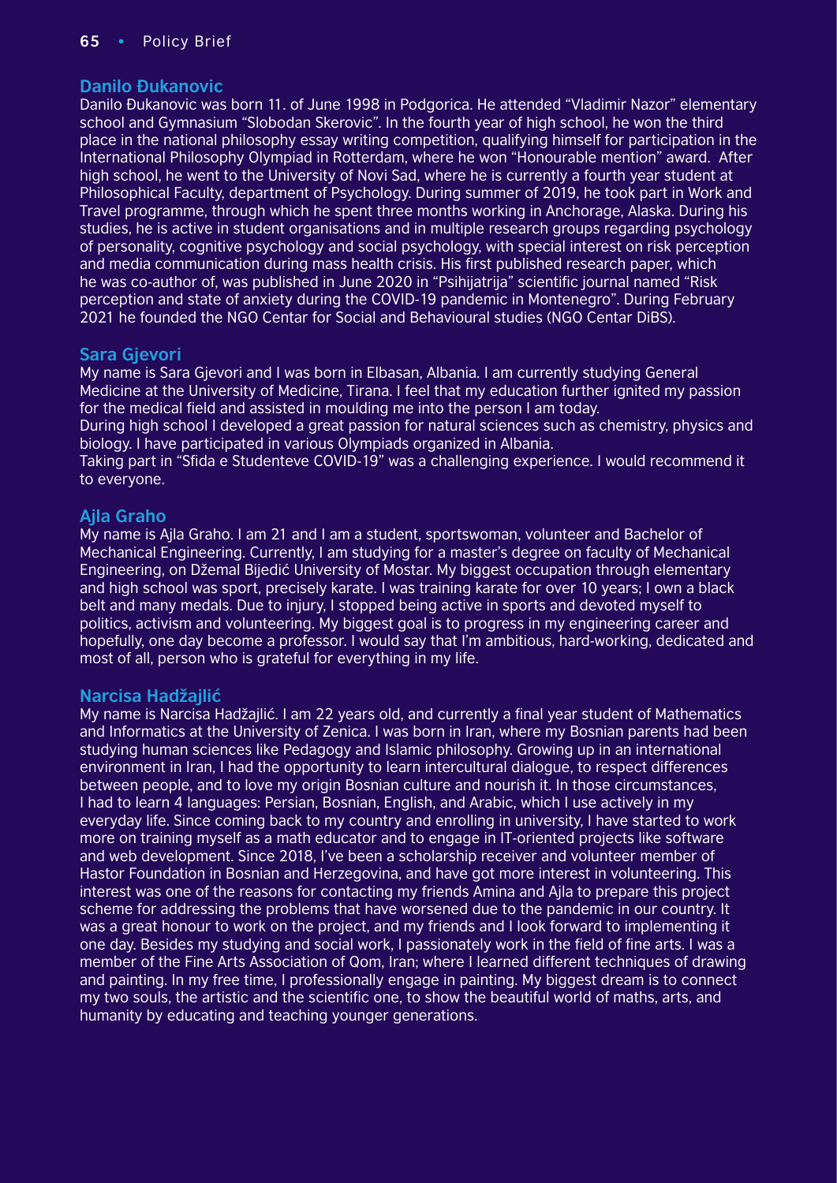### Danilo Đukanovic

Danilo Đukanovic was born 11. of June 1998 in Podgorica. He attended "Vladimir Nazor" elementary school and Gymnasium "Slobodan Skerovic". In the fourth year of high school, he won the third place in the national philosophy essay writing competition, qualifying himself for participation in the International Philosophy Olympiad in Rotterdam, where he won "Honourable mention" award. After high school, he went to the University of Novi Sad, where he is currently a fourth year student at Philosophical Faculty, department of Psychology. During summer of 2019, he took part in Work and Travel programme, through which he spent three months working in Anchorage, Alaska. During his studies, he is active in student organisations and in multiple research groups regarding psychology of personality, cognitive psychology and social psychology, with special interest on risk perception and media communication during mass health crisis. His first published research paper, which he was co-author of, was published in June 2020 in "Psihijatrija" scientific journal named "Risk perception and state of anxiety during the COVID-19 pandemic in Montenegro". During February 2021 he founded the NGO Centar for Social and Behavioural studies (NGO Centar DiBS).

### Sara Gjevori

My name is Sara Gjevori and I was born in Elbasan, Albania. I am currently studying General Medicine at the University of Medicine, Tirana. I feel that my education further ignited my passion for the medical field and assisted in moulding me into the person I am today.

During high school I developed a great passion for natural sciences such as chemistry, physics and biology. I have participated in various Olympiads organized in Albania.

Taking part in "Sfida e Studenteve COVID-19" was a challenging experience. I would recommend it to everyone.

### Ajla Graho

My name is Ajla Graho. I am 21 and I am a student, sportswoman, volunteer and Bachelor of Mechanical Engineering. Currently, I am studying for a master's degree on faculty of Mechanical Engineering, on Džemal Bijedić University of Mostar. My biggest occupation through elementary and high school was sport, precisely karate. I was training karate for over 10 years; I own a black belt and many medals. Due to injury, I stopped being active in sports and devoted myself to politics, activism and volunteering. My biggest goal is to progress in my engineering career and hopefully, one day become a professor. I would say that I'm ambitious, hard-working, dedicated and most of all, person who is grateful for everything in my life.

### Narcisa Hadžajlić

My name is Narcisa Hadžajlić. I am 22 years old, and currently a final year student of Mathematics and Informatics at the University of Zenica. I was born in Iran, where my Bosnian parents had been studying human sciences like Pedagogy and Islamic philosophy. Growing up in an international environment in Iran, I had the opportunity to learn intercultural dialogue, to respect differences between people, and to love my origin Bosnian culture and nourish it. In those circumstances, I had to learn 4 languages: Persian, Bosnian, English, and Arabic, which I use actively in my everyday life. Since coming back to my country and enrolling in university, I have started to work more on training myself as a math educator and to engage in IT-oriented projects like software and web development. Since 2018, I've been a scholarship receiver and volunteer member of Hastor Foundation in Bosnian and Herzegovina, and have got more interest in volunteering. This interest was one of the reasons for contacting my friends Amina and Ajla to prepare this project scheme for addressing the problems that have worsened due to the pandemic in our country. It was a great honour to work on the project, and my friends and I look forward to implementing it one day. Besides my studying and social work, I passionately work in the field of fine arts. I was a member of the Fine Arts Association of Qom, Iran; where I learned different techniques of drawing and painting. In my free time, I professionally engage in painting. My biggest dream is to connect my two souls, the artistic and the scientific one, to show the beautiful world of maths, arts, and humanity by educating and teaching younger generations.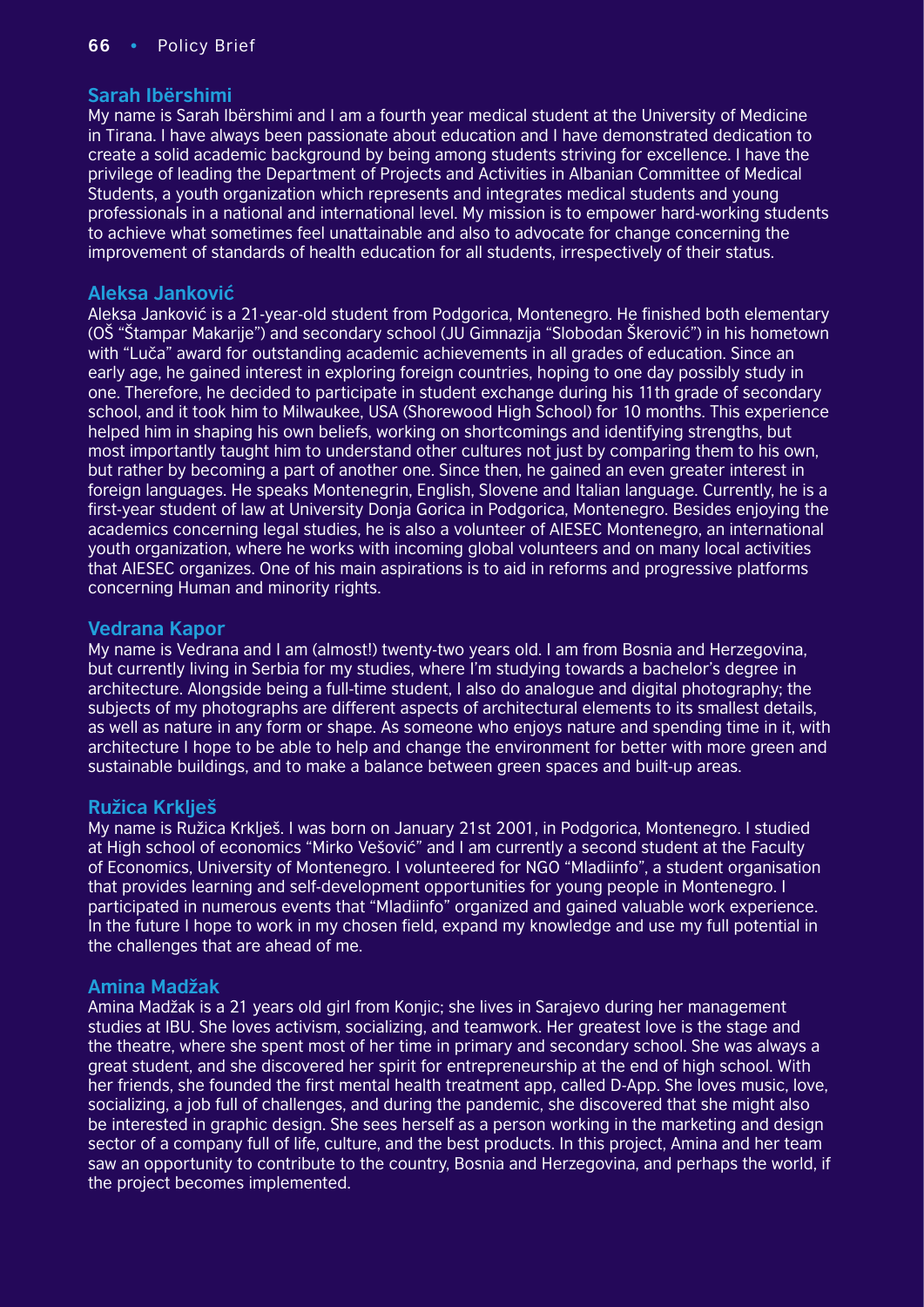## Sarah Ibërshimi

My name is Sarah Ibërshimi and I am a fourth year medical student at the University of Medicine in Tirana. I have always been passionate about education and I have demonstrated dedication to create a solid academic background by being among students striving for excellence. I have the privilege of leading the Department of Projects and Activities in Albanian Committee of Medical Students, a youth organization which represents and integrates medical students and young professionals in a national and international level. My mission is to empower hard-working students to achieve what sometimes feel unattainable and also to advocate for change concerning the improvement of standards of health education for all students, irrespectively of their status.

## Aleksa Janković

Aleksa Janković is a 21-year-old student from Podgorica, Montenegro. He finished both elementary (OŠ "Štampar Makarije") and secondary school (JU Gimnazija "Slobodan Škerović") in his hometown with "Luča" award for outstanding academic achievements in all grades of education. Since an early age, he gained interest in exploring foreign countries, hoping to one day possibly study in one. Therefore, he decided to participate in student exchange during his 11th grade of secondary school, and it took him to Milwaukee, USA (Shorewood High School) for 10 months. This experience helped him in shaping his own beliefs, working on shortcomings and identifying strengths, but most importantly taught him to understand other cultures not just by comparing them to his own, but rather by becoming a part of another one. Since then, he gained an even greater interest in foreign languages. He speaks Montenegrin, English, Slovene and Italian language. Currently, he is a first-year student of law at University Donja Gorica in Podgorica, Montenegro. Besides enjoying the academics concerning legal studies, he is also a volunteer of AIESEC Montenegro, an international youth organization, where he works with incoming global volunteers and on many local activities that AIESEC organizes. One of his main aspirations is to aid in reforms and progressive platforms concerning Human and minority rights.

## Vedrana Kapor

My name is Vedrana and I am (almost!) twenty-two years old. I am from Bosnia and Herzegovina, but currently living in Serbia for my studies, where I'm studying towards a bachelor's degree in architecture. Alongside being a full-time student, I also do analogue and digital photography; the subjects of my photographs are different aspects of architectural elements to its smallest details, as well as nature in any form or shape. As someone who enjoys nature and spending time in it, with architecture I hope to be able to help and change the environment for better with more green and sustainable buildings, and to make a balance between green spaces and built-up areas.

## Ružica Krklješ

My name is Ružica Krklješ. I was born on January 21st 2001, in Podgorica, Montenegro. I studied at High school of economics "Mirko Vešović" and I am currently a second student at the Faculty of Economics, University of Montenegro. I volunteered for NGO "Mladiinfo", a student organisation that provides learning and self-development opportunities for young people in Montenegro. I participated in numerous events that "Mladiinfo" organized and gained valuable work experience. In the future I hope to work in my chosen field, expand my knowledge and use my full potential in the challenges that are ahead of me.

## Amina Madžak

Amina Madžak is a 21 years old girl from Konjic; she lives in Sarajevo during her management studies at IBU. She loves activism, socializing, and teamwork. Her greatest love is the stage and the theatre, where she spent most of her time in primary and secondary school. She was always a great student, and she discovered her spirit for entrepreneurship at the end of high school. With her friends, she founded the first mental health treatment app, called D-App. She loves music, love, socializing, a job full of challenges, and during the pandemic, she discovered that she might also be interested in graphic design. She sees herself as a person working in the marketing and design sector of a company full of life, culture, and the best products. In this project, Amina and her team saw an opportunity to contribute to the country, Bosnia and Herzegovina, and perhaps the world, if the project becomes implemented.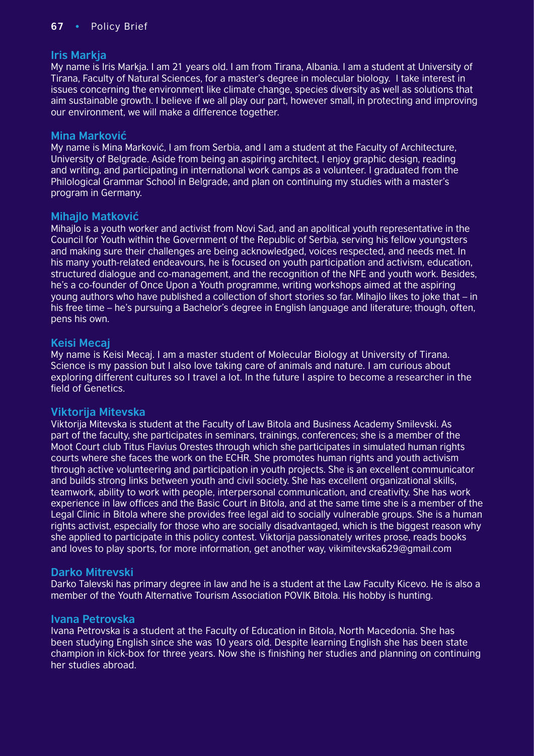### Iris Markja

My name is Iris Markja. I am 21 years old. I am from Tirana, Albania. I am a student at University of Tirana, Faculty of Natural Sciences, for a master's degree in molecular biology. I take interest in issues concerning the environment like climate change, species diversity as well as solutions that aim sustainable growth. I believe if we all play our part, however small, in protecting and improving our environment, we will make a difference together.

### Mina Marković

My name is Mina Marković, I am from Serbia, and I am a student at the Faculty of Architecture, University of Belgrade. Aside from being an aspiring architect, I enjoy graphic design, reading and writing, and participating in international work camps as a volunteer. I graduated from the Philological Grammar School in Belgrade, and plan on continuing my studies with a master's program in Germany.

### Mihajlo Matković

Mihajlo is a youth worker and activist from Novi Sad, and an apolitical youth representative in the Council for Youth within the Government of the Republic of Serbia, serving his fellow youngsters and making sure their challenges are being acknowledged, voices respected, and needs met. In his many youth-related endeavours, he is focused on youth participation and activism, education, structured dialogue and co-management, and the recognition of the NFE and youth work. Besides, he's a co-founder of Once Upon a Youth programme, writing workshops aimed at the aspiring young authors who have published a collection of short stories so far. Mihajlo likes to joke that – in his free time – he's pursuing a Bachelor's degree in English language and literature; though, often, pens his own.

### Keisi Mecaj

My name is Keisi Mecaj. I am a master student of Molecular Biology at University of Tirana. Science is my passion but I also love taking care of animals and nature. I am curious about exploring different cultures so I travel a lot. In the future I aspire to become a researcher in the field of Genetics.

### Viktorija Mitevska

Viktorija Mitevska is student at the Faculty of Law Bitola and Business Academy Smilevski. As part of the faculty, she participates in seminars, trainings, conferences; she is a member of the Moot Court club Titus Flavius Orestes through which she participates in simulated human rights courts where she faces the work on the ECHR. She promotes human rights and youth activism through active volunteering and participation in youth projects. She is an excellent communicator and builds strong links between youth and civil society. She has excellent organizational skills, teamwork, ability to work with people, interpersonal communication, and creativity. She has work experience in law offices and the Basic Court in Bitola, and at the same time she is a member of the Legal Clinic in Bitola where she provides free legal aid to socially vulnerable groups. She is a human rights activist, especially for those who are socially disadvantaged, which is the biggest reason why she applied to participate in this policy contest. Viktorija passionately writes prose, reads books and loves to play sports, for more information, get another way, vikimitevska629@gmail.com

### Darko Mitrevski

Darko Talevski has primary degree in law and he is a student at the Law Faculty Kicevo. He is also a member of the Youth Alternative Tourism Association POVIK Bitola. His hobby is hunting.

### Ivana Petrovska

Ivana Petrovska is a student at the Faculty of Education in Bitola, North Macedonia. She has been studying English since she was 10 years old. Despite learning English she has been state champion in kick-box for three years. Now she is finishing her studies and planning on continuing her studies abroad.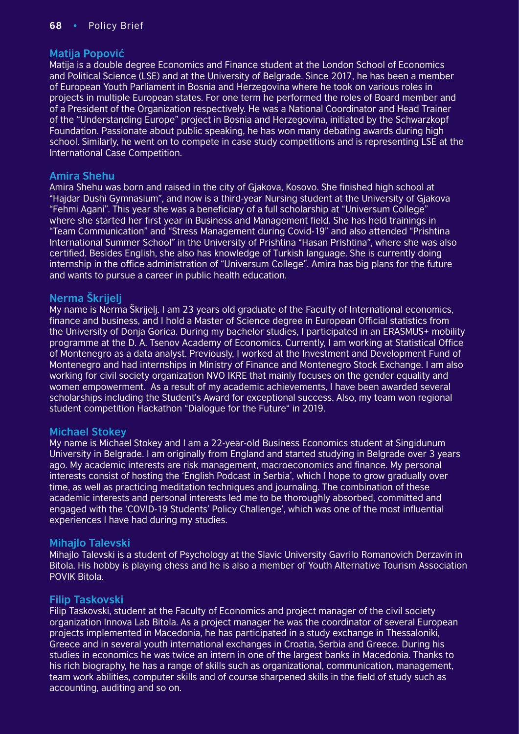### Matija Popović

Matija is a double degree Economics and Finance student at the London School of Economics and Political Science (LSE) and at the University of Belgrade. Since 2017, he has been a member of European Youth Parliament in Bosnia and Herzegovina where he took on various roles in projects in multiple European states. For one term he performed the roles of Board member and of a President of the Organization respectively. He was a National Coordinator and Head Trainer of the "Understanding Europe" project in Bosnia and Herzegovina, initiated by the Schwarzkopf Foundation. Passionate about public speaking, he has won many debating awards during high school. Similarly, he went on to compete in case study competitions and is representing LSE at the International Case Competition.

### Amira Shehu

Amira Shehu was born and raised in the city of Gjakova, Kosovo. She finished high school at "Hajdar Dushi Gymnasium", and now is a third-year Nursing student at the University of Gjakova "Fehmi Agani". This year she was a beneficiary of a full scholarship at "Universum College" where she started her first year in Business and Management field. She has held trainings in "Team Communication" and "Stress Management during Covid-19" and also attended "Prishtina International Summer School" in the University of Prishtina "Hasan Prishtina", where she was also certified. Besides English, she also has knowledge of Turkish language. She is currently doing internship in the office administration of "Universum College". Amira has big plans for the future and wants to pursue a career in public health education.

### Nerma Škrijelj

My name is Nerma Škrijelj. I am 23 years old graduate of the Faculty of International economics, finance and business, and I hold a Master of Science degree in European Official statistics from the University of Donja Gorica. During my bachelor studies, I participated in an ERASMUS+ mobility programme at the D. A. Tsenov Academy of Economics. Currently, I am working at Statistical Office of Montenegro as a data analyst. Previously, I worked at the Investment and Development Fund of Montenegro and had internships in Ministry of Finance and Montenegro Stock Exchange. I am also working for civil society organization NVO IKRE that mainly focuses on the gender equality and women empowerment. As a result of my academic achievements, I have been awarded several scholarships including the Student's Award for exceptional success. Also, my team won regional student competition Hackathon "Dialogue for the Future" in 2019.

### Michael Stokey

My name is Michael Stokey and I am a 22-year-old Business Economics student at Singidunum University in Belgrade. I am originally from England and started studying in Belgrade over 3 years ago. My academic interests are risk management, macroeconomics and finance. My personal interests consist of hosting the 'English Podcast in Serbia', which I hope to grow gradually over time, as well as practicing meditation techniques and journaling. The combination of these academic interests and personal interests led me to be thoroughly absorbed, committed and engaged with the 'COVID-19 Students' Policy Challenge', which was one of the most influential experiences I have had during my studies.

### Mihajlo Talevski

Mihajlo Talevski is a student of Psychology at the Slavic University Gavrilo Romanovich Derzavin in Bitola. His hobby is playing chess and he is also a member of Youth Alternative Tourism Association POVIK Bitola.

### Filip Taskovski

Filip Taskovski, student at the Faculty of Economics and project manager of the civil society organization Innova Lab Bitola. As a project manager he was the coordinator of several European projects implemented in Macedonia, he has participated in a study exchange in Thessaloniki, Greece and in several youth international exchanges in Croatia, Serbia and Greece. During his studies in economics he was twice an intern in one of the largest banks in Macedonia. Thanks to his rich biography, he has a range of skills such as organizational, communication, management, team work abilities, computer skills and of course sharpened skills in the field of study such as accounting, auditing and so on.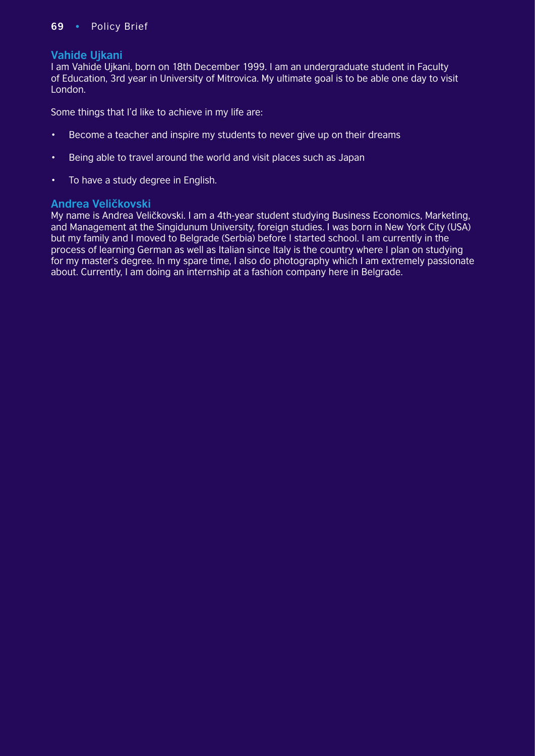### Vahide Ujkani

I am Vahide Ujkani, born on 18th December 1999. I am an undergraduate student in Faculty of Education, 3rd year in University of Mitrovica. My ultimate goal is to be able one day to visit London.

Some things that I'd like to achieve in my life are:

- Become a teacher and inspire my students to never give up on their dreams
- Being able to travel around the world and visit places such as Japan
- To have a study degree in English.

### Andrea Veličkovski

My name is Andrea Veličkovski. I am a 4th-year student studying Business Economics, Marketing, and Management at the Singidunum University, foreign studies. I was born in New York City (USA) but my family and I moved to Belgrade (Serbia) before I started school. I am currently in the process of learning German as well as Italian since Italy is the country where I plan on studying for my master's degree. In my spare time, I also do photography which I am extremely passionate about. Currently, I am doing an internship at a fashion company here in Belgrade.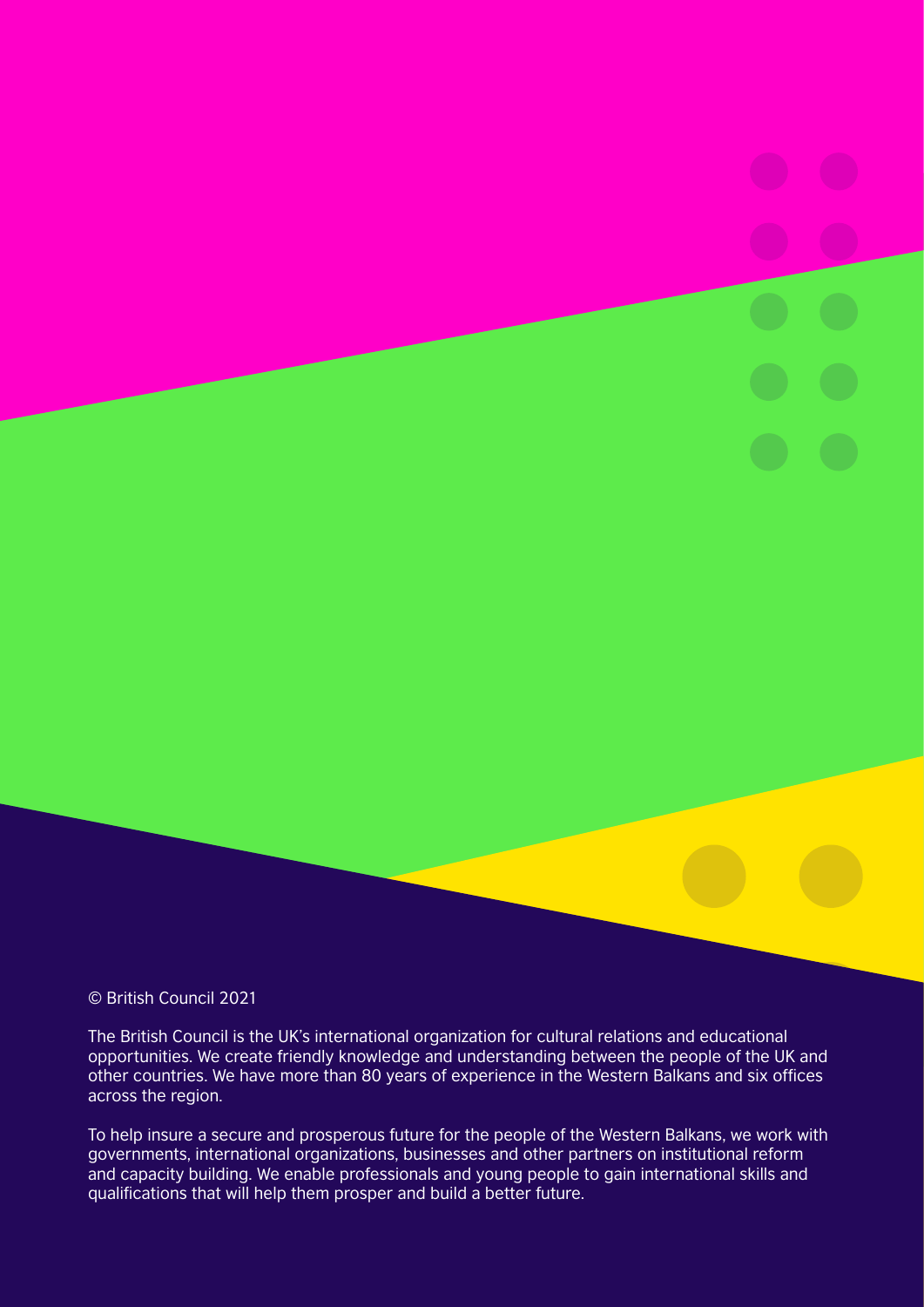© British Council 2021

The British Council is the UK's international organization for cultural relations and educational opportunities. We create friendly knowledge and understanding between the people of the UK and other countries. We have more than 80 years of experience in the Western Balkans and six offices across the region.

To help insure a secure and prosperous future for the people of the Western Balkans, we work with governments, international organizations, businesses and other partners on institutional reform and capacity building. We enable professionals and young people to gain international skills and qualifications that will help them prosper and build a better future.